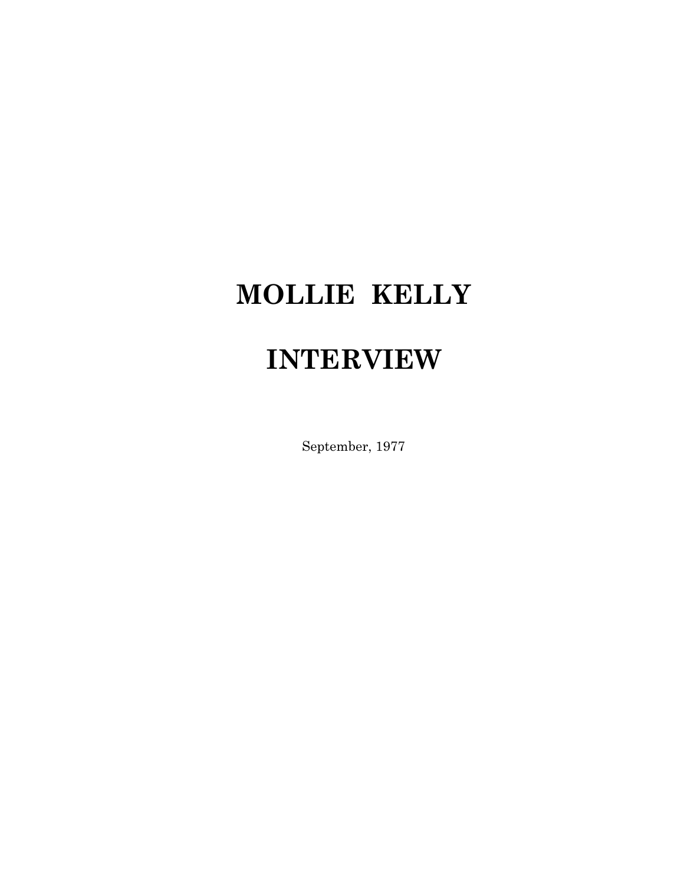# MOLLIE KELLY

# INTERVIEW

September, 1977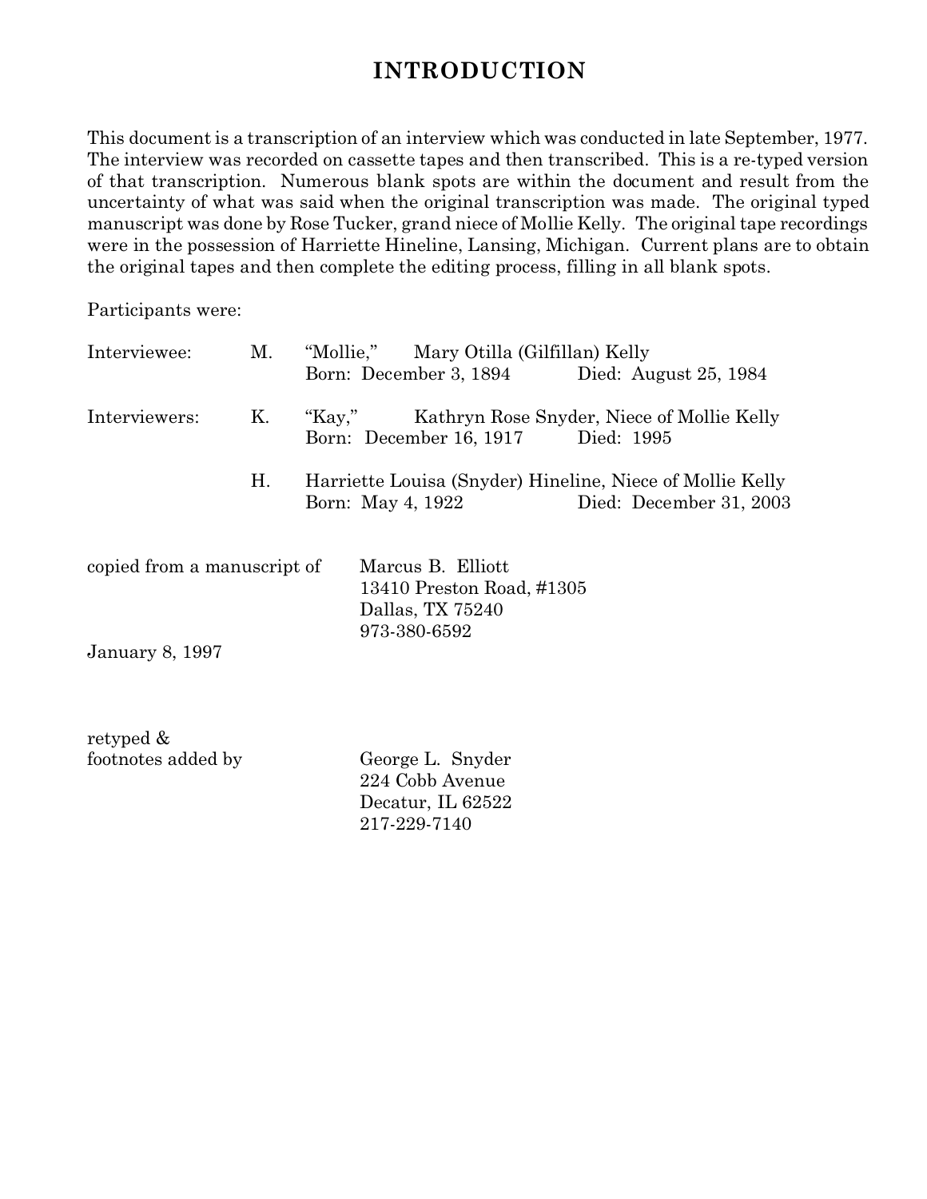# INTRODUCTION

This document is a transcription of an interview which was conducted in late September, 1977. The interview was recorded on cassette tapes and then transcribed. This is a re-typed version of that transcription. Numerous blank spots are within the document and result from the uncertainty of what was said when the original transcription was made. The original typed manuscript was done by Rose Tucker, grand niece of Mollie Kelly. The original tape recordings were in the possession of Harriette Hineline, Lansing, Michigan. Current plans are to obtain the original tapes and then complete the editing process, filling in all blank spots.

Participants were:

| | | | |
|---|---|---|---|
| Interviewee: | M. | "Mollie," Mary Otilla (Gilfillan) Kelly<br>Born: December 3, 1894 | Died: August 25, 1984 |
| Interviewers: | K. | "Kay," Kathryn Rose Snyder, Niece of Mollie Kelly<br>Born: December 16, 1917 | Died: 1995 |
| | H. | Harriette Louisa (Snyder) Hineline, Niece of Mollie Kelly<br>Born: May 4, 1922 | Died: December 31, 2003 |

copied from a manuscript of

Marcus B. Elliott
13410 Preston Road, #1305
Dallas, TX 75240
973-380-6592

January 8, 1997

retyped &
footnotes added by

George L. Snyder
224 Cobb Avenue
Decatur, IL 62522
217-229-7140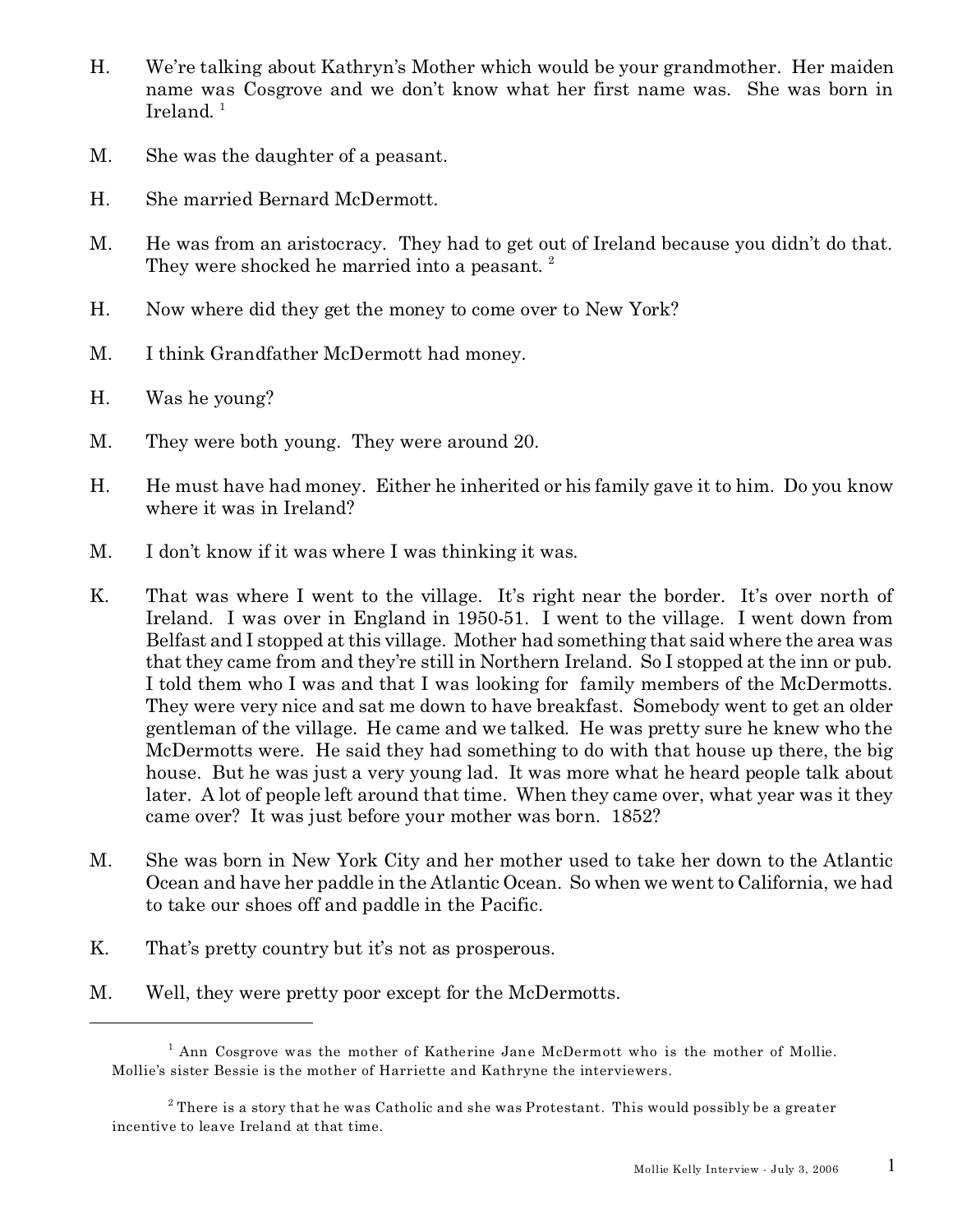H. We're talking about Kathryn's Mother which would be your grandmother. Her maiden name was Cosgrove and we don't know what her first name was. She was born in Ireland. [1]

M. She was the daughter of a peasant.

H. She married Bernard McDermott.

M. He was from an aristocracy. They had to get out of Ireland because you didn't do that. They were shocked he married into a peasant. [2]

H. Now where did they get the money to come over to New York?

M. I think Grandfather McDermott had money.

H. Was he young?

M. They were both young. They were around 20.

H. He must have had money. Either he inherited or his family gave it to him. Do you know where it was in Ireland?

M. I don't know if it was where I was thinking it was.

K. That was where I went to the village. It's right near the border. It's over north of Ireland. I was over in England in 1950-51. I went to the village. I went down from Belfast and I stopped at this village. Mother had something that said where the area was that they came from and they're still in Northern Ireland. So I stopped at the inn or pub. I told them who I was and that I was looking for family members of the McDermotts. They were very nice and sat me down to have breakfast. Somebody went to get an older gentleman of the village. He came and we talked. He was pretty sure he knew who the McDermotts were. He said they had something to do with that house up there, the big house. But he was just a very young lad. It was more what he heard people talk about later. A lot of people left around that time. When they came over, what year was it they came over? It was just before your mother was born. 1852?

M. She was born in New York City and her mother used to take her down to the Atlantic Ocean and have her paddle in the Atlantic Ocean. So when we went to California, we had to take our shoes off and paddle in the Pacific.

K. That's pretty country but it's not as prosperous.

M. Well, they were pretty poor except for the McDermotts.

---

[1] Ann Cosgrove was the mother of Katherine Jane McDermott who is the mother of Mollie. Mollie's sister Bessie is the mother of Harriette and Kathryne the interviewers.

[2] There is a story that he was Catholic and she was Protestant. This would possibly be a greater incentive to leave Ireland at that time.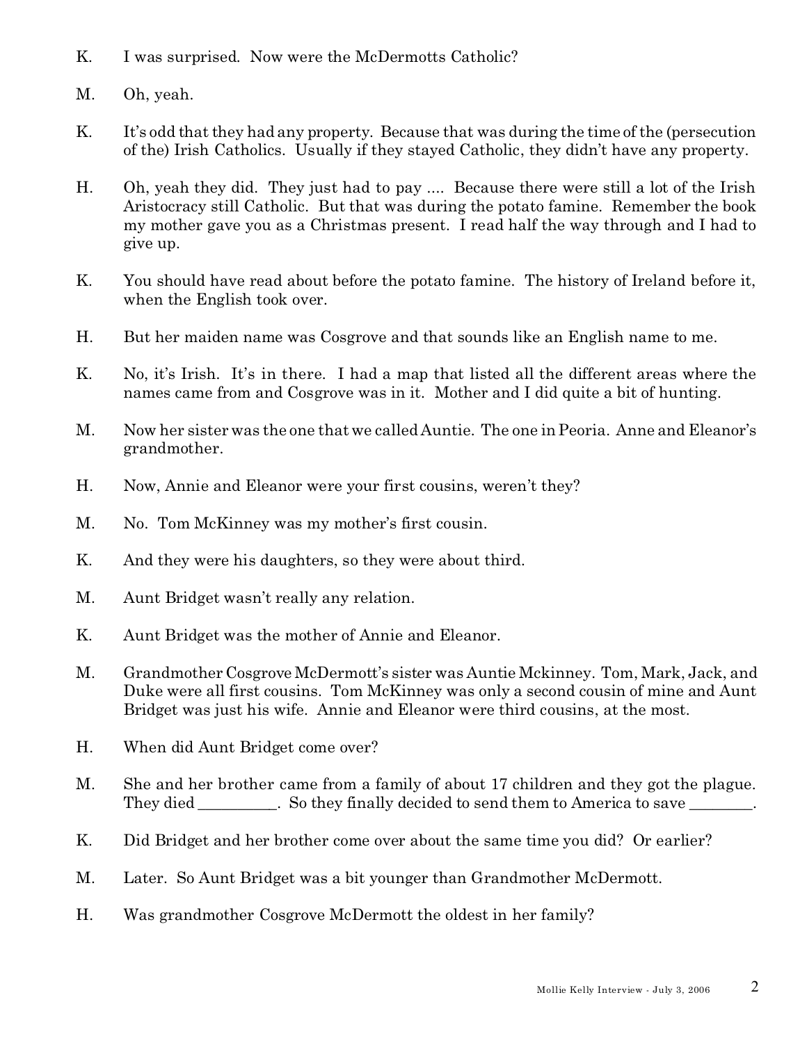K. I was surprised. Now were the McDermotts Catholic?

M. Oh, yeah.

K. It's odd that they had any property. Because that was during the time of the (persecution of the) Irish Catholics. Usually if they stayed Catholic, they didn't have any property.

H. Oh, yeah they did. They just had to pay .... Because there were still a lot of the Irish Aristocracy still Catholic. But that was during the potato famine. Remember the book my mother gave you as a Christmas present. I read half the way through and I had to give up.

K. You should have read about before the potato famine. The history of Ireland before it, when the English took over.

H. But her maiden name was Cosgrove and that sounds like an English name to me.

K. No, it's Irish. It's in there. I had a map that listed all the different areas where the names came from and Cosgrove was in it. Mother and I did quite a bit of hunting.

M. Now her sister was the one that we called Auntie. The one in Peoria. Anne and Eleanor's grandmother.

H. Now, Annie and Eleanor were your first cousins, weren't they?

M. No. Tom McKinney was my mother's first cousin.

K. And they were his daughters, so they were about third.

M. Aunt Bridget wasn't really any relation.

K. Aunt Bridget was the mother of Annie and Eleanor.

M. Grandmother Cosgrove McDermott's sister was Auntie Mckinney. Tom, Mark, Jack, and Duke were all first cousins. Tom McKinney was only a second cousin of mine and Aunt Bridget was just his wife. Annie and Eleanor were third cousins, at the most.

H. When did Aunt Bridget come over?

M. She and her brother came from a family of about 17 children and they got the plague. They died __________. So they finally decided to send them to America to save ________.

K. Did Bridget and her brother come over about the same time you did? Or earlier?

M. Later. So Aunt Bridget was a bit younger than Grandmother McDermott.

H. Was grandmother Cosgrove McDermott the oldest in her family?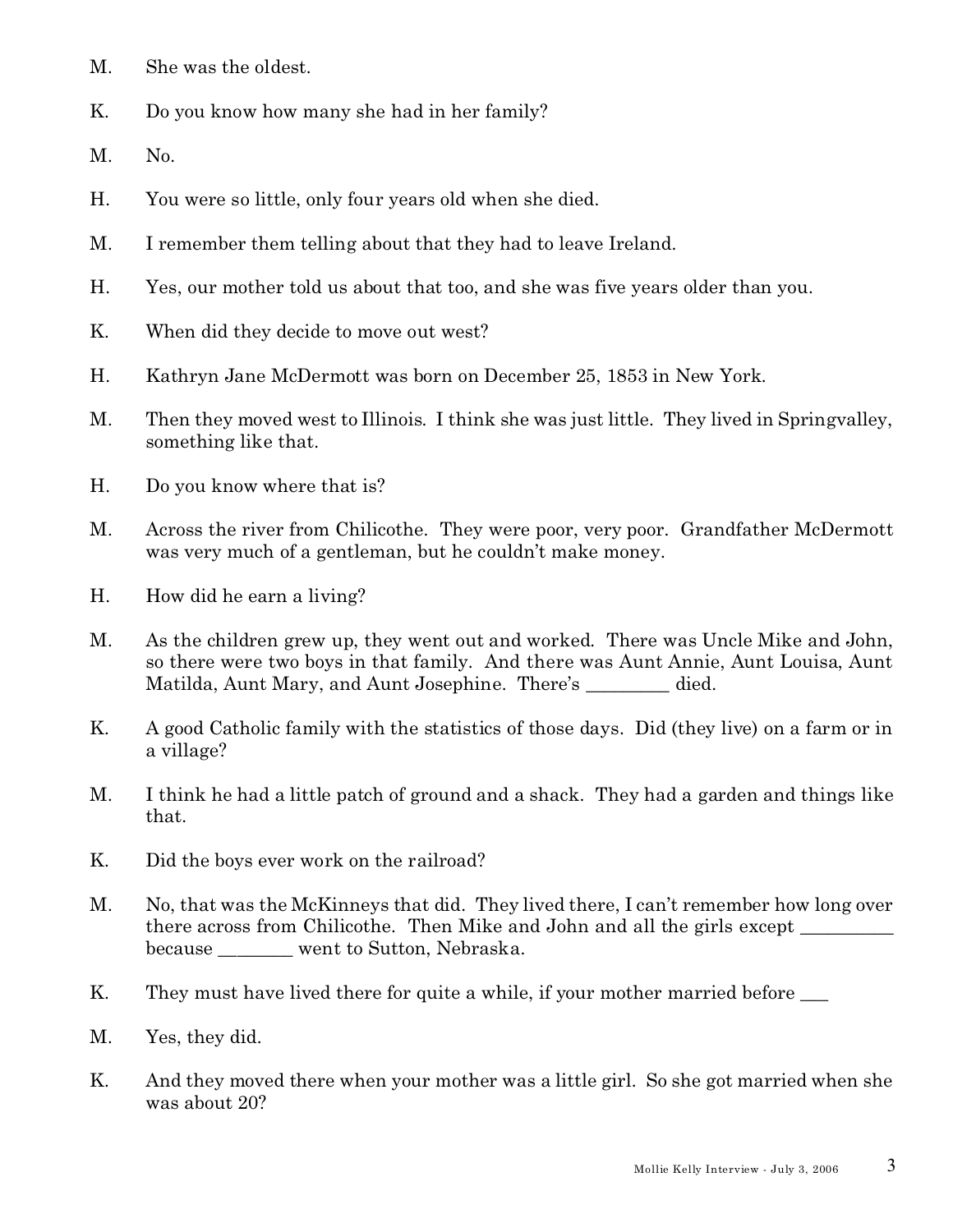M. She was the oldest.

K. Do you know how many she had in her family?

M. No.

H. You were so little, only four years old when she died.

M. I remember them telling about that they had to leave Ireland.

H. Yes, our mother told us about that too, and she was five years older than you.

K. When did they decide to move out west?

H. Kathryn Jane McDermott was born on December 25, 1853 in New York.

M. Then they moved west to Illinois. I think she was just little. They lived in Springvalley, something like that.

H. Do you know where that is?

M. Across the river from Chilicothe. They were poor, very poor. Grandfather McDermott was very much of a gentleman, but he couldn't make money.

H. How did he earn a living?

M. As the children grew up, they went out and worked. There was Uncle Mike and John, so there were two boys in that family. And there was Aunt Annie, Aunt Louisa, Aunt Matilda, Aunt Mary, and Aunt Josephine. There's _________ died.

K. A good Catholic family with the statistics of those days. Did (they live) on a farm or in a village?

M. I think he had a little patch of ground and a shack. They had a garden and things like that.

K. Did the boys ever work on the railroad?

M. No, that was the McKinneys that did. They lived there, I can't remember how long over there across from Chilicothe. Then Mike and John and all the girls except __________ because ________ went to Sutton, Nebraska.

K. They must have lived there for quite a while, if your mother married before ___

M. Yes, they did.

K. And they moved there when your mother was a little girl. So she got married when she was about 20?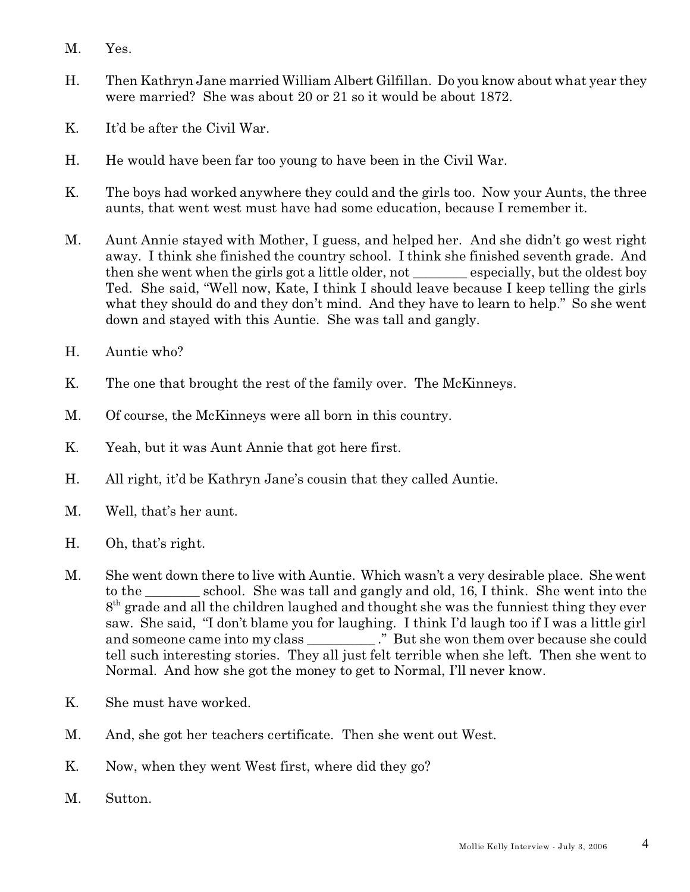M. Yes.

H. Then Kathryn Jane married William Albert Gilfillan. Do you know about what year they were married? She was about 20 or 21 so it would be about 1872.

K. It'd be after the Civil War.

H. He would have been far too young to have been in the Civil War.

K. The boys had worked anywhere they could and the girls too. Now your Aunts, the three aunts, that went west must have had some education, because I remember it.

M. Aunt Annie stayed with Mother, I guess, and helped her. And she didn't go west right away. I think she finished the country school. I think she finished seventh grade. And then she went when the girls got a little older, not ________ especially, but the oldest boy Ted. She said, "Well now, Kate, I think I should leave because I keep telling the girls what they should do and they don't mind. And they have to learn to help." So she went down and stayed with this Auntie. She was tall and gangly.

H. Auntie who?

K. The one that brought the rest of the family over. The McKinneys.

M. Of course, the McKinneys were all born in this country.

K. Yeah, but it was Aunt Annie that got here first.

H. All right, it'd be Kathryn Jane's cousin that they called Auntie.

M. Well, that's her aunt.

H. Oh, that's right.

M. She went down there to live with Auntie. Which wasn't a very desirable place. She went to the ________ school. She was tall and gangly and old, 16, I think. She went into the 8th grade and all the children laughed and thought she was the funniest thing they ever saw. She said, "I don't blame you for laughing. I think I'd laugh too if I was a little girl and someone came into my class __________ ." But she won them over because she could tell such interesting stories. They all just felt terrible when she left. Then she went to Normal. And how she got the money to get to Normal, I'll never know.

K. She must have worked.

M. And, she got her teachers certificate. Then she went out West.

K. Now, when they went West first, where did they go?

M. Sutton.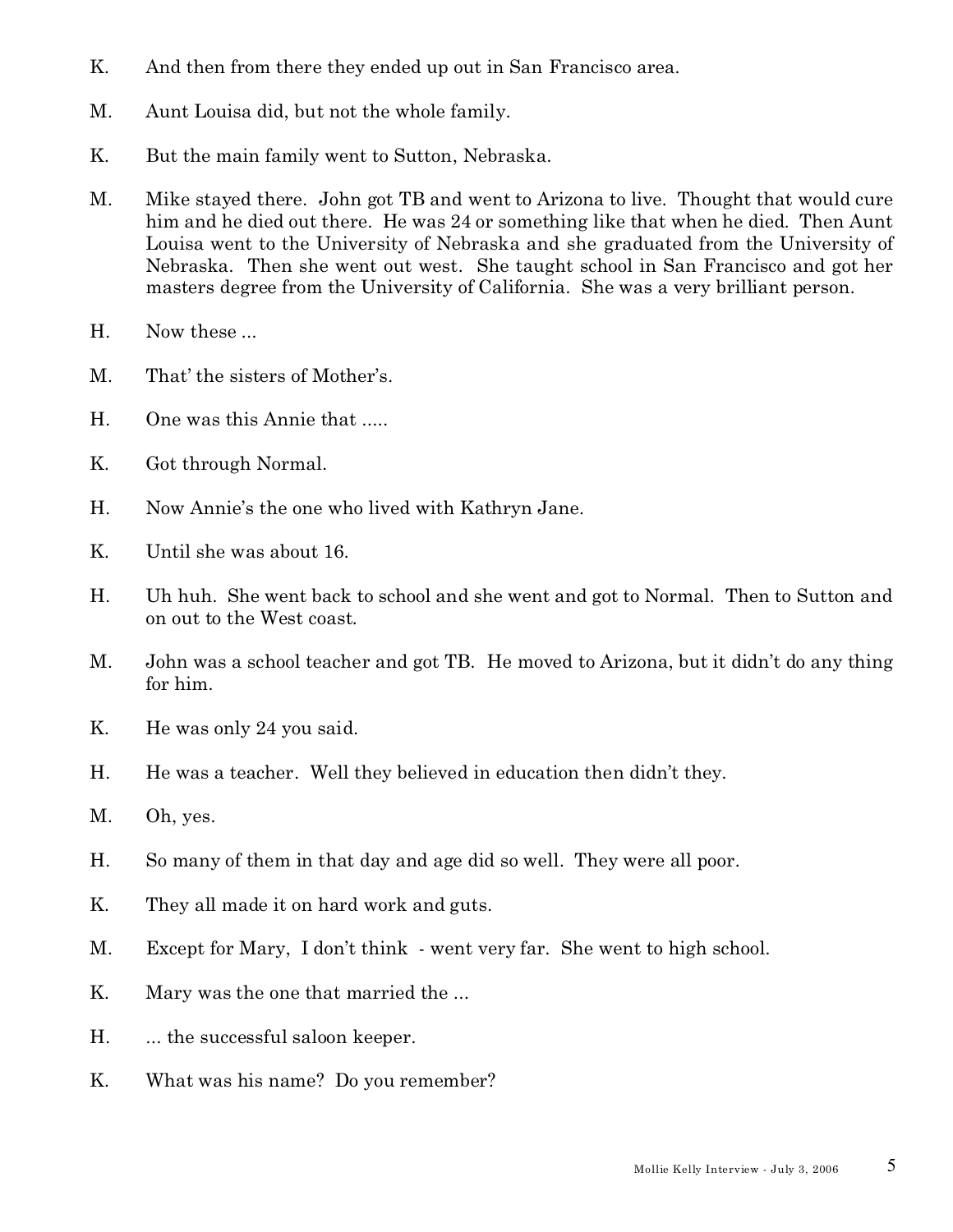K. And then from there they ended up out in San Francisco area.

M. Aunt Louisa did, but not the whole family.

K. But the main family went to Sutton, Nebraska.

M. Mike stayed there. John got TB and went to Arizona to live. Thought that would cure him and he died out there. He was 24 or something like that when he died. Then Aunt Louisa went to the University of Nebraska and she graduated from the University of Nebraska. Then she went out west. She taught school in San Francisco and got her masters degree from the University of California. She was a very brilliant person.

H. Now these ...

M. That' the sisters of Mother's.

H. One was this Annie that .....

K. Got through Normal.

H. Now Annie's the one who lived with Kathryn Jane.

K. Until she was about 16.

H. Uh huh. She went back to school and she went and got to Normal. Then to Sutton and on out to the West coast.

M. John was a school teacher and got TB. He moved to Arizona, but it didn't do any thing for him.

K. He was only 24 you said.

H. He was a teacher. Well they believed in education then didn't they.

M. Oh, yes.

H. So many of them in that day and age did so well. They were all poor.

K. They all made it on hard work and guts.

M. Except for Mary, I don't think - went very far. She went to high school.

K. Mary was the one that married the ...

H. ... the successful saloon keeper.

K. What was his name? Do you remember?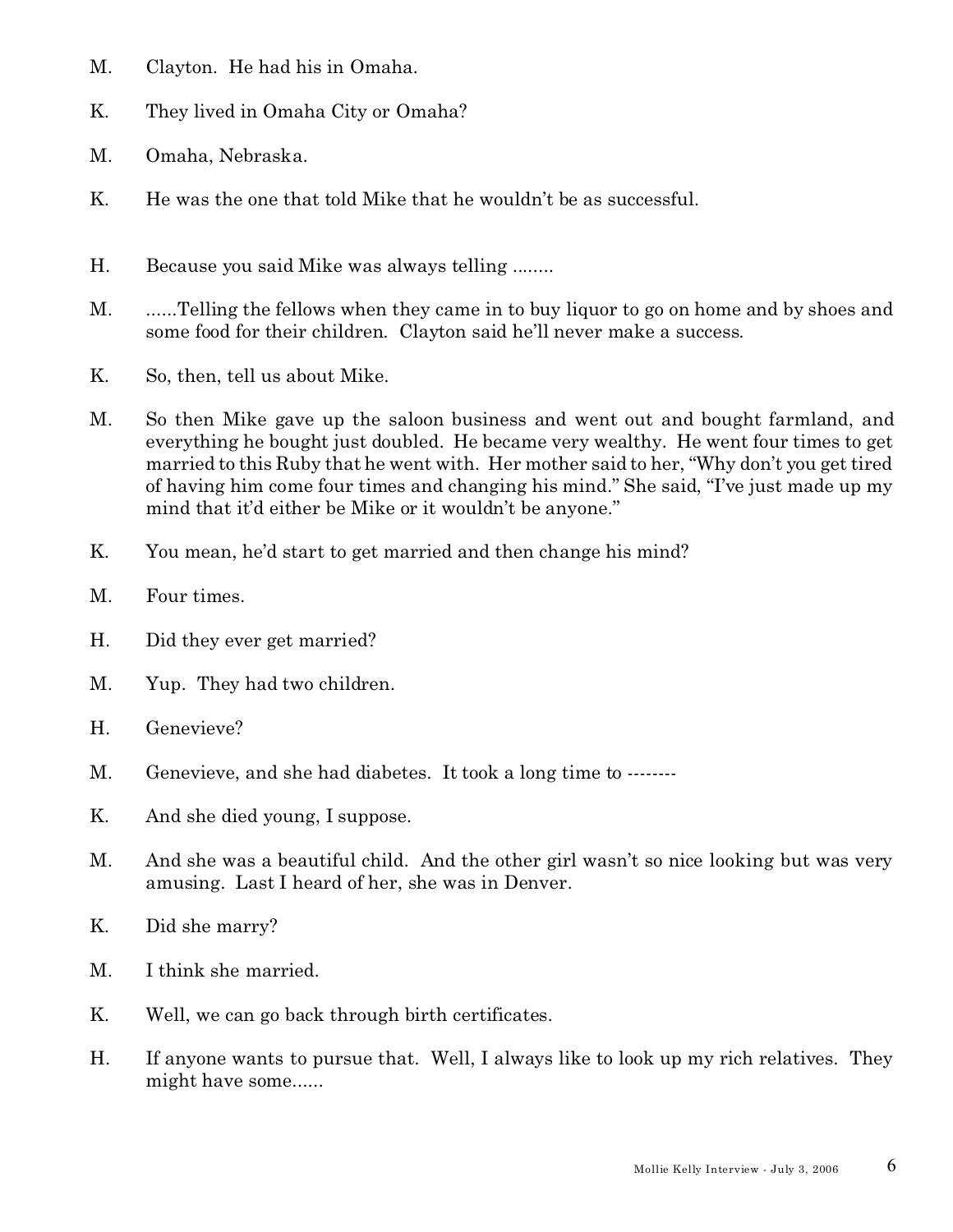M. Clayton. He had his in Omaha.

K. They lived in Omaha City or Omaha?

M. Omaha, Nebraska.

K. He was the one that told Mike that he wouldn't be as successful.

H. Because you said Mike was always telling ........

M. ......Telling the fellows when they came in to buy liquor to go on home and by shoes and some food for their children. Clayton said he'll never make a success.

K. So, then, tell us about Mike.

M. So then Mike gave up the saloon business and went out and bought farmland, and everything he bought just doubled. He became very wealthy. He went four times to get married to this Ruby that he went with. Her mother said to her, "Why don't you get tired of having him come four times and changing his mind." She said, "I've just made up my mind that it'd either be Mike or it wouldn't be anyone."

K. You mean, he'd start to get married and then change his mind?

M. Four times.

H. Did they ever get married?

M. Yup. They had two children.

H. Genevieve?

M. Genevieve, and she had diabetes. It took a long time to --------

K. And she died young, I suppose.

M. And she was a beautiful child. And the other girl wasn't so nice looking but was very amusing. Last I heard of her, she was in Denver.

K. Did she marry?

M. I think she married.

K. Well, we can go back through birth certificates.

H. If anyone wants to pursue that. Well, I always like to look up my rich relatives. They might have some......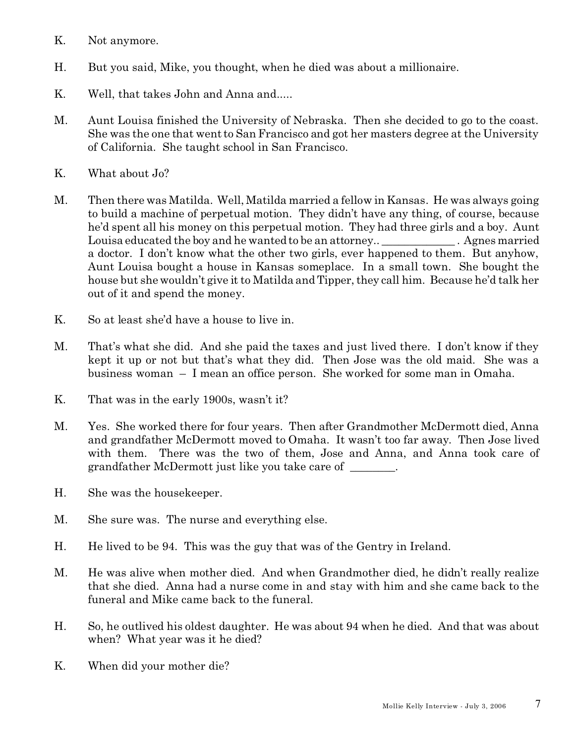K. Not anymore.

H. But you said, Mike, you thought, when he died was about a millionaire.

K. Well, that takes John and Anna and.....

M. Aunt Louisa finished the University of Nebraska. Then she decided to go to the coast. She was the one that went to San Francisco and got her masters degree at the University of California. She taught school in San Francisco.

K. What about Jo?

M. Then there was Matilda. Well, Matilda married a fellow in Kansas. He was always going to build a machine of perpetual motion. They didn't have any thing, of course, because he'd spent all his money on this perpetual motion. They had three girls and a boy. Aunt Louisa educated the boy and he wanted to be an attorney.. _____________ . Agnes married a doctor. I don't know what the other two girls, ever happened to them. But anyhow, Aunt Louisa bought a house in Kansas someplace. In a small town. She bought the house but she wouldn't give it to Matilda and Tipper, they call him. Because he'd talk her out of it and spend the money.

K. So at least she'd have a house to live in.

M. That's what she did. And she paid the taxes and just lived there. I don't know if they kept it up or not but that's what they did. Then Jose was the old maid. She was a business woman – I mean an office person. She worked for some man in Omaha.

K. That was in the early 1900s, wasn't it?

M. Yes. She worked there for four years. Then after Grandmother McDermott died, Anna and grandfather McDermott moved to Omaha. It wasn't too far away. Then Jose lived with them. There was the two of them, Jose and Anna, and Anna took care of grandfather McDermott just like you take care of ________.

H. She was the housekeeper.

M. She sure was. The nurse and everything else.

H. He lived to be 94. This was the guy that was of the Gentry in Ireland.

M. He was alive when mother died. And when Grandmother died, he didn't really realize that she died. Anna had a nurse come in and stay with him and she came back to the funeral and Mike came back to the funeral.

H. So, he outlived his oldest daughter. He was about 94 when he died. And that was about when? What year was it he died?

K. When did your mother die?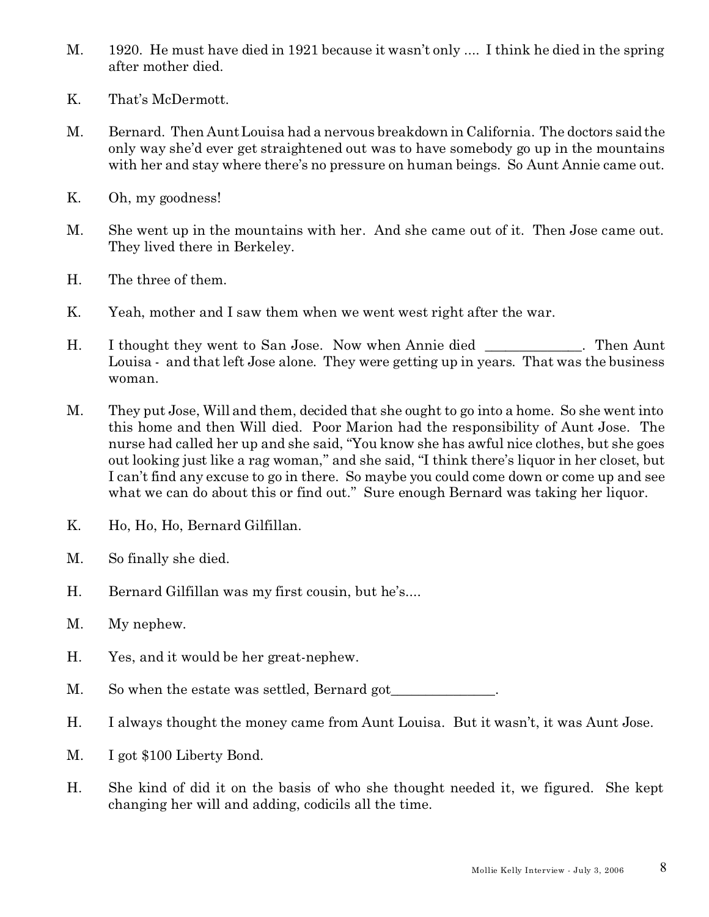M. 1920. He must have died in 1921 because it wasn't only .... I think he died in the spring after mother died.

K. That's McDermott.

M. Bernard. Then Aunt Louisa had a nervous breakdown in California. The doctors said the only way she'd ever get straightened out was to have somebody go up in the mountains with her and stay where there's no pressure on human beings. So Aunt Annie came out.

K. Oh, my goodness!

M. She went up in the mountains with her. And she came out of it. Then Jose came out. They lived there in Berkeley.

H. The three of them.

K. Yeah, mother and I saw them when we went west right after the war.

H. I thought they went to San Jose. Now when Annie died ______________. Then Aunt Louisa - and that left Jose alone. They were getting up in years. That was the business woman.

M. They put Jose, Will and them, decided that she ought to go into a home. So she went into this home and then Will died. Poor Marion had the responsibility of Aunt Jose. The nurse had called her up and she said, "You know she has awful nice clothes, but she goes out looking just like a rag woman," and she said, "I think there's liquor in her closet, but I can't find any excuse to go in there. So maybe you could come down or come up and see what we can do about this or find out." Sure enough Bernard was taking her liquor.

K. Ho, Ho, Ho, Bernard Gilfillan.

M. So finally she died.

H. Bernard Gilfillan was my first cousin, but he's....

M. My nephew.

H. Yes, and it would be her great-nephew.

M. So when the estate was settled, Bernard got_______________.

H. I always thought the money came from Aunt Louisa. But it wasn't, it was Aunt Jose.

M. I got $100 Liberty Bond.

H. She kind of did it on the basis of who she thought needed it, we figured. She kept changing her will and adding, codicils all the time.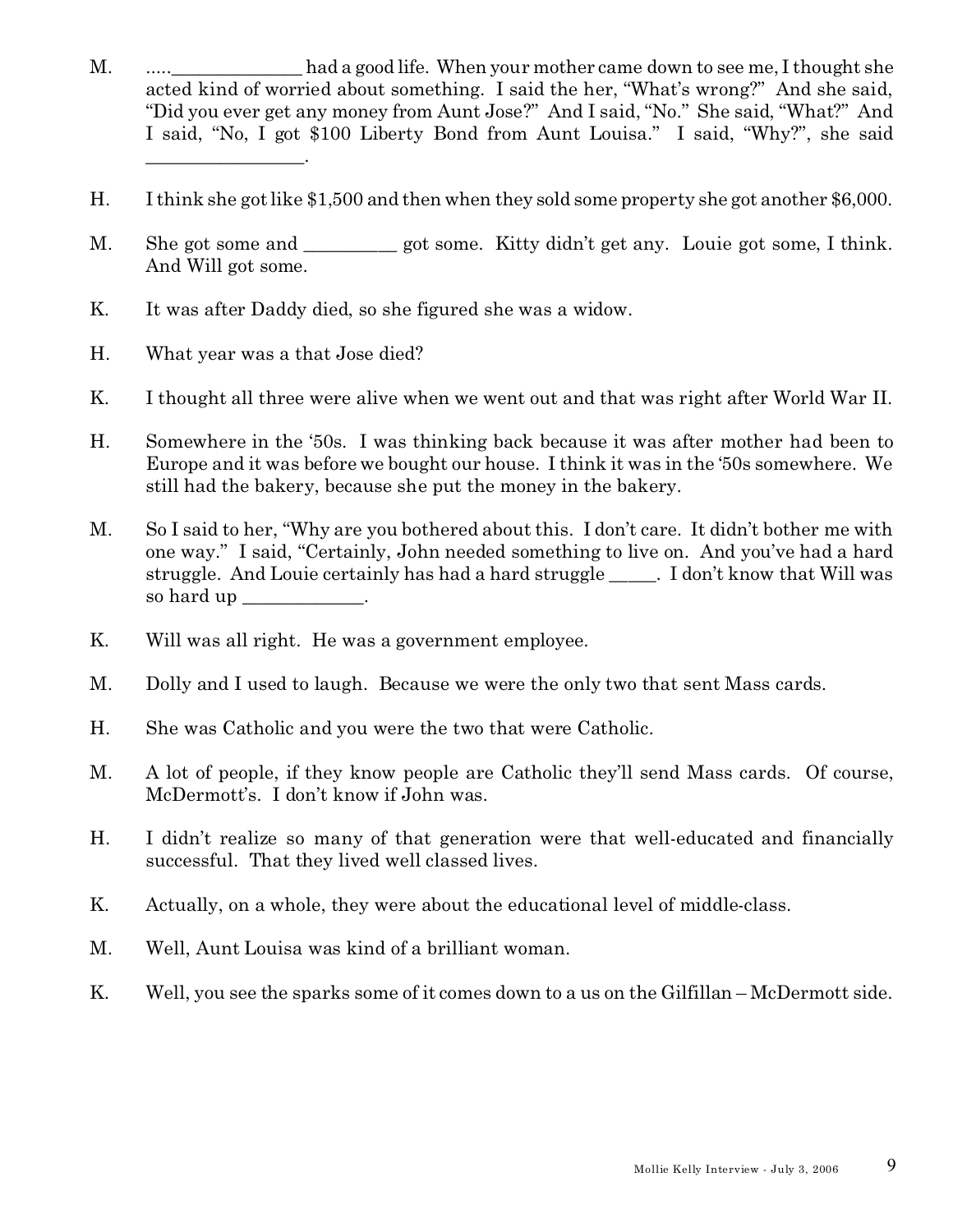M. .....______________ had a good life. When your mother came down to see me, I thought she acted kind of worried about something. I said the her, "What's wrong?" And she said, "Did you ever get any money from Aunt Jose?" And I said, "No." She said, "What?" And I said, "No, I got $100 Liberty Bond from Aunt Louisa." I said, "Why?", she said _________________.

H. I think she got like $1,500 and then when they sold some property she got another $6,000.

M. She got some and __________ got some. Kitty didn't get any. Louie got some, I think. And Will got some.

K. It was after Daddy died, so she figured she was a widow.

H. What year was a that Jose died?

K. I thought all three were alive when we went out and that was right after World War II.

H. Somewhere in the '50s. I was thinking back because it was after mother had been to Europe and it was before we bought our house. I think it was in the '50s somewhere. We still had the bakery, because she put the money in the bakery.

M. So I said to her, "Why are you bothered about this. I don't care. It didn't bother me with one way." I said, "Certainly, John needed something to live on. And you've had a hard struggle. And Louie certainly has had a hard struggle _____. I don't know that Will was so hard up _____________.

K. Will was all right. He was a government employee.

M. Dolly and I used to laugh. Because we were the only two that sent Mass cards.

H. She was Catholic and you were the two that were Catholic.

M. A lot of people, if they know people are Catholic they'll send Mass cards. Of course, McDermott's. I don't know if John was.

H. I didn't realize so many of that generation were that well-educated and financially successful. That they lived well classed lives.

K. Actually, on a whole, they were about the educational level of middle-class.

M. Well, Aunt Louisa was kind of a brilliant woman.

K. Well, you see the sparks some of it comes down to a us on the Gilfillan – McDermott side.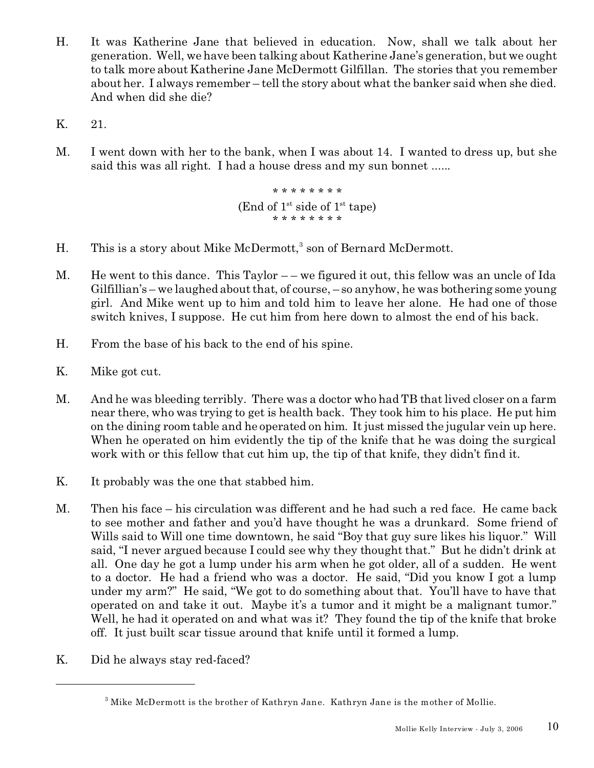H. It was Katherine Jane that believed in education. Now, shall we talk about her generation. Well, we have been talking about Katherine Jane's generation, but we ought to talk more about Katherine Jane McDermott Gilfillan. The stories that you remember about her. I always remember – tell the story about what the banker said when she died. And when did she die?

K. 21.

M. I went down with her to the bank, when I was about 14. I wanted to dress up, but she said this was all right. I had a house dress and my sun bonnet ......

\* \* \* \* \* \* \* \*
(End of 1st side of 1st tape)
\* \* \* \* \* \* \* \*

H. This is a story about Mike McDermott,[3] son of Bernard McDermott.

M. He went to this dance. This Taylor – – we figured it out, this fellow was an uncle of Ida Gilfillian's – we laughed about that, of course, – so anyhow, he was bothering some young girl. And Mike went up to him and told him to leave her alone. He had one of those switch knives, I suppose. He cut him from here down to almost the end of his back.

H. From the base of his back to the end of his spine.

K. Mike got cut.

M. And he was bleeding terribly. There was a doctor who had TB that lived closer on a farm near there, who was trying to get is health back. They took him to his place. He put him on the dining room table and he operated on him. It just missed the jugular vein up here. When he operated on him evidently the tip of the knife that he was doing the surgical work with or this fellow that cut him up, the tip of that knife, they didn't find it.

K. It probably was the one that stabbed him.

M. Then his face – his circulation was different and he had such a red face. He came back to see mother and father and you'd have thought he was a drunkard. Some friend of Wills said to Will one time downtown, he said "Boy that guy sure likes his liquor." Will said, "I never argued because I could see why they thought that." But he didn't drink at all. One day he got a lump under his arm when he got older, all of a sudden. He went to a doctor. He had a friend who was a doctor. He said, "Did you know I got a lump under my arm?" He said, "We got to do something about that. You'll have to have that operated on and take it out. Maybe it's a tumor and it might be a malignant tumor." Well, he had it operated on and what was it? They found the tip of the knife that broke off. It just built scar tissue around that knife until it formed a lump.

K. Did he always stay red-faced?

---

[3] Mike McDermott is the brother of Kathryn Jane. Kathryn Jane is the mother of Mollie.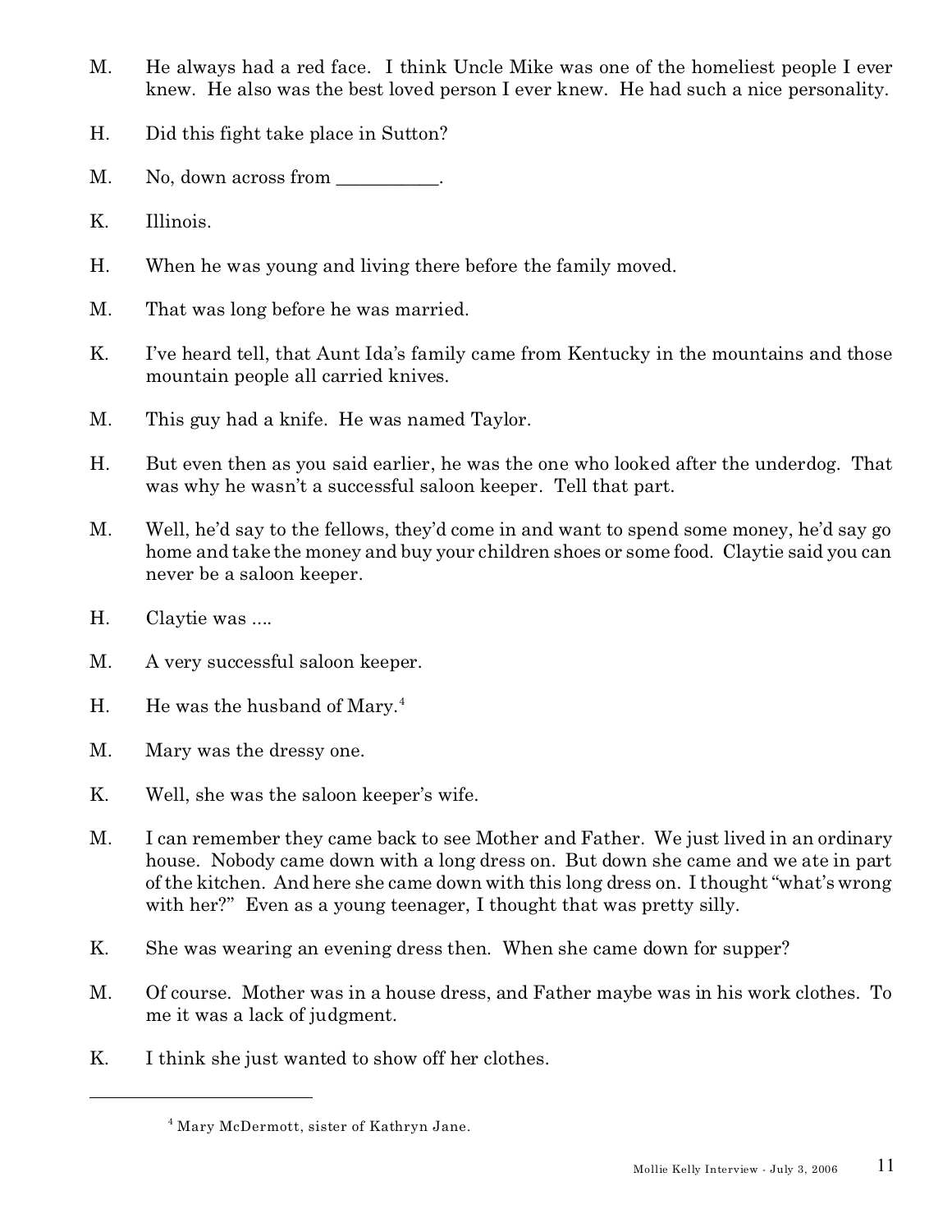M. He always had a red face. I think Uncle Mike was one of the homeliest people I ever knew. He also was the best loved person I ever knew. He had such a nice personality.

H. Did this fight take place in Sutton?

M. No, down across from ___________.

K. Illinois.

H. When he was young and living there before the family moved.

M. That was long before he was married.

K. I've heard tell, that Aunt Ida's family came from Kentucky in the mountains and those mountain people all carried knives.

M. This guy had a knife. He was named Taylor.

H. But even then as you said earlier, he was the one who looked after the underdog. That was why he wasn't a successful saloon keeper. Tell that part.

M. Well, he'd say to the fellows, they'd come in and want to spend some money, he'd say go home and take the money and buy your children shoes or some food. Claytie said you can never be a saloon keeper.

H. Claytie was ....

M. A very successful saloon keeper.

H. He was the husband of Mary.[4]

M. Mary was the dressy one.

K. Well, she was the saloon keeper's wife.

M. I can remember they came back to see Mother and Father. We just lived in an ordinary house. Nobody came down with a long dress on. But down she came and we ate in part of the kitchen. And here she came down with this long dress on. I thought "what's wrong with her?" Even as a young teenager, I thought that was pretty silly.

K. She was wearing an evening dress then. When she came down for supper?

M. Of course. Mother was in a house dress, and Father maybe was in his work clothes. To me it was a lack of judgment.

K. I think she just wanted to show off her clothes.

---

[4] Mary McDermott, sister of Kathryn Jane.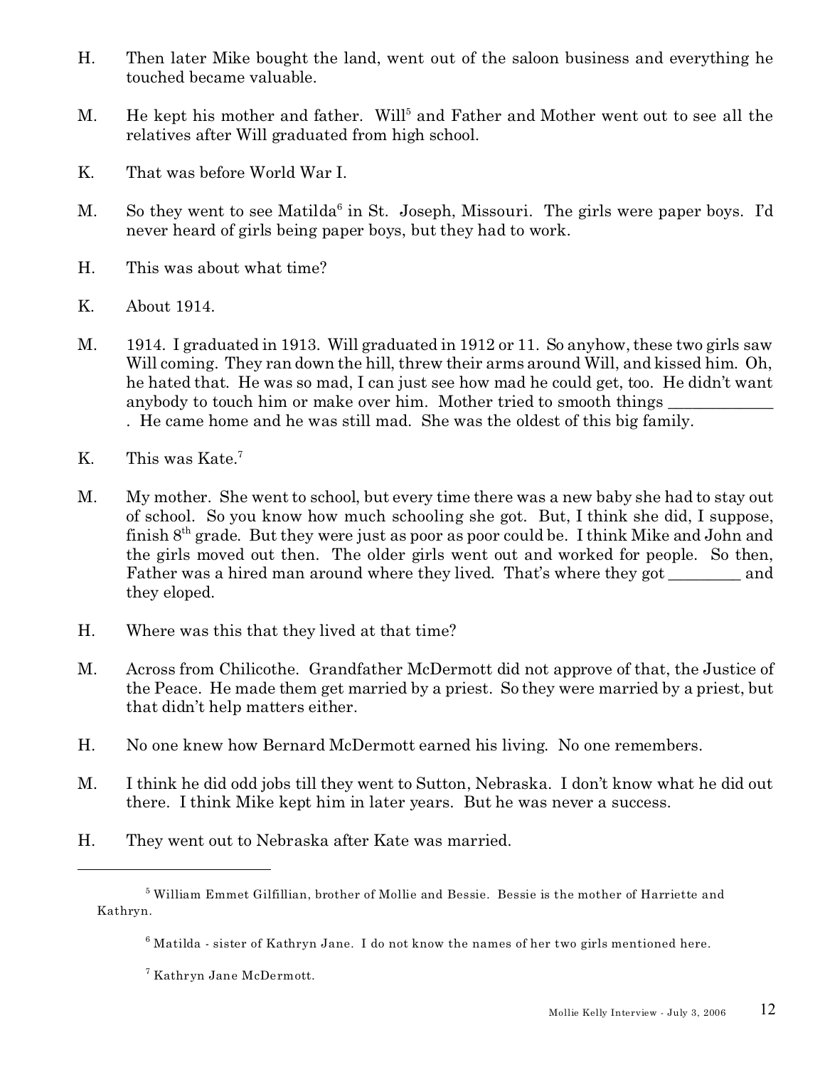H. Then later Mike bought the land, went out of the saloon business and everything he touched became valuable.

M. He kept his mother and father. Will[5] and Father and Mother went out to see all the relatives after Will graduated from high school.

K. That was before World War I.

M. So they went to see Matilda[6] in St. Joseph, Missouri. The girls were paper boys. I'd never heard of girls being paper boys, but they had to work.

H. This was about what time?

K. About 1914.

M. 1914. I graduated in 1913. Will graduated in 1912 or 11. So anyhow, these two girls saw Will coming. They ran down the hill, threw their arms around Will, and kissed him. Oh, he hated that. He was so mad, I can just see how mad he could get, too. He didn't want anybody to touch him or make over him. Mother tried to smooth things _____________ . He came home and he was still mad. She was the oldest of this big family.

K. This was Kate.[7]

M. My mother. She went to school, but every time there was a new baby she had to stay out of school. So you know how much schooling she got. But, I think she did, I suppose, finish 8th grade. But they were just as poor as poor could be. I think Mike and John and the girls moved out then. The older girls went out and worked for people. So then, Father was a hired man around where they lived. That's where they got _________ and they eloped.

H. Where was this that they lived at that time?

M. Across from Chilicothe. Grandfather McDermott did not approve of that, the Justice of the Peace. He made them get married by a priest. So they were married by a priest, but that didn't help matters either.

H. No one knew how Bernard McDermott earned his living. No one remembers.

M. I think he did odd jobs till they went to Sutton, Nebraska. I don't know what he did out there. I think Mike kept him in later years. But he was never a success.

H. They went out to Nebraska after Kate was married.

---

[5] William Emmet Gilfillian, brother of Mollie and Bessie. Bessie is the mother of Harriette and Kathryn.

[6] Matilda - sister of Kathryn Jane. I do not know the names of her two girls mentioned here.

[7] Kathryn Jane McDermott.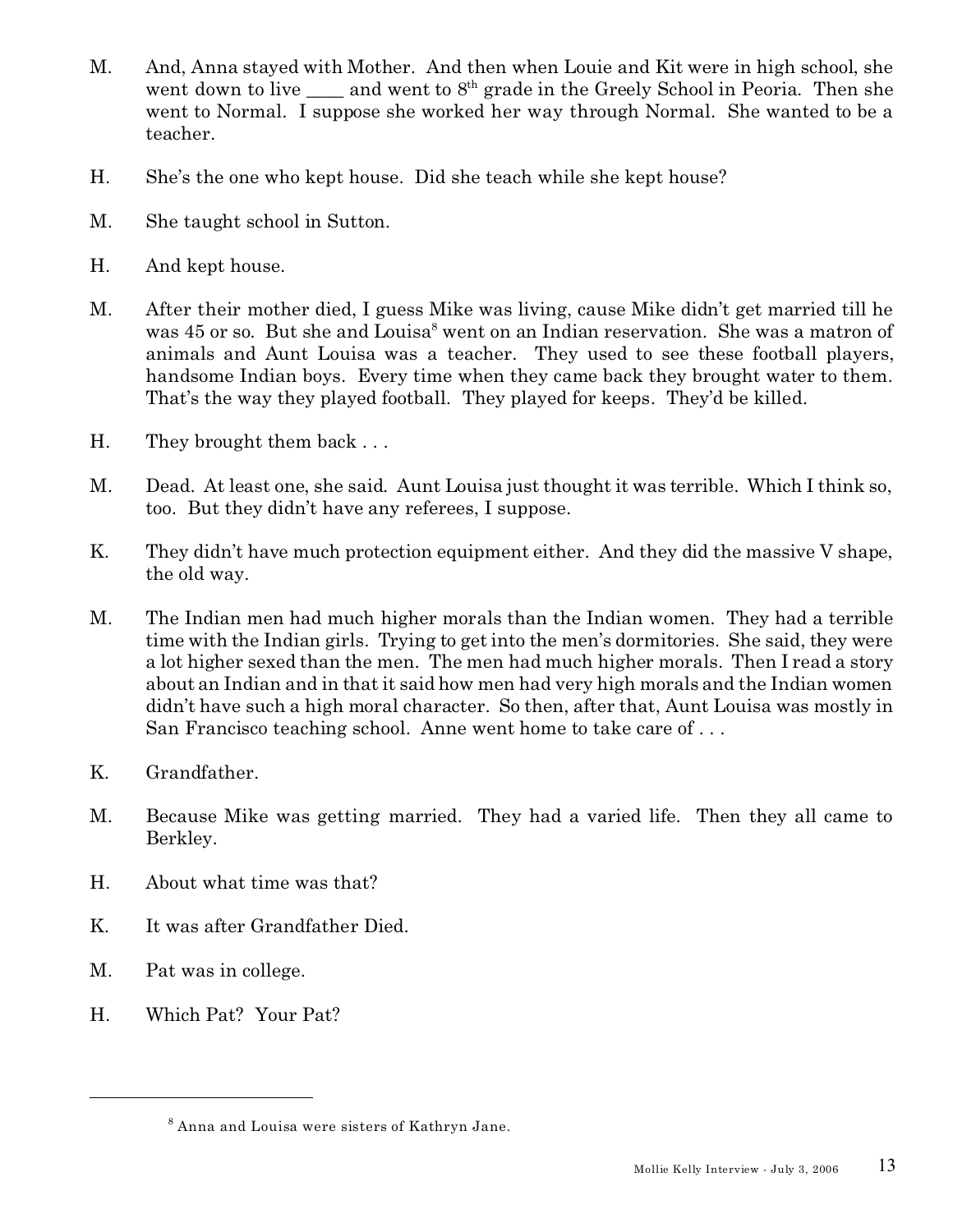M. And, Anna stayed with Mother. And then when Louie and Kit were in high school, she went down to live ____ and went to 8th grade in the Greely School in Peoria. Then she went to Normal. I suppose she worked her way through Normal. She wanted to be a teacher.

H. She's the one who kept house. Did she teach while she kept house?

M. She taught school in Sutton.

H. And kept house.

M. After their mother died, I guess Mike was living, cause Mike didn't get married till he was 45 or so. But she and Louisa[8] went on an Indian reservation. She was a matron of animals and Aunt Louisa was a teacher. They used to see these football players, handsome Indian boys. Every time when they came back they brought water to them. That's the way they played football. They played for keeps. They'd be killed.

H. They brought them back . . .

M. Dead. At least one, she said. Aunt Louisa just thought it was terrible. Which I think so, too. But they didn't have any referees, I suppose.

K. They didn't have much protection equipment either. And they did the massive V shape, the old way.

M. The Indian men had much higher morals than the Indian women. They had a terrible time with the Indian girls. Trying to get into the men's dormitories. She said, they were a lot higher sexed than the men. The men had much higher morals. Then I read a story about an Indian and in that it said how men had very high morals and the Indian women didn't have such a high moral character. So then, after that, Aunt Louisa was mostly in San Francisco teaching school. Anne went home to take care of . . .

K. Grandfather.

M. Because Mike was getting married. They had a varied life. Then they all came to Berkley.

H. About what time was that?

K. It was after Grandfather Died.

M. Pat was in college.

H. Which Pat? Your Pat?

---

[8] Anna and Louisa were sisters of Kathryn Jane.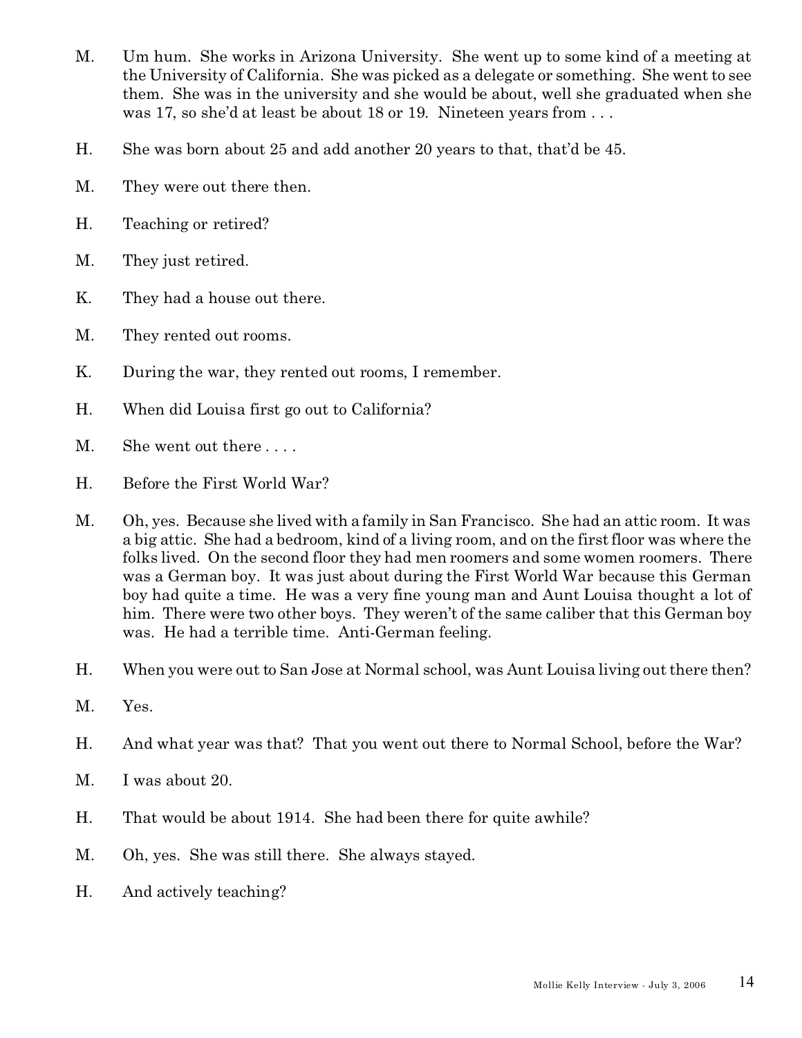M. Um hum. She works in Arizona University. She went up to some kind of a meeting at the University of California. She was picked as a delegate or something. She went to see them. She was in the university and she would be about, well she graduated when she was 17, so she'd at least be about 18 or 19. Nineteen years from . . .

H. She was born about 25 and add another 20 years to that, that'd be 45.

M. They were out there then.

H. Teaching or retired?

M. They just retired.

K. They had a house out there.

M. They rented out rooms.

K. During the war, they rented out rooms, I remember.

H. When did Louisa first go out to California?

M. She went out there . . . .

H. Before the First World War?

M. Oh, yes. Because she lived with a family in San Francisco. She had an attic room. It was a big attic. She had a bedroom, kind of a living room, and on the first floor was where the folks lived. On the second floor they had men roomers and some women roomers. There was a German boy. It was just about during the First World War because this German boy had quite a time. He was a very fine young man and Aunt Louisa thought a lot of him. There were two other boys. They weren't of the same caliber that this German boy was. He had a terrible time. Anti-German feeling.

H. When you were out to San Jose at Normal school, was Aunt Louisa living out there then?

M. Yes.

H. And what year was that? That you went out there to Normal School, before the War?

M. I was about 20.

H. That would be about 1914. She had been there for quite awhile?

M. Oh, yes. She was still there. She always stayed.

H. And actively teaching?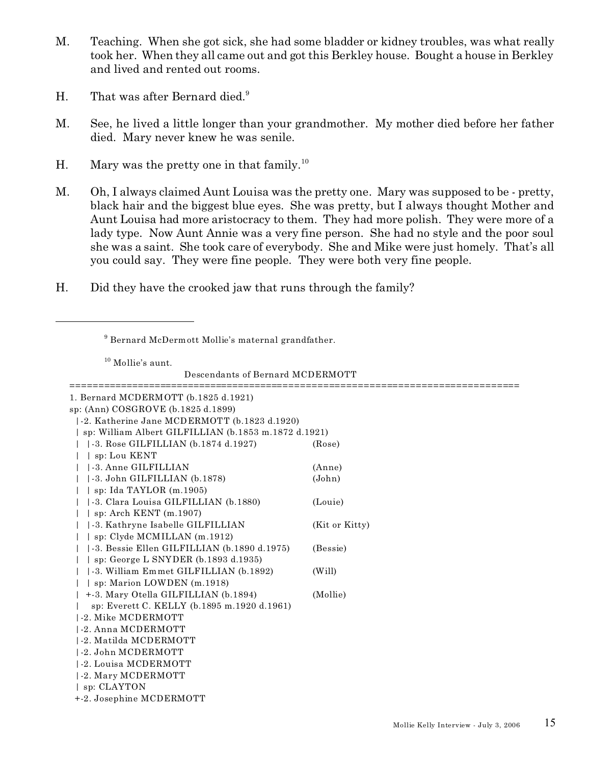M. Teaching. When she got sick, she had some bladder or kidney troubles, was what really took her. When they all came out and got this Berkley house. Bought a house in Berkley and lived and rented out rooms.

H. That was after Bernard died.[9]

M. See, he lived a little longer than your grandmother. My mother died before her father died. Mary never knew he was senile.

H. Mary was the pretty one in that family.[10]

M. Oh, I always claimed Aunt Louisa was the pretty one. Mary was supposed to be - pretty, black hair and the biggest blue eyes. She was pretty, but I always thought Mother and Aunt Louisa had more aristocracy to them. They had more polish. They were more of a lady type. Now Aunt Annie was a very fine person. She had no style and the poor soul she was a saint. She took care of everybody. She and Mike were just homely. That's all you could say. They were fine people. They were both very fine people.

H. Did they have the crooked jaw that runs through the family?

---

[9] Bernard McDermott Mollie's maternal grandfather.

[10] Mollie's aunt.

```
                    Descendants of Bernard MCDERMOTT
==============================================================================
1. Bernard MCDERMOTT (b.1825 d.1921)
sp: (Ann) COSGROVE (b.1825 d.1899)
  |-2. Katherine Jane MCDERMOTT (b.1823 d.1920)
  | sp: William Albert GILFILLIAN (b.1853 m.1872 d.1921)
  |   |-3. Rose GILFILLIAN (b.1874 d.1927)            (Rose)
  |   | sp: Lou KENT
  |   |-3. Anne GILFILLIAN                            (Anne)
  |   |-3. John GILFILLIAN (b.1878)                   (John)
  |   | sp: Ida TAYLOR (m.1905)
  |   |-3. Clara Louisa GILFILLIAN (b.1880)           (Louie)
  |   | sp: Arch KENT (m.1907)
  |   |-3. Kathryne Isabelle GILFILLIAN               (Kit or Kitty)
  |   | sp: Clyde MCMILLAN (m.1912)
  |   |-3. Bessie Ellen GILFILLIAN (b.1890 d.1975)    (Bessie)
  |   | sp: George L SNYDER (b.1893 d.1935)
  |   |-3. William Emmet GILFILLIAN (b.1892)          (Will)
  |   | sp: Marion LOWDEN (m.1918)
  |   +-3. Mary Otella GILFILLIAN (b.1894)            (Mollie)
  |     sp: Everett C. KELLY (b.1895 m.1920 d.1961)
  |-2. Mike MCDERMOTT
  |-2. Anna MCDERMOTT
  |-2. Matilda MCDERMOTT
  |-2. John MCDERMOTT
  |-2. Louisa MCDERMOTT
  |-2. Mary MCDERMOTT
  | sp: CLAYTON
  +-2. Josephine MCDERMOTT
```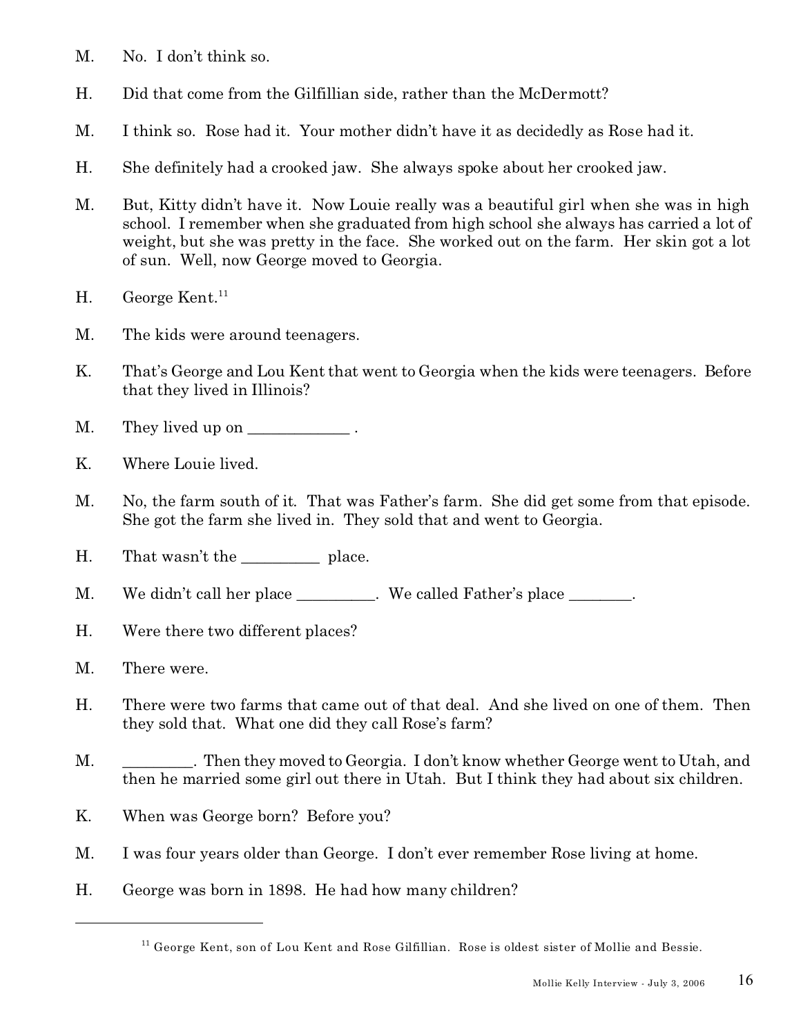M. No. I don't think so.

H. Did that come from the Gilfillian side, rather than the McDermott?

M. I think so. Rose had it. Your mother didn't have it as decidedly as Rose had it.

H. She definitely had a crooked jaw. She always spoke about her crooked jaw.

M. But, Kitty didn't have it. Now Louie really was a beautiful girl when she was in high school. I remember when she graduated from high school she always has carried a lot of weight, but she was pretty in the face. She worked out on the farm. Her skin got a lot of sun. Well, now George moved to Georgia.

H. George Kent.[11]

M. The kids were around teenagers.

K. That's George and Lou Kent that went to Georgia when the kids were teenagers. Before that they lived in Illinois?

M. They lived up on _____________ .

K. Where Louie lived.

M. No, the farm south of it. That was Father's farm. She did get some from that episode. She got the farm she lived in. They sold that and went to Georgia.

H. That wasn't the __________ place.

M. We didn't call her place __________. We called Father's place ________.

H. Were there two different places?

M. There were.

H. There were two farms that came out of that deal. And she lived on one of them. Then they sold that. What one did they call Rose's farm?

M. _________. Then they moved to Georgia. I don't know whether George went to Utah, and then he married some girl out there in Utah. But I think they had about six children.

K. When was George born? Before you?

M. I was four years older than George. I don't ever remember Rose living at home.

H. George was born in 1898. He had how many children?

---

[11] George Kent, son of Lou Kent and Rose Gilfillian. Rose is oldest sister of Mollie and Bessie.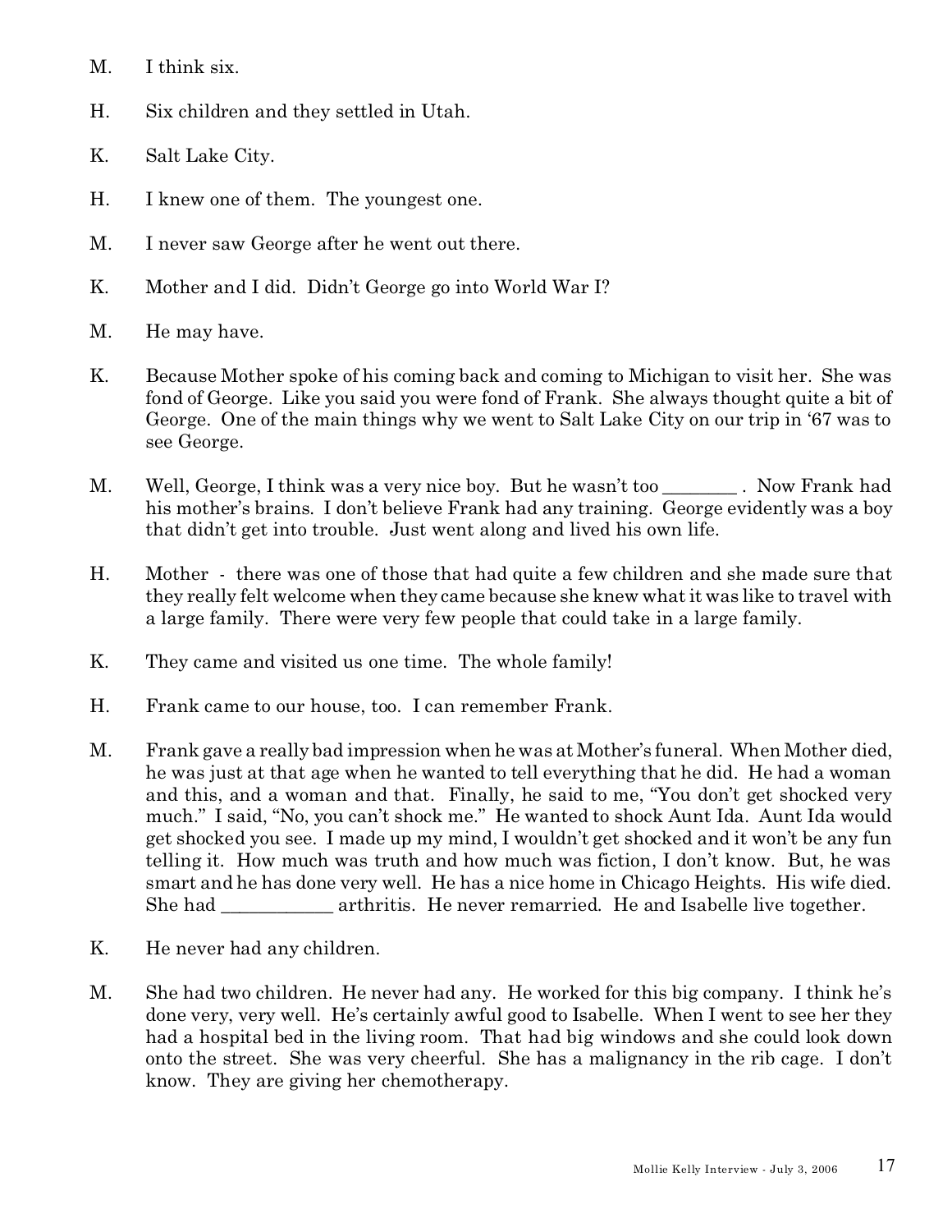M. I think six.

H. Six children and they settled in Utah.

K. Salt Lake City.

H. I knew one of them. The youngest one.

M. I never saw George after he went out there.

K. Mother and I did. Didn't George go into World War I?

M. He may have.

K. Because Mother spoke of his coming back and coming to Michigan to visit her. She was fond of George. Like you said you were fond of Frank. She always thought quite a bit of George. One of the main things why we went to Salt Lake City on our trip in '67 was to see George.

M. Well, George, I think was a very nice boy. But he wasn't too ________ . Now Frank had his mother's brains. I don't believe Frank had any training. George evidently was a boy that didn't get into trouble. Just went along and lived his own life.

H. Mother - there was one of those that had quite a few children and she made sure that they really felt welcome when they came because she knew what it was like to travel with a large family. There were very few people that could take in a large family.

K. They came and visited us one time. The whole family!

H. Frank came to our house, too. I can remember Frank.

M. Frank gave a really bad impression when he was at Mother's funeral. When Mother died, he was just at that age when he wanted to tell everything that he did. He had a woman and this, and a woman and that. Finally, he said to me, "You don't get shocked very much." I said, "No, you can't shock me." He wanted to shock Aunt Ida. Aunt Ida would get shocked you see. I made up my mind, I wouldn't get shocked and it won't be any fun telling it. How much was truth and how much was fiction, I don't know. But, he was smart and he has done very well. He has a nice home in Chicago Heights. His wife died. She had ____________ arthritis. He never remarried. He and Isabelle live together.

K. He never had any children.

M. She had two children. He never had any. He worked for this big company. I think he's done very, very well. He's certainly awful good to Isabelle. When I went to see her they had a hospital bed in the living room. That had big windows and she could look down onto the street. She was very cheerful. She has a malignancy in the rib cage. I don't know. They are giving her chemotherapy.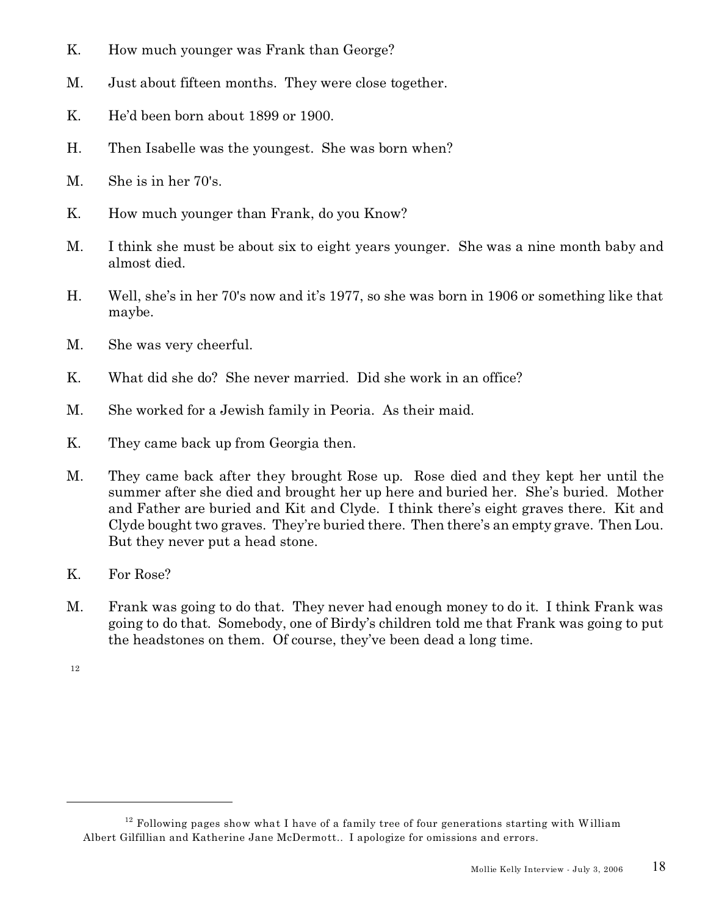K. How much younger was Frank than George?

M. Just about fifteen months. They were close together.

K. He'd been born about 1899 or 1900.

H. Then Isabelle was the youngest. She was born when?

M. She is in her 70's.

K. How much younger than Frank, do you Know?

M. I think she must be about six to eight years younger. She was a nine month baby and almost died.

H. Well, she's in her 70's now and it's 1977, so she was born in 1906 or something like that maybe.

M. She was very cheerful.

K. What did she do? She never married. Did she work in an office?

M. She worked for a Jewish family in Peoria. As their maid.

K. They came back up from Georgia then.

M. They came back after they brought Rose up. Rose died and they kept her until the summer after she died and brought her up here and buried her. She's buried. Mother and Father are buried and Kit and Clyde. I think there's eight graves there. Kit and Clyde bought two graves. They're buried there. Then there's an empty grave. Then Lou. But they never put a head stone.

K. For Rose?

M. Frank was going to do that. They never had enough money to do it. I think Frank was going to do that. Somebody, one of Birdy's children told me that Frank was going to put the headstones on them. Of course, they've been dead a long time.

[12]

---

[12] Following pages show what I have of a family tree of four generations starting with William Albert Gilfillian and Katherine Jane McDermott.. I apologize for omissions and errors.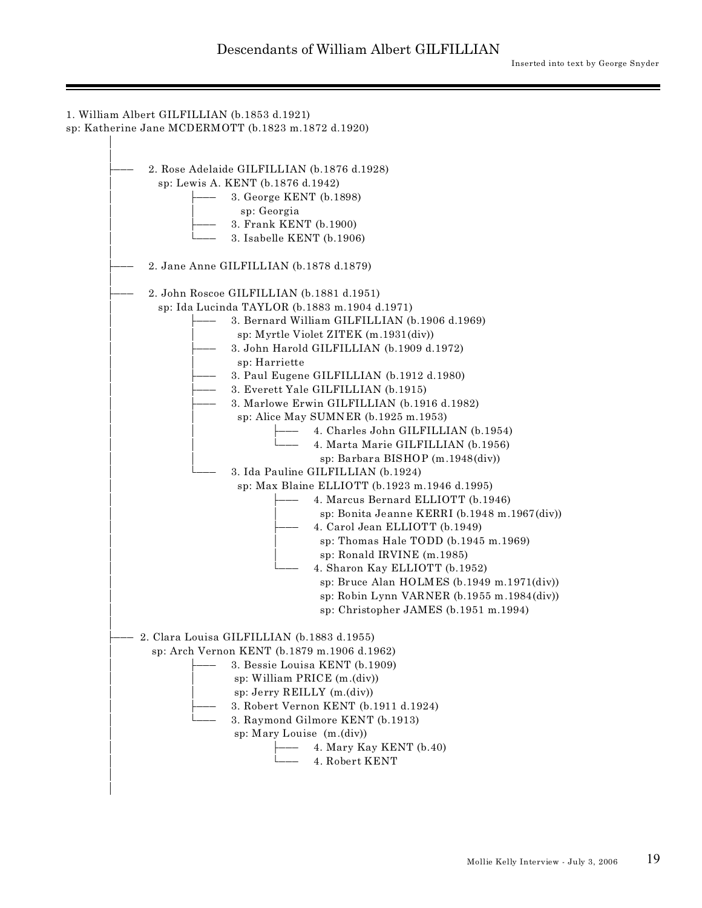# Descendants of William Albert GILFILLIAN

Inserted into text by George Snyder

```
1. William Albert GILFILLIAN (b.1853 d.1921)
sp: Katherine Jane MCDERMOTT (b.1823 m.1872 d.1920)
        │
        │
        ├──  2. Rose Adelaide GILFILLIAN (b.1876 d.1928)
        │      sp: Lewis A. KENT (b.1876 d.1942)
        │              ├──  3. George KENT (b.1898)
        │              │      sp: Georgia
        │              ├──  3. Frank KENT (b.1900)
        │              └──  3. Isabelle KENT (b.1906)
        │
        ├──  2. Jane Anne GILFILLIAN (b.1878 d.1879)
        │
        ├──  2. John Roscoe GILFILLIAN (b.1881 d.1951)
        │      sp: Ida Lucinda TAYLOR (b.1883 m.1904 d.1971)
        │              ├──  3. Bernard William GILFILLIAN (b.1906 d.1969)
        │              │     sp: Myrtle Violet ZITEK (m.1931(div))
        │              ├──  3. John Harold GILFILLIAN (b.1909 d.1972)
        │              │     sp: Harriette
        │              ├──  3. Paul Eugene GILFILLIAN (b.1912 d.1980)
        │              ├──  3. Everett Yale GILFILLIAN (b.1915)
        │              ├──  3. Marlowe Erwin GILFILLIAN (b.1916 d.1982)
        │              │     sp: Alice May SUMNER (b.1925 m.1953)
        │              │            ├──  4. Charles John GILFILLIAN (b.1954)
        │              │            └──  4. Marta Marie GILFILLIAN (b.1956)
        │              │                   sp: Barbara BISHOP (m.1948(div))
        │              └──  3. Ida Pauline GILFILLIAN (b.1924)
        │                    sp: Max Blaine ELLIOTT (b.1923 m.1946 d.1995)
        │                           ├──  4. Marcus Bernard ELLIOTT (b.1946)
        │                           │      sp: Bonita Jeanne KERRI (b.1948 m.1967(div))
        │                           ├──  4. Carol Jean ELLIOTT (b.1949)
        │                           │      sp: Thomas Hale TODD (b.1945 m.1969)
        │                           │      sp: Ronald IRVINE (m.1985)
        │                           └──  4. Sharon Kay ELLIOTT (b.1952)
        │                                  sp: Bruce Alan HOLMES (b.1949 m.1971(div))
        │                                  sp: Robin Lynn VARNER (b.1955 m.1984(div))
        │                                  sp: Christopher JAMES (b.1951 m.1994)
        │
        ├── 2. Clara Louisa GILFILLIAN (b.1883 d.1955)
        │     sp: Arch Vernon KENT (b.1879 m.1906 d.1962)
        │              ├──  3. Bessie Louisa KENT (b.1909)
        │              │     sp: William PRICE (m.(div))
        │              │     sp: Jerry REILLY (m.(div))
        │              ├──  3. Robert Vernon KENT (b.1911 d.1924)
        │              └──  3. Raymond Gilmore KENT (b.1913)
        │                    sp: Mary Louise  (m.(div))
        │                           ├──  4. Mary Kay KENT (b.40)
        │                           └──  4. Robert KENT
        │
        │
```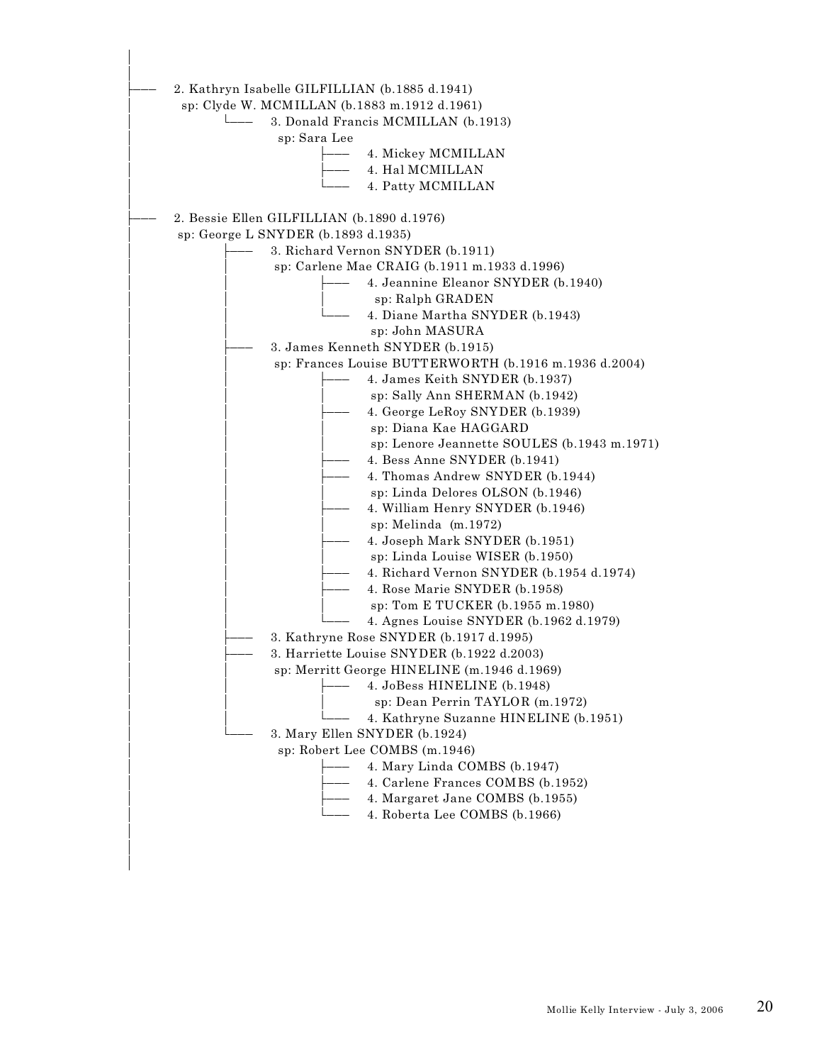```
│
│
├── 2. Kathryn Isabelle GILFILLIAN (b.1885 d.1941)
│     sp: Clyde W. MCMILLAN (b.1883 m.1912 d.1961)
│           └── 3. Donald Francis MCMILLAN (b.1913)
│                 sp: Sara Lee
│                       ├── 4. Mickey MCMILLAN
│                       ├── 4. Hal MCMILLAN
│                       └── 4. Patty MCMILLAN
│
├── 2. Bessie Ellen GILFILLIAN (b.1890 d.1976)
│     sp: George L SNYDER (b.1893 d.1935)
│           ├── 3. Richard Vernon SNYDER (b.1911)
│           │     sp: Carlene Mae CRAIG (b.1911 m.1933 d.1996)
│           │           ├── 4. Jeannine Eleanor SNYDER (b.1940)
│           │           │     sp: Ralph GRADEN
│           │           └── 4. Diane Martha SNYDER (b.1943)
│           │                 sp: John MASURA
│           ├── 3. James Kenneth SNYDER (b.1915)
│           │     sp: Frances Louise BUTTERWORTH (b.1916 m.1936 d.2004)
│           │           ├── 4. James Keith SNYDER (b.1937)
│           │           │     sp: Sally Ann SHERMAN (b.1942)
│           │           ├── 4. George LeRoy SNYDER (b.1939)
│           │           │     sp: Diana Kae HAGGARD
│           │           │     sp: Lenore Jeannette SOULES (b.1943 m.1971)
│           │           ├── 4. Bess Anne SNYDER (b.1941)
│           │           ├── 4. Thomas Andrew SNYDER (b.1944)
│           │           │     sp: Linda Delores OLSON (b.1946)
│           │           ├── 4. William Henry SNYDER (b.1946)
│           │           │     sp: Melinda (m.1972)
│           │           ├── 4. Joseph Mark SNYDER (b.1951)
│           │           │     sp: Linda Louise WISER (b.1950)
│           │           ├── 4. Richard Vernon SNYDER (b.1954 d.1974)
│           │           ├── 4. Rose Marie SNYDER (b.1958)
│           │           │     sp: Tom E TUCKER (b.1955 m.1980)
│           │           └── 4. Agnes Louise SNYDER (b.1962 d.1979)
│           ├── 3. Kathryne Rose SNYDER (b.1917 d.1995)
│           ├── 3. Harriette Louise SNYDER (b.1922 d.2003)
│           │     sp: Merritt George HINELINE (m.1946 d.1969)
│           │           ├── 4. JoBess HINELINE (b.1948)
│           │           │     sp: Dean Perrin TAYLOR (m.1972)
│           │           └── 4. Kathryne Suzanne HINELINE (b.1951)
│           └── 3. Mary Ellen SNYDER (b.1924)
│                 sp: Robert Lee COMBS (m.1946)
│                       ├── 4. Mary Linda COMBS (b.1947)
│                       ├── 4. Carlene Frances COMBS (b.1952)
│                       ├── 4. Margaret Jane COMBS (b.1955)
│                       └── 4. Roberta Lee COMBS (b.1966)
│
│
│
```

Mollie Kelly Interview - July 3, 2006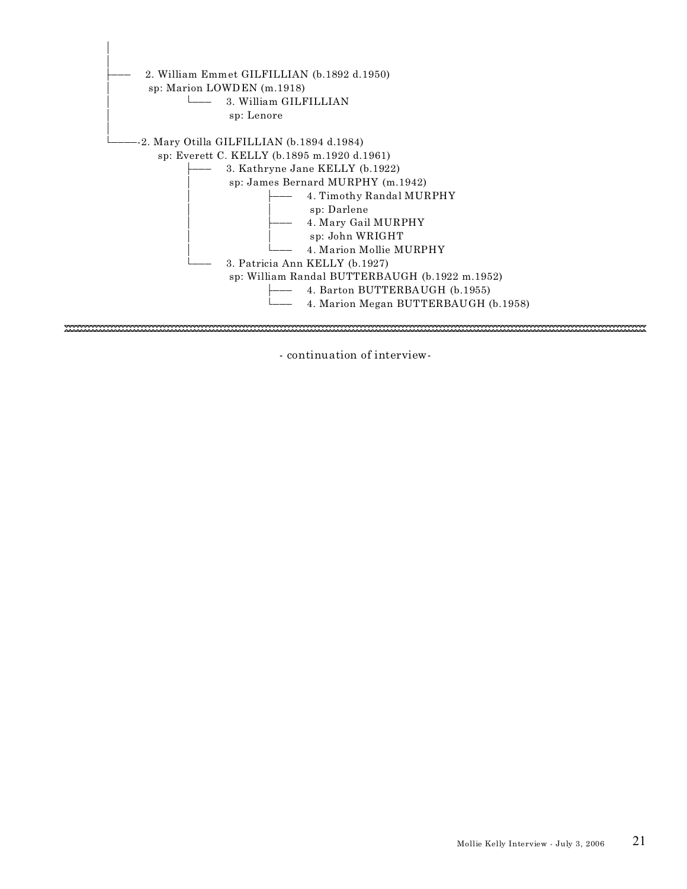```
│
│
├──   2. William Emmet GILFILLIAN (b.1892 d.1950)
│      sp: Marion LOWDEN (m.1918)
│               └──   3. William GILFILLIAN
│                      sp: Lenore
│
└───-2. Mary Otilla GILFILLIAN (b.1894 d.1984)
        sp: Everett C. KELLY (b.1895 m.1920 d.1961)
                ├──   3. Kathryne Jane KELLY (b.1922)
                │      sp: James Bernard MURPHY (m.1942)
                │               ├──   4. Timothy Randal MURPHY
                │               │      sp: Darlene
                │               ├──   4. Mary Gail MURPHY
                │               │      sp: John WRIGHT
                │               └──   4. Marion Mollie MURPHY
                └──   3. Patricia Ann KELLY (b.1927)
                       sp: William Randal BUTTERBAUGH (b.1922 m.1952)
                                ├──   4. Barton BUTTERBAUGH (b.1955)
                                └──   4. Marion Megan BUTTERBAUGH (b.1958)
```

---

- continuation of interview-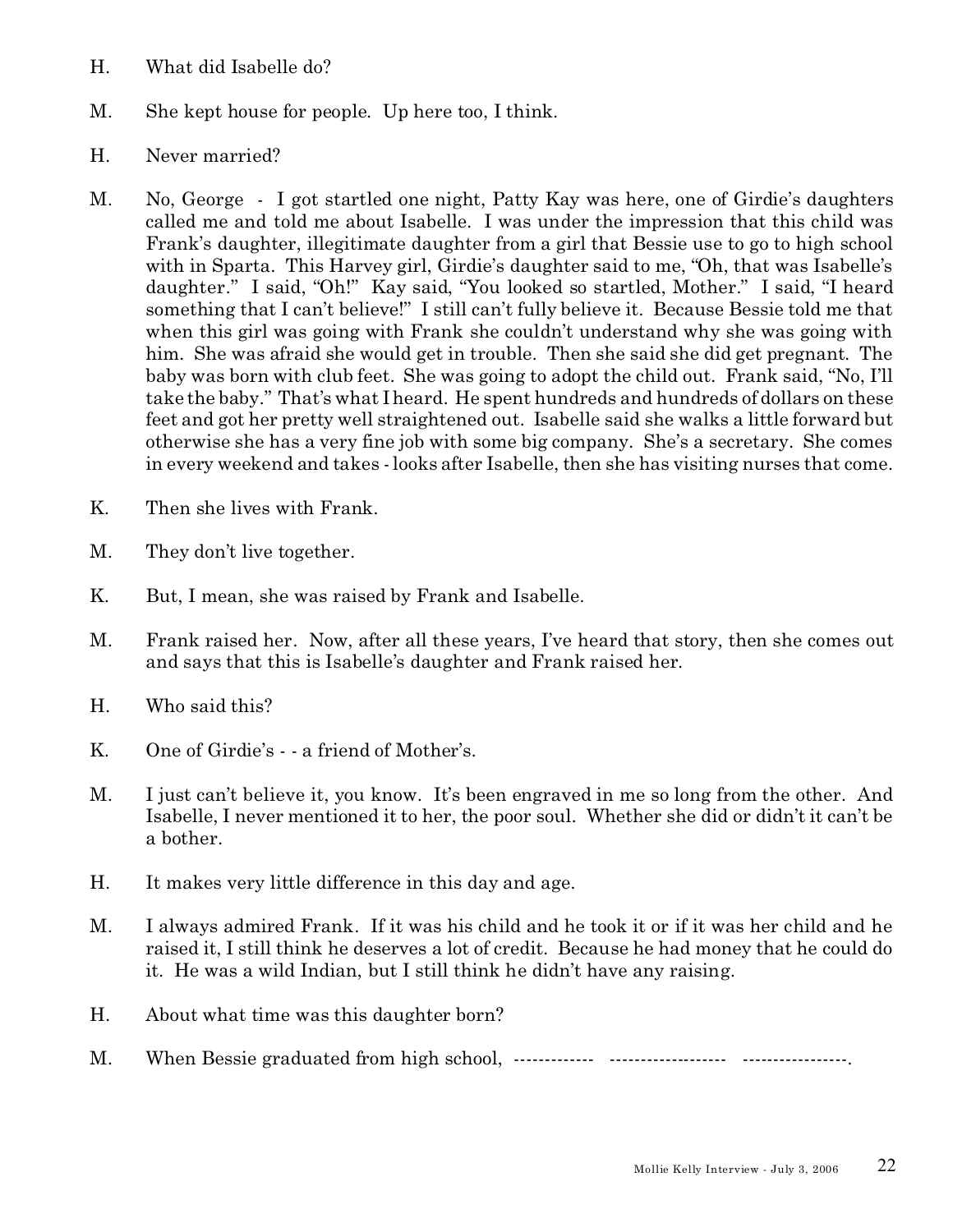H. What did Isabelle do?

M. She kept house for people. Up here too, I think.

H. Never married?

M. No, George - I got startled one night, Patty Kay was here, one of Girdie's daughters called me and told me about Isabelle. I was under the impression that this child was Frank's daughter, illegitimate daughter from a girl that Bessie use to go to high school with in Sparta. This Harvey girl, Girdie's daughter said to me, "Oh, that was Isabelle's daughter." I said, "Oh!" Kay said, "You looked so startled, Mother." I said, "I heard something that I can't believe!" I still can't fully believe it. Because Bessie told me that when this girl was going with Frank she couldn't understand why she was going with him. She was afraid she would get in trouble. Then she said she did get pregnant. The baby was born with club feet. She was going to adopt the child out. Frank said, "No, I'll take the baby." That's what I heard. He spent hundreds and hundreds of dollars on these feet and got her pretty well straightened out. Isabelle said she walks a little forward but otherwise she has a very fine job with some big company. She's a secretary. She comes in every weekend and takes - looks after Isabelle, then she has visiting nurses that come.

K. Then she lives with Frank.

M. They don't live together.

K. But, I mean, she was raised by Frank and Isabelle.

M. Frank raised her. Now, after all these years, I've heard that story, then she comes out and says that this is Isabelle's daughter and Frank raised her.

H. Who said this?

K. One of Girdie's - - a friend of Mother's.

M. I just can't believe it, you know. It's been engraved in me so long from the other. And Isabelle, I never mentioned it to her, the poor soul. Whether she did or didn't it can't be a bother.

H. It makes very little difference in this day and age.

M. I always admired Frank. If it was his child and he took it or if it was her child and he raised it, I still think he deserves a lot of credit. Because he had money that he could do it. He was a wild Indian, but I still think he didn't have any raising.

H. About what time was this daughter born?

M. When Bessie graduated from high school, ------------- ------------------ -----------------.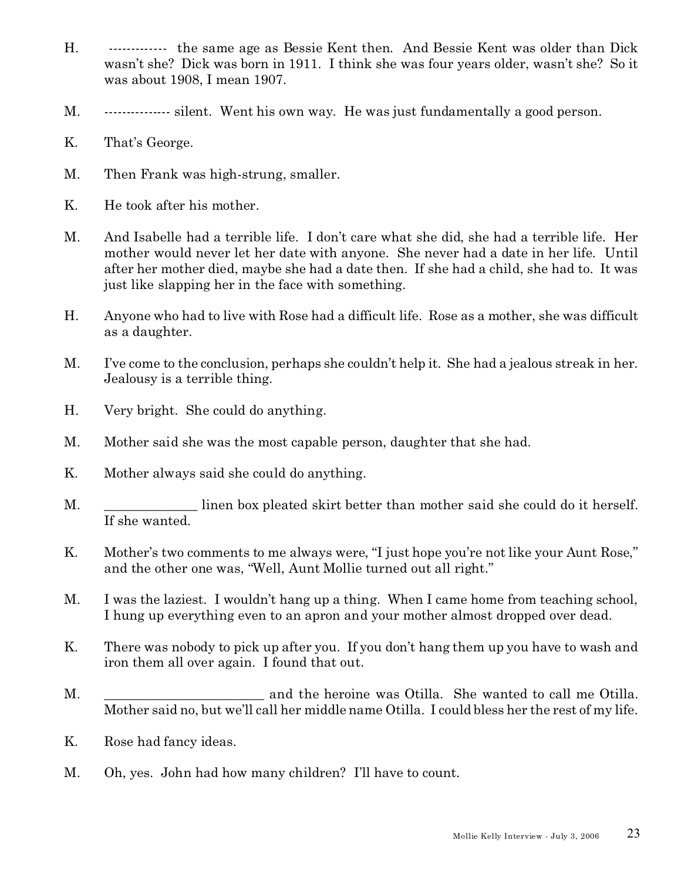H. ------------- the same age as Bessie Kent then. And Bessie Kent was older than Dick wasn't she? Dick was born in 1911. I think she was four years older, wasn't she? So it was about 1908, I mean 1907.

M. --------------- silent. Went his own way. He was just fundamentally a good person.

K. That's George.

M. Then Frank was high-strung, smaller.

K. He took after his mother.

M. And Isabelle had a terrible life. I don't care what she did, she had a terrible life. Her mother would never let her date with anyone. She never had a date in her life. Until after her mother died, maybe she had a date then. If she had a child, she had to. It was just like slapping her in the face with something.

H. Anyone who had to live with Rose had a difficult life. Rose as a mother, she was difficult as a daughter.

M. I've come to the conclusion, perhaps she couldn't help it. She had a jealous streak in her. Jealousy is a terrible thing.

H. Very bright. She could do anything.

M. Mother said she was the most capable person, daughter that she had.

K. Mother always said she could do anything.

M. ______________ linen box pleated skirt better than mother said she could do it herself. If she wanted.

K. Mother's two comments to me always were, "I just hope you're not like your Aunt Rose," and the other one was, "Well, Aunt Mollie turned out all right."

M. I was the laziest. I wouldn't hang up a thing. When I came home from teaching school, I hung up everything even to an apron and your mother almost dropped over dead.

K. There was nobody to pick up after you. If you don't hang them up you have to wash and iron them all over again. I found that out.

M. ________________________ and the heroine was Otilla. She wanted to call me Otilla. Mother said no, but we'll call her middle name Otilla. I could bless her the rest of my life.

K. Rose had fancy ideas.

M. Oh, yes. John had how many children? I'll have to count.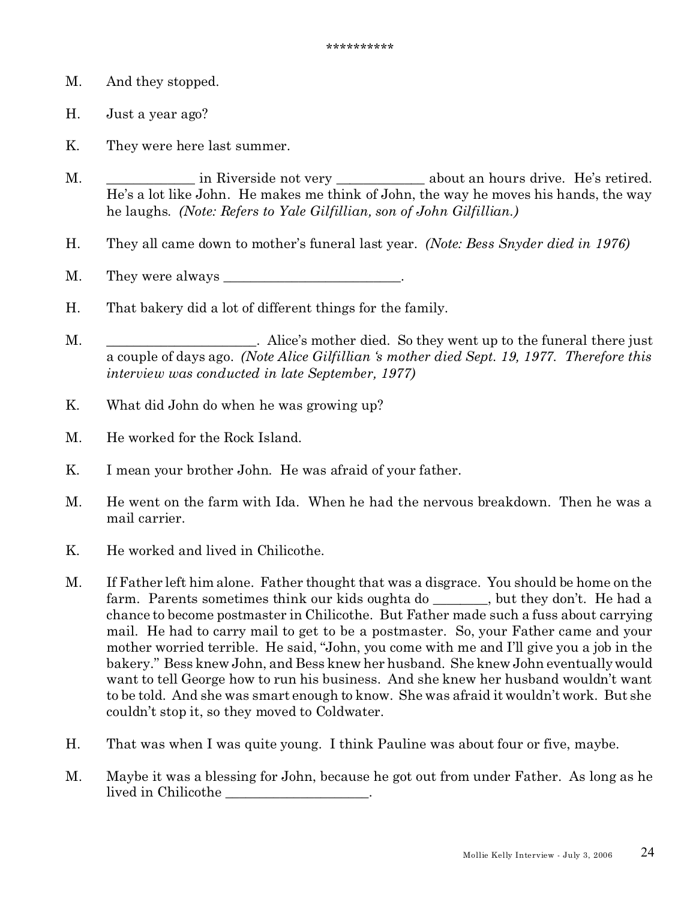**********

M. And they stopped.

H. Just a year ago?

K. They were here last summer.

M. _____________ in Riverside not very _____________ about an hours drive. He's retired. He's a lot like John. He makes me think of John, the way he moves his hands, the way he laughs. *(Note: Refers to Yale Gilfillian, son of John Gilfillian.)*

H. They all came down to mother's funeral last year. *(Note: Bess Snyder died in 1976)*

M. They were always __________________________.

H. That bakery did a lot of different things for the family.

M. ______________________. Alice's mother died. So they went up to the funeral there just a couple of days ago. *(Note Alice Gilfillian 's mother died Sept. 19, 1977. Therefore this interview was conducted in late September, 1977)*

K. What did John do when he was growing up?

M. He worked for the Rock Island.

K. I mean your brother John. He was afraid of your father.

M. He went on the farm with Ida. When he had the nervous breakdown. Then he was a mail carrier.

K. He worked and lived in Chilicothe.

M. If Father left him alone. Father thought that was a disgrace. You should be home on the farm. Parents sometimes think our kids oughta do ________, but they don't. He had a chance to become postmaster in Chilicothe. But Father made such a fuss about carrying mail. He had to carry mail to get to be a postmaster. So, your Father came and your mother worried terrible. He said, "John, you come with me and I'll give you a job in the bakery." Bess knew John, and Bess knew her husband. She knew John eventually would want to tell George how to run his business. And she knew her husband wouldn't want to be told. And she was smart enough to know. She was afraid it wouldn't work. But she couldn't stop it, so they moved to Coldwater.

H. That was when I was quite young. I think Pauline was about four or five, maybe.

M. Maybe it was a blessing for John, because he got out from under Father. As long as he lived in Chilicothe _____________________.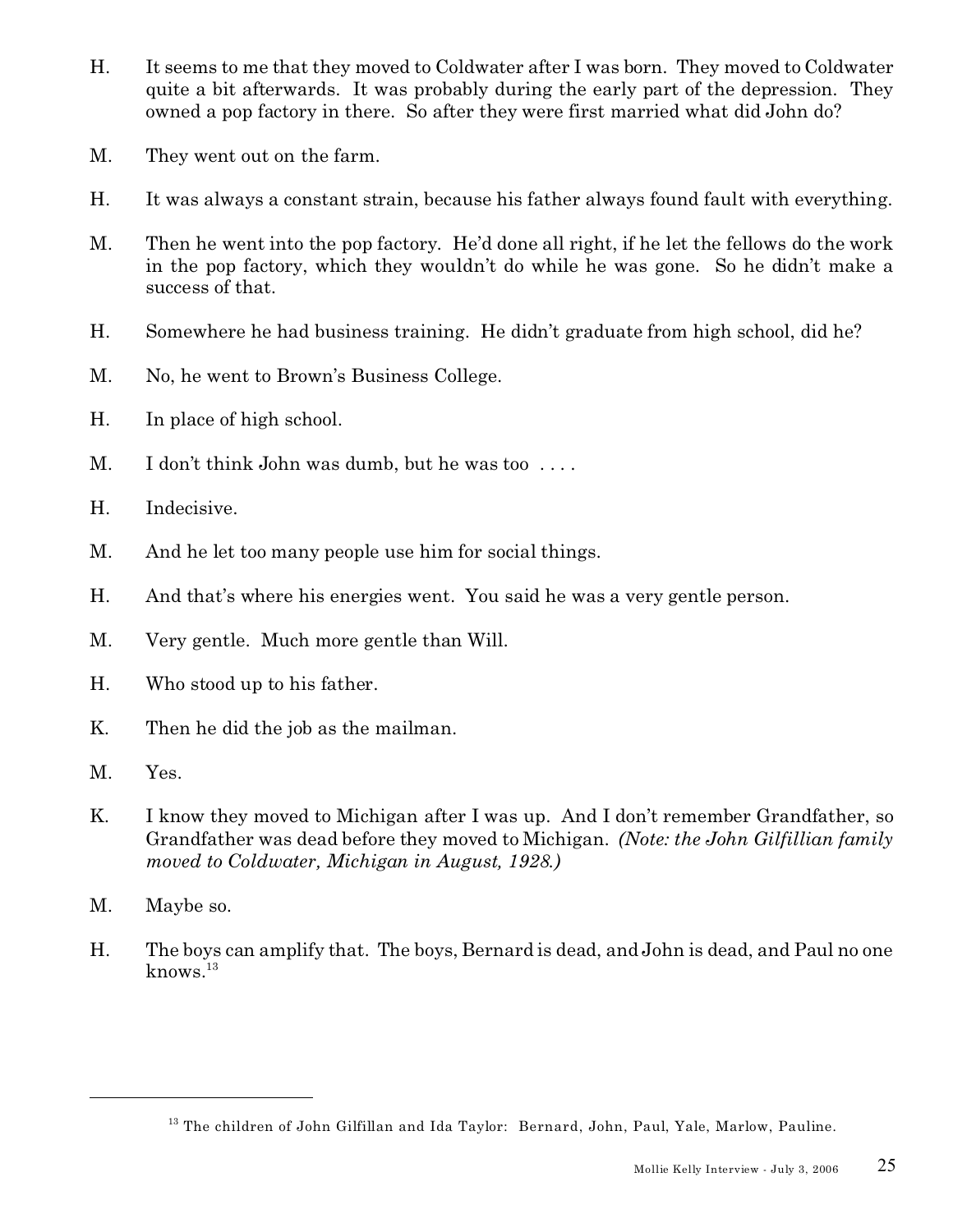H. It seems to me that they moved to Coldwater after I was born. They moved to Coldwater quite a bit afterwards. It was probably during the early part of the depression. They owned a pop factory in there. So after they were first married what did John do?

M. They went out on the farm.

H. It was always a constant strain, because his father always found fault with everything.

M. Then he went into the pop factory. He'd done all right, if he let the fellows do the work in the pop factory, which they wouldn't do while he was gone. So he didn't make a success of that.

H. Somewhere he had business training. He didn't graduate from high school, did he?

M. No, he went to Brown's Business College.

H. In place of high school.

M. I don't think John was dumb, but he was too . . . .

H. Indecisive.

M. And he let too many people use him for social things.

H. And that's where his energies went. You said he was a very gentle person.

M. Very gentle. Much more gentle than Will.

H. Who stood up to his father.

K. Then he did the job as the mailman.

M. Yes.

K. I know they moved to Michigan after I was up. And I don't remember Grandfather, so Grandfather was dead before they moved to Michigan. *(Note: the John Gilfillian family moved to Coldwater, Michigan in August, 1928.)*

M. Maybe so.

H. The boys can amplify that. The boys, Bernard is dead, and John is dead, and Paul no one knows.[13]

---

[13] The children of John Gilfillan and Ida Taylor: Bernard, John, Paul, Yale, Marlow, Pauline.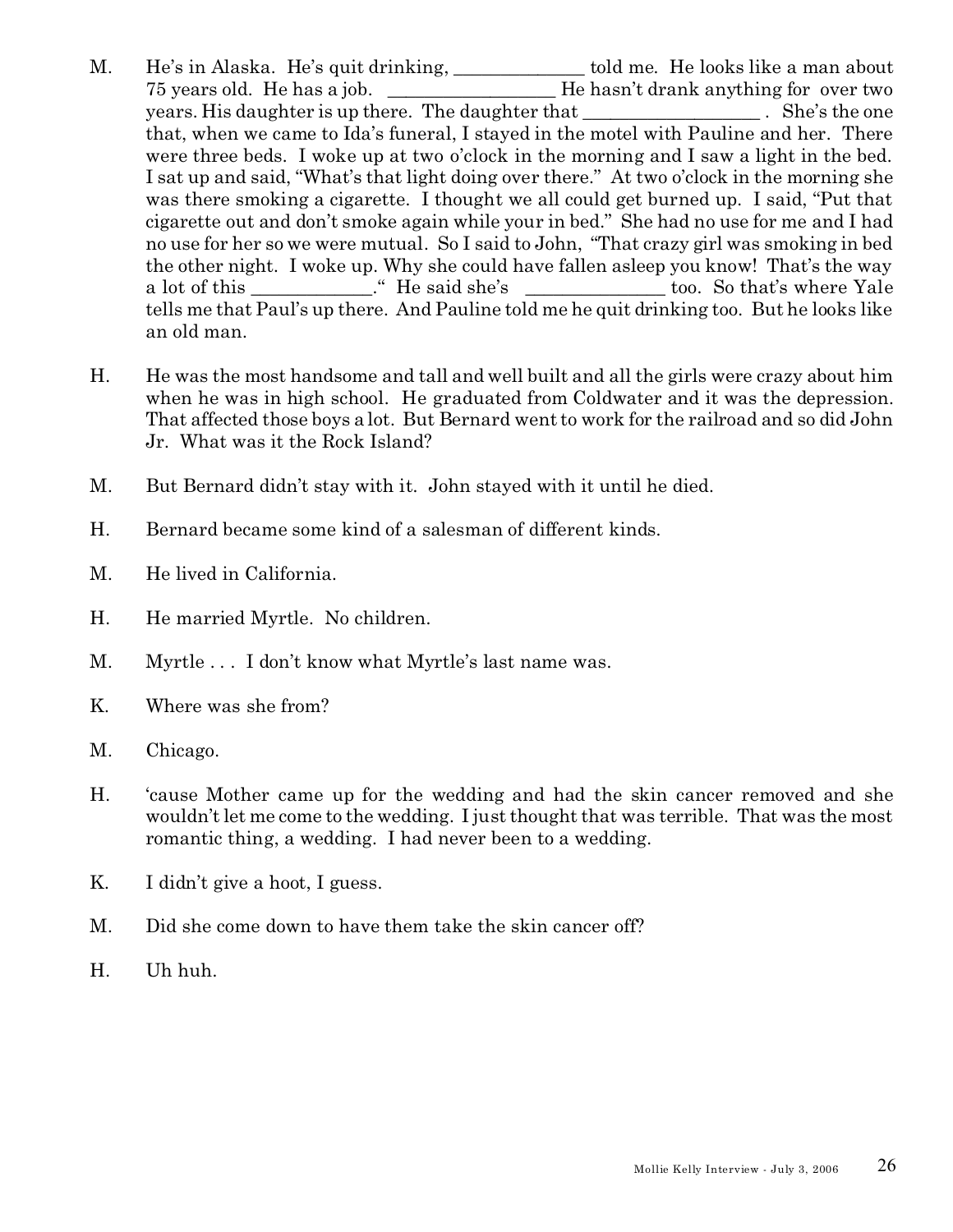M. He's in Alaska. He's quit drinking, ______________ told me. He looks like a man about 75 years old. He has a job. __________________ He hasn't drank anything for over two years. His daughter is up there. The daughter that ___________________ . She's the one that, when we came to Ida's funeral, I stayed in the motel with Pauline and her. There were three beds. I woke up at two o'clock in the morning and I saw a light in the bed. I sat up and said, "What's that light doing over there." At two o'clock in the morning she was there smoking a cigarette. I thought we all could get burned up. I said, "Put that cigarette out and don't smoke again while your in bed." She had no use for me and I had no use for her so we were mutual. So I said to John, "That crazy girl was smoking in bed the other night. I woke up. Why she could have fallen asleep you know! That's the way a lot of this _____________." He said she's _______________ too. So that's where Yale tells me that Paul's up there. And Pauline told me he quit drinking too. But he looks like an old man.

H. He was the most handsome and tall and well built and all the girls were crazy about him when he was in high school. He graduated from Coldwater and it was the depression. That affected those boys a lot. But Bernard went to work for the railroad and so did John Jr. What was it the Rock Island?

M. But Bernard didn't stay with it. John stayed with it until he died.

H. Bernard became some kind of a salesman of different kinds.

M. He lived in California.

H. He married Myrtle. No children.

M. Myrtle . . . I don't know what Myrtle's last name was.

K. Where was she from?

M. Chicago.

H. 'cause Mother came up for the wedding and had the skin cancer removed and she wouldn't let me come to the wedding. I just thought that was terrible. That was the most romantic thing, a wedding. I had never been to a wedding.

K. I didn't give a hoot, I guess.

M. Did she come down to have them take the skin cancer off?

H. Uh huh.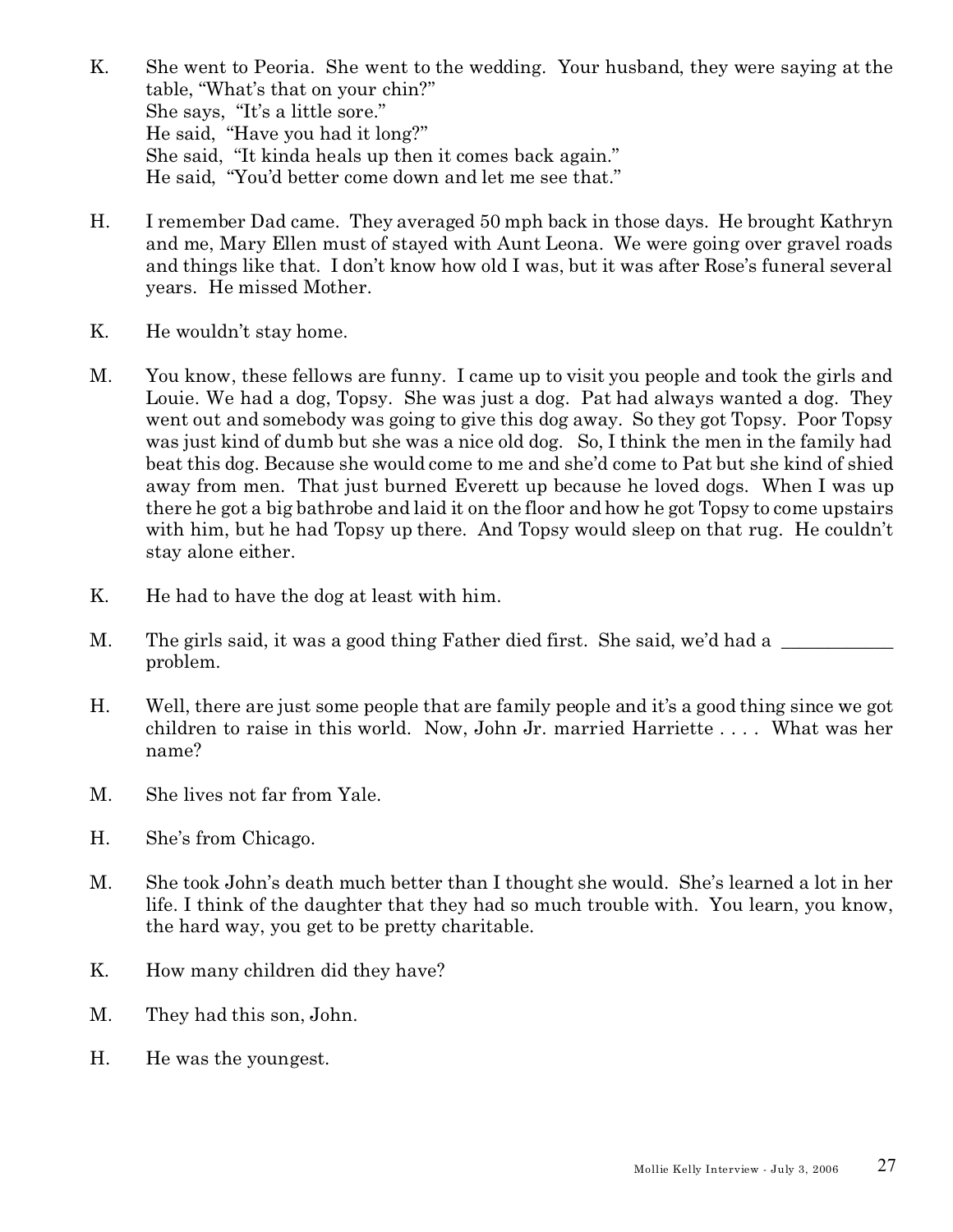K. She went to Peoria. She went to the wedding. Your husband, they were saying at the table, "What's that on your chin?"
She says, "It's a little sore."
He said, "Have you had it long?"
She said, "It kinda heals up then it comes back again."
He said, "You'd better come down and let me see that."

H. I remember Dad came. They averaged 50 mph back in those days. He brought Kathryn and me, Mary Ellen must of stayed with Aunt Leona. We were going over gravel roads and things like that. I don't know how old I was, but it was after Rose's funeral several years. He missed Mother.

K. He wouldn't stay home.

M. You know, these fellows are funny. I came up to visit you people and took the girls and Louie. We had a dog, Topsy. She was just a dog. Pat had always wanted a dog. They went out and somebody was going to give this dog away. So they got Topsy. Poor Topsy was just kind of dumb but she was a nice old dog. So, I think the men in the family had beat this dog. Because she would come to me and she'd come to Pat but she kind of shied away from men. That just burned Everett up because he loved dogs. When I was up there he got a big bathrobe and laid it on the floor and how he got Topsy to come upstairs with him, but he had Topsy up there. And Topsy would sleep on that rug. He couldn't stay alone either.

K. He had to have the dog at least with him.

M. The girls said, it was a good thing Father died first. She said, we'd had a ____________ problem.

H. Well, there are just some people that are family people and it's a good thing since we got children to raise in this world. Now, John Jr. married Harriette . . . . What was her name?

M. She lives not far from Yale.

H. She's from Chicago.

M. She took John's death much better than I thought she would. She's learned a lot in her life. I think of the daughter that they had so much trouble with. You learn, you know, the hard way, you get to be pretty charitable.

K. How many children did they have?

M. They had this son, John.

H. He was the youngest.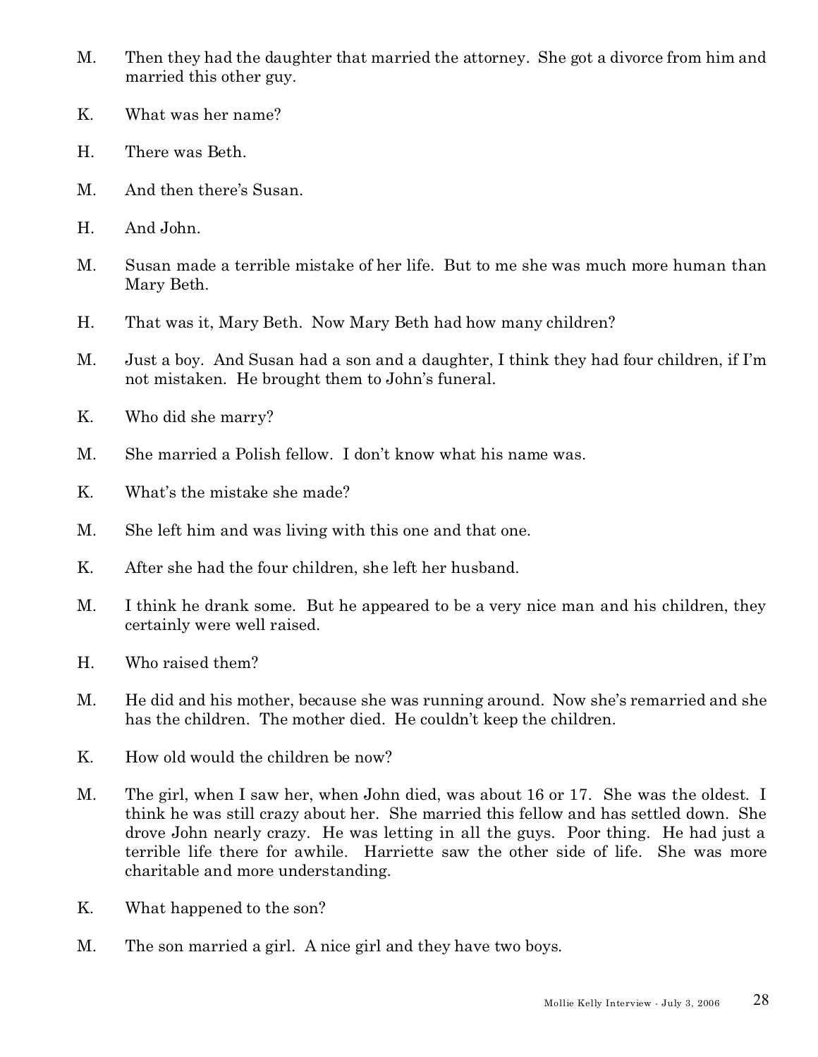M. Then they had the daughter that married the attorney. She got a divorce from him and married this other guy.

K. What was her name?

H. There was Beth.

M. And then there's Susan.

H. And John.

M. Susan made a terrible mistake of her life. But to me she was much more human than Mary Beth.

H. That was it, Mary Beth. Now Mary Beth had how many children?

M. Just a boy. And Susan had a son and a daughter, I think they had four children, if I'm not mistaken. He brought them to John's funeral.

K. Who did she marry?

M. She married a Polish fellow. I don't know what his name was.

K. What's the mistake she made?

M. She left him and was living with this one and that one.

K. After she had the four children, she left her husband.

M. I think he drank some. But he appeared to be a very nice man and his children, they certainly were well raised.

H. Who raised them?

M. He did and his mother, because she was running around. Now she's remarried and she has the children. The mother died. He couldn't keep the children.

K. How old would the children be now?

M. The girl, when I saw her, when John died, was about 16 or 17. She was the oldest. I think he was still crazy about her. She married this fellow and has settled down. She drove John nearly crazy. He was letting in all the guys. Poor thing. He had just a terrible life there for awhile. Harriette saw the other side of life. She was more charitable and more understanding.

K. What happened to the son?

M. The son married a girl. A nice girl and they have two boys.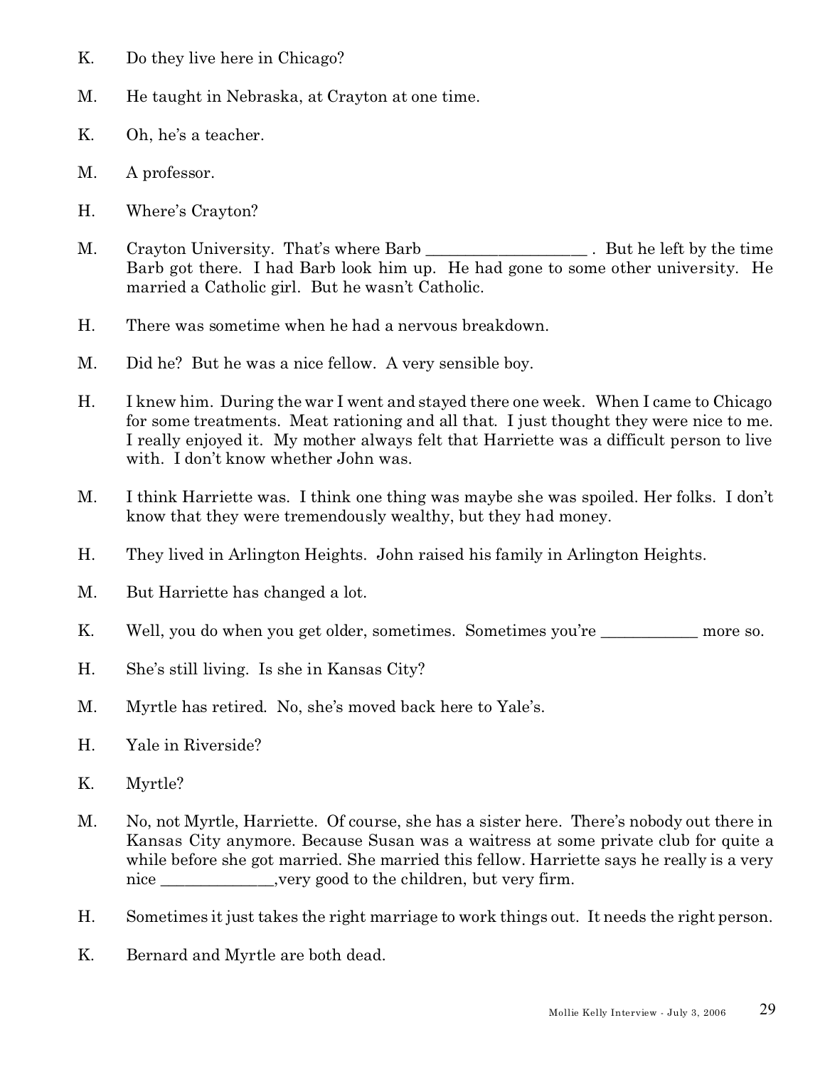K. Do they live here in Chicago?

M. He taught in Nebraska, at Crayton at one time.

K. Oh, he's a teacher.

M. A professor.

H. Where's Crayton?

M. Crayton University. That's where Barb ____________________ . But he left by the time Barb got there. I had Barb look him up. He had gone to some other university. He married a Catholic girl. But he wasn't Catholic.

H. There was sometime when he had a nervous breakdown.

M. Did he? But he was a nice fellow. A very sensible boy.

H. I knew him. During the war I went and stayed there one week. When I came to Chicago for some treatments. Meat rationing and all that. I just thought they were nice to me. I really enjoyed it. My mother always felt that Harriette was a difficult person to live with. I don't know whether John was.

M. I think Harriette was. I think one thing was maybe she was spoiled. Her folks. I don't know that they were tremendously wealthy, but they had money.

H. They lived in Arlington Heights. John raised his family in Arlington Heights.

M. But Harriette has changed a lot.

K. Well, you do when you get older, sometimes. Sometimes you're ____________ more so.

H. She's still living. Is she in Kansas City?

M. Myrtle has retired. No, she's moved back here to Yale's.

H. Yale in Riverside?

K. Myrtle?

M. No, not Myrtle, Harriette. Of course, she has a sister here. There's nobody out there in Kansas City anymore. Because Susan was a waitress at some private club for quite a while before she got married. She married this fellow. Harriette says he really is a very nice ______________,very good to the children, but very firm.

H. Sometimes it just takes the right marriage to work things out. It needs the right person.

K. Bernard and Myrtle are both dead.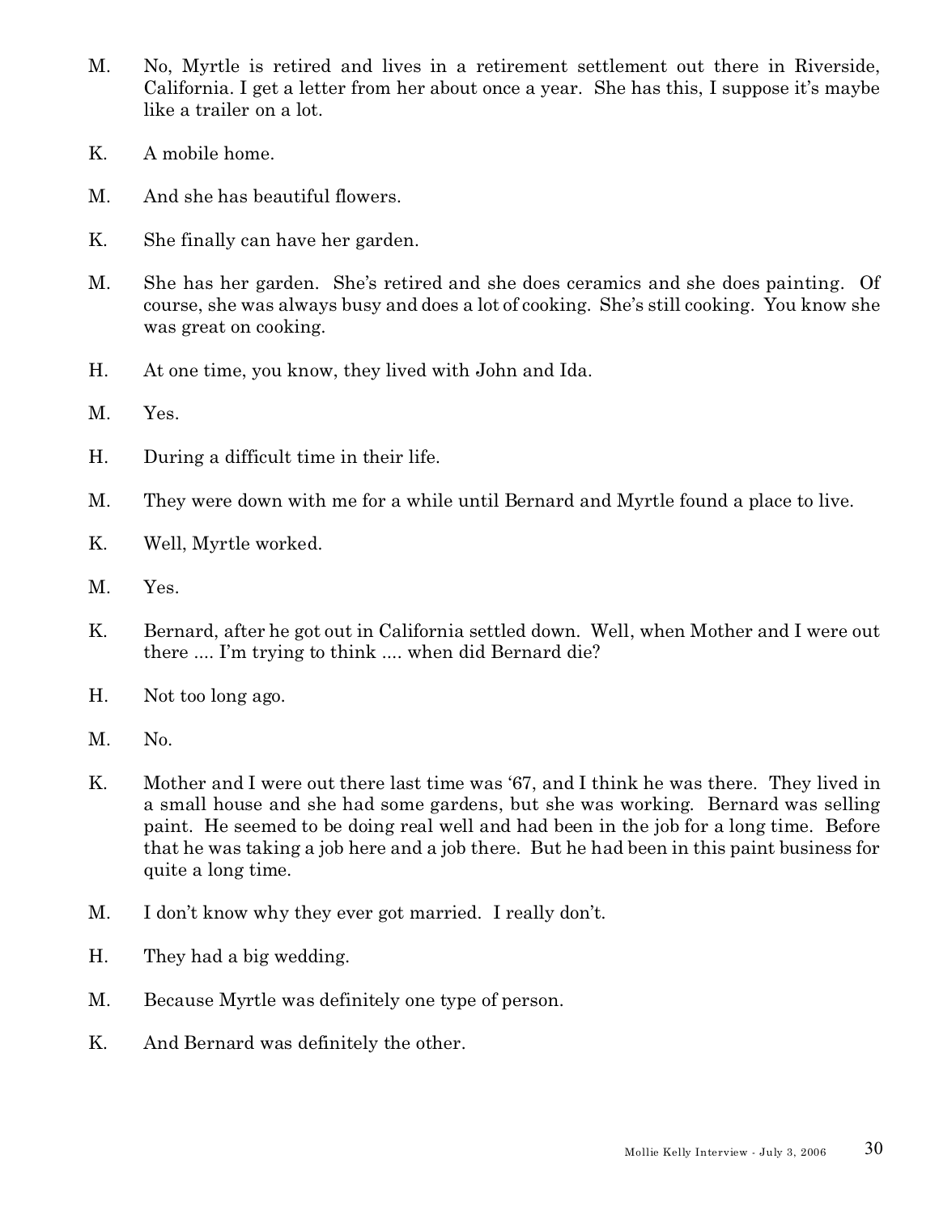M. No, Myrtle is retired and lives in a retirement settlement out there in Riverside, California. I get a letter from her about once a year. She has this, I suppose it's maybe like a trailer on a lot.

K. A mobile home.

M. And she has beautiful flowers.

K. She finally can have her garden.

M. She has her garden. She's retired and she does ceramics and she does painting. Of course, she was always busy and does a lot of cooking. She's still cooking. You know she was great on cooking.

H. At one time, you know, they lived with John and Ida.

M. Yes.

H. During a difficult time in their life.

M. They were down with me for a while until Bernard and Myrtle found a place to live.

K. Well, Myrtle worked.

M. Yes.

K. Bernard, after he got out in California settled down. Well, when Mother and I were out there .... I'm trying to think .... when did Bernard die?

H. Not too long ago.

M. No.

K. Mother and I were out there last time was '67, and I think he was there. They lived in a small house and she had some gardens, but she was working. Bernard was selling paint. He seemed to be doing real well and had been in the job for a long time. Before that he was taking a job here and a job there. But he had been in this paint business for quite a long time.

M. I don't know why they ever got married. I really don't.

H. They had a big wedding.

M. Because Myrtle was definitely one type of person.

K. And Bernard was definitely the other.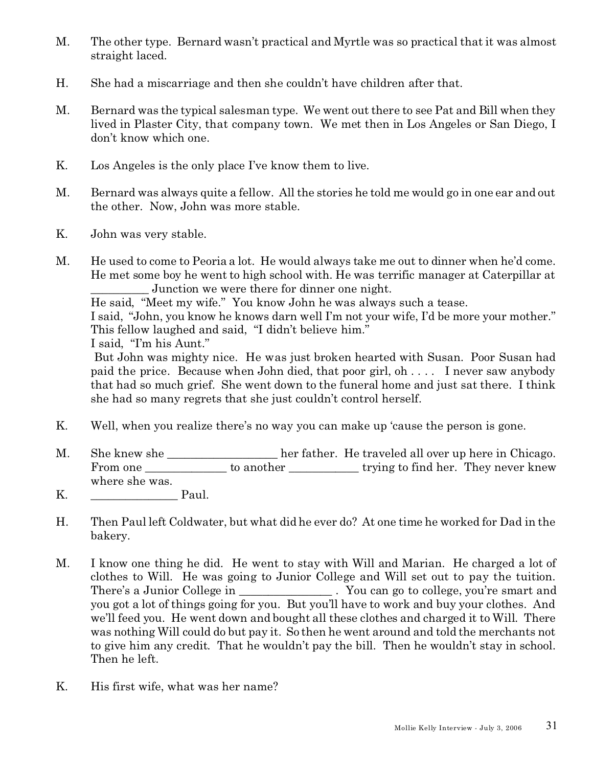M. The other type. Bernard wasn't practical and Myrtle was so practical that it was almost straight laced.

H. She had a miscarriage and then she couldn't have children after that.

M. Bernard was the typical salesman type. We went out there to see Pat and Bill when they lived in Plaster City, that company town. We met then in Los Angeles or San Diego, I don't know which one.

K. Los Angeles is the only place I've know them to live.

M. Bernard was always quite a fellow. All the stories he told me would go in one ear and out the other. Now, John was more stable.

K. John was very stable.

M. He used to come to Peoria a lot. He would always take me out to dinner when he'd come. He met some boy he went to high school with. He was terrific manager at Caterpillar at _________ Junction we were there for dinner one night.
He said, "Meet my wife." You know John he was always such a tease.
I said, "John, you know he knows darn well I'm not your wife, I'd be more your mother." This fellow laughed and said, "I didn't believe him."
I said, "I'm his Aunt."
But John was mighty nice. He was just broken hearted with Susan. Poor Susan had paid the price. Because when John died, that poor girl, oh . . . . I never saw anybody that had so much grief. She went down to the funeral home and just sat there. I think she had so many regrets that she just couldn't control herself.

K. Well, when you realize there's no way you can make up 'cause the person is gone.

M. She knew she __________________ her father. He traveled all over up here in Chicago. From one _____________ to another ____________ trying to find her. They never knew where she was.

K. ______________ Paul.

H. Then Paul left Coldwater, but what did he ever do? At one time he worked for Dad in the bakery.

M. I know one thing he did. He went to stay with Will and Marian. He charged a lot of clothes to Will. He was going to Junior College and Will set out to pay the tuition. There's a Junior College in _______________ . You can go to college, you're smart and you got a lot of things going for you. But you'll have to work and buy your clothes. And we'll feed you. He went down and bought all these clothes and charged it to Will. There was nothing Will could do but pay it. So then he went around and told the merchants not to give him any credit. That he wouldn't pay the bill. Then he wouldn't stay in school. Then he left.

K. His first wife, what was her name?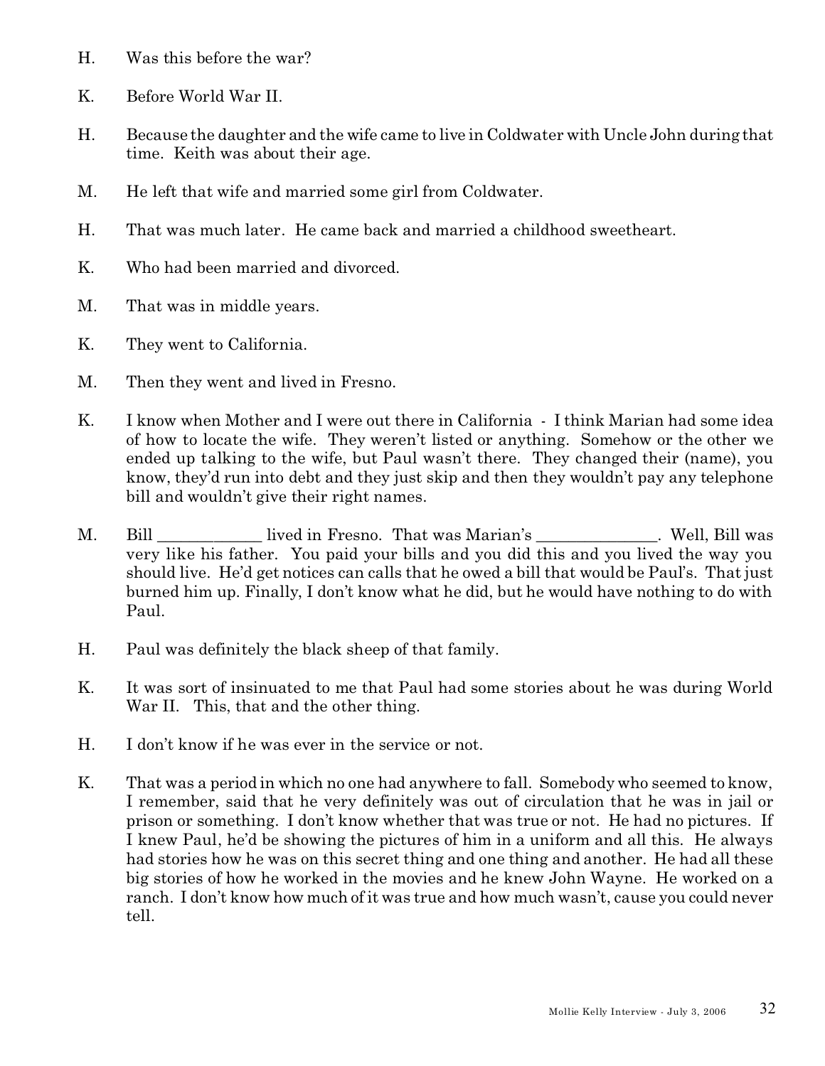H. Was this before the war?

K. Before World War II.

H. Because the daughter and the wife came to live in Coldwater with Uncle John during that time. Keith was about their age.

M. He left that wife and married some girl from Coldwater.

H. That was much later. He came back and married a childhood sweetheart.

K. Who had been married and divorced.

M. That was in middle years.

K. They went to California.

M. Then they went and lived in Fresno.

K. I know when Mother and I were out there in California - I think Marian had some idea of how to locate the wife. They weren't listed or anything. Somehow or the other we ended up talking to the wife, but Paul wasn't there. They changed their (name), you know, they'd run into debt and they just skip and then they wouldn't pay any telephone bill and wouldn't give their right names.

M. Bill ____________ lived in Fresno. That was Marian's ______________. Well, Bill was very like his father. You paid your bills and you did this and you lived the way you should live. He'd get notices can calls that he owed a bill that would be Paul's. That just burned him up. Finally, I don't know what he did, but he would have nothing to do with Paul.

H. Paul was definitely the black sheep of that family.

K. It was sort of insinuated to me that Paul had some stories about he was during World War II. This, that and the other thing.

H. I don't know if he was ever in the service or not.

K. That was a period in which no one had anywhere to fall. Somebody who seemed to know, I remember, said that he very definitely was out of circulation that he was in jail or prison or something. I don't know whether that was true or not. He had no pictures. If I knew Paul, he'd be showing the pictures of him in a uniform and all this. He always had stories how he was on this secret thing and one thing and another. He had all these big stories of how he worked in the movies and he knew John Wayne. He worked on a ranch. I don't know how much of it was true and how much wasn't, cause you could never tell.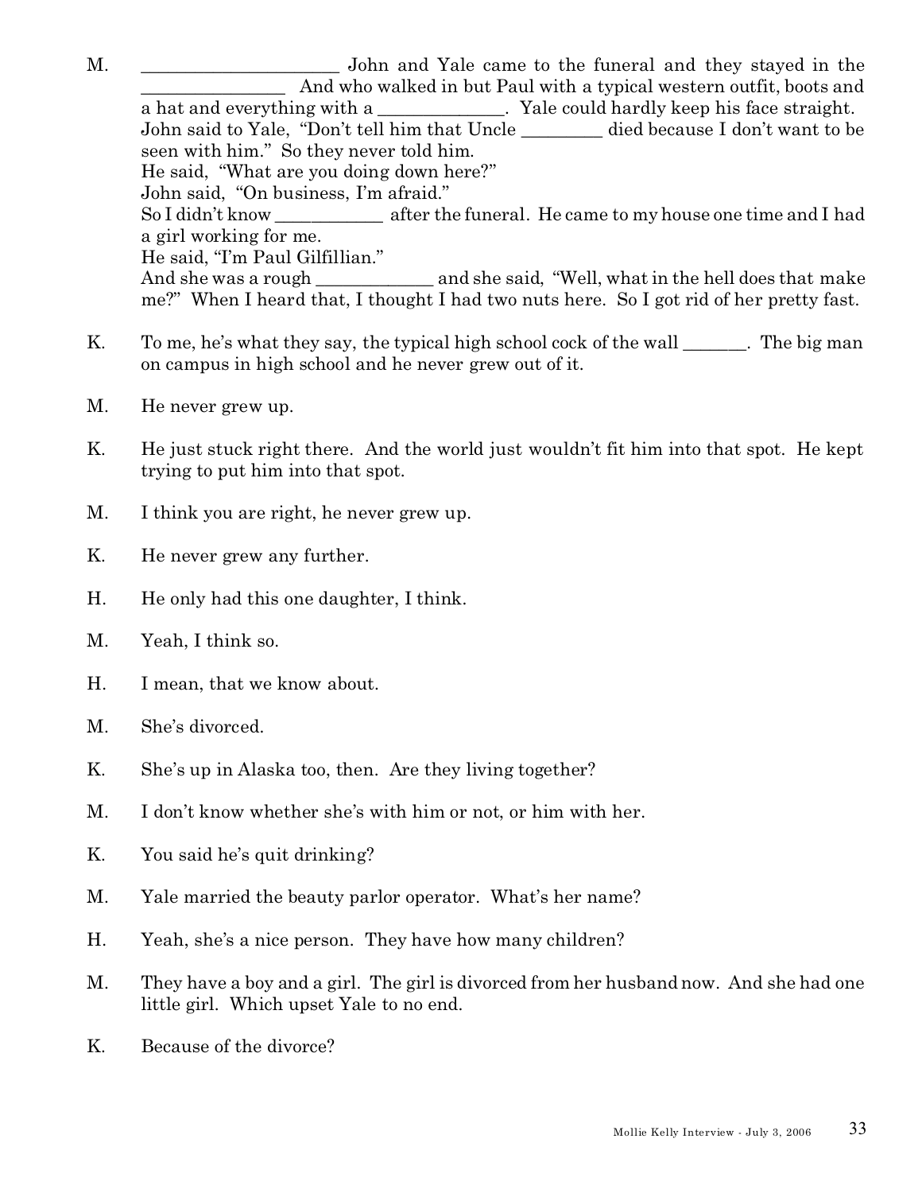M. _____________________ John and Yale came to the funeral and they stayed in the _______________ And who walked in but Paul with a typical western outfit, boots and a hat and everything with a ______________. Yale could hardly keep his face straight. John said to Yale, "Don't tell him that Uncle _________ died because I don't want to be seen with him." So they never told him.
He said, "What are you doing down here?"
John said, "On business, I'm afraid."
So I didn't know ____________ after the funeral. He came to my house one time and I had a girl working for me.
He said, "I'm Paul Gilfillian."
And she was a rough _____________ and she said, "Well, what in the hell does that make me?" When I heard that, I thought I had two nuts here. So I got rid of her pretty fast.

K. To me, he's what they say, the typical high school cock of the wall _______. The big man on campus in high school and he never grew out of it.

M. He never grew up.

K. He just stuck right there. And the world just wouldn't fit him into that spot. He kept trying to put him into that spot.

M. I think you are right, he never grew up.

K. He never grew any further.

H. He only had this one daughter, I think.

M. Yeah, I think so.

H. I mean, that we know about.

M. She's divorced.

K. She's up in Alaska too, then. Are they living together?

M. I don't know whether she's with him or not, or him with her.

K. You said he's quit drinking?

M. Yale married the beauty parlor operator. What's her name?

H. Yeah, she's a nice person. They have how many children?

M. They have a boy and a girl. The girl is divorced from her husband now. And she had one little girl. Which upset Yale to no end.

K. Because of the divorce?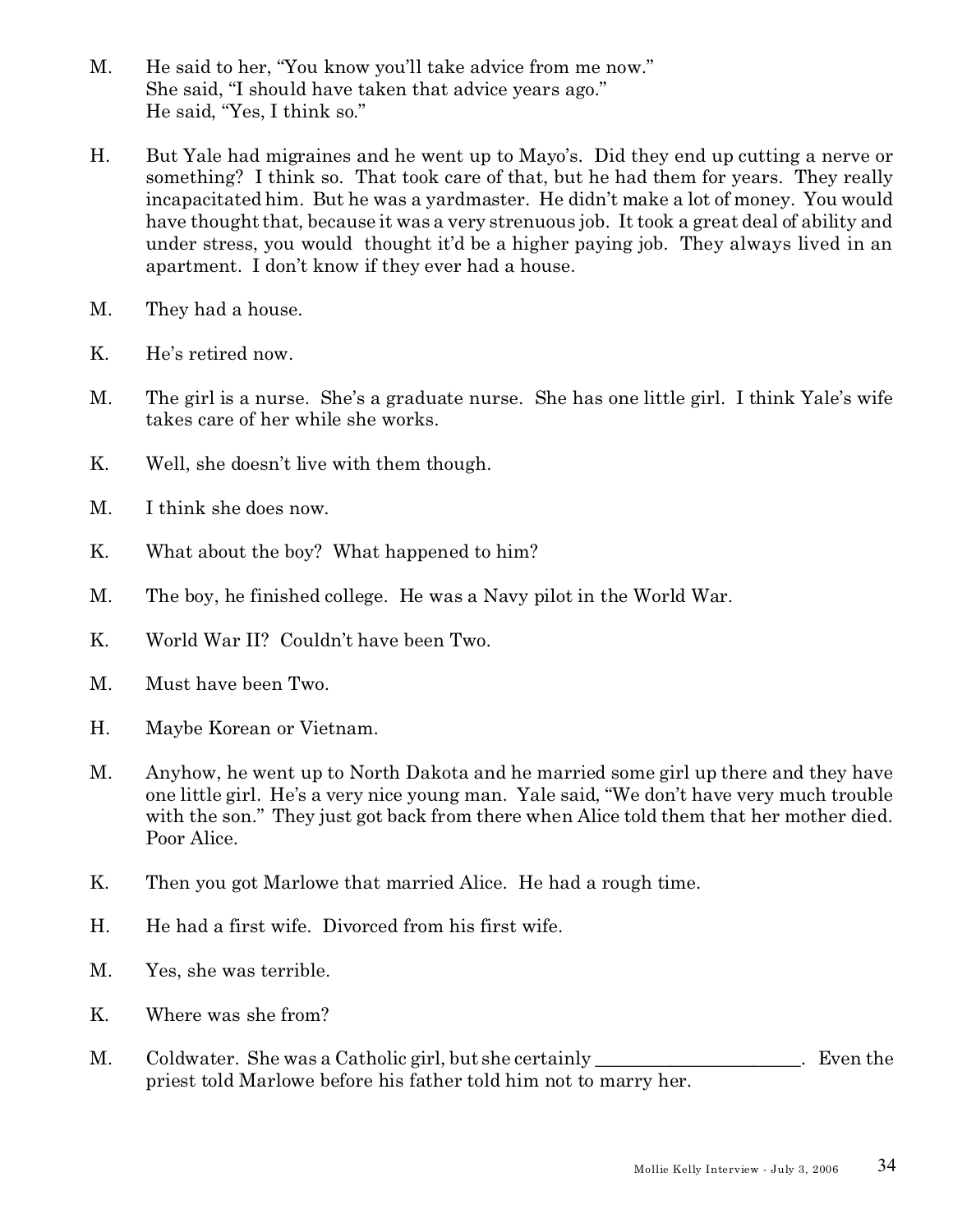M. He said to her, "You know you'll take advice from me now."
She said, "I should have taken that advice years ago."
He said, "Yes, I think so."

H. But Yale had migraines and he went up to Mayo's. Did they end up cutting a nerve or something? I think so. That took care of that, but he had them for years. They really incapacitated him. But he was a yardmaster. He didn't make a lot of money. You would have thought that, because it was a very strenuous job. It took a great deal of ability and under stress, you would thought it'd be a higher paying job. They always lived in an apartment. I don't know if they ever had a house.

M. They had a house.

K. He's retired now.

M. The girl is a nurse. She's a graduate nurse. She has one little girl. I think Yale's wife takes care of her while she works.

K. Well, she doesn't live with them though.

M. I think she does now.

K. What about the boy? What happened to him?

M. The boy, he finished college. He was a Navy pilot in the World War.

K. World War II? Couldn't have been Two.

M. Must have been Two.

H. Maybe Korean or Vietnam.

M. Anyhow, he went up to North Dakota and he married some girl up there and they have one little girl. He's a very nice young man. Yale said, "We don't have very much trouble with the son." They just got back from there when Alice told them that her mother died. Poor Alice.

K. Then you got Marlowe that married Alice. He had a rough time.

H. He had a first wife. Divorced from his first wife.

M. Yes, she was terrible.

K. Where was she from?

M. Coldwater. She was a Catholic girl, but she certainly ______________________. Even the priest told Marlowe before his father told him not to marry her.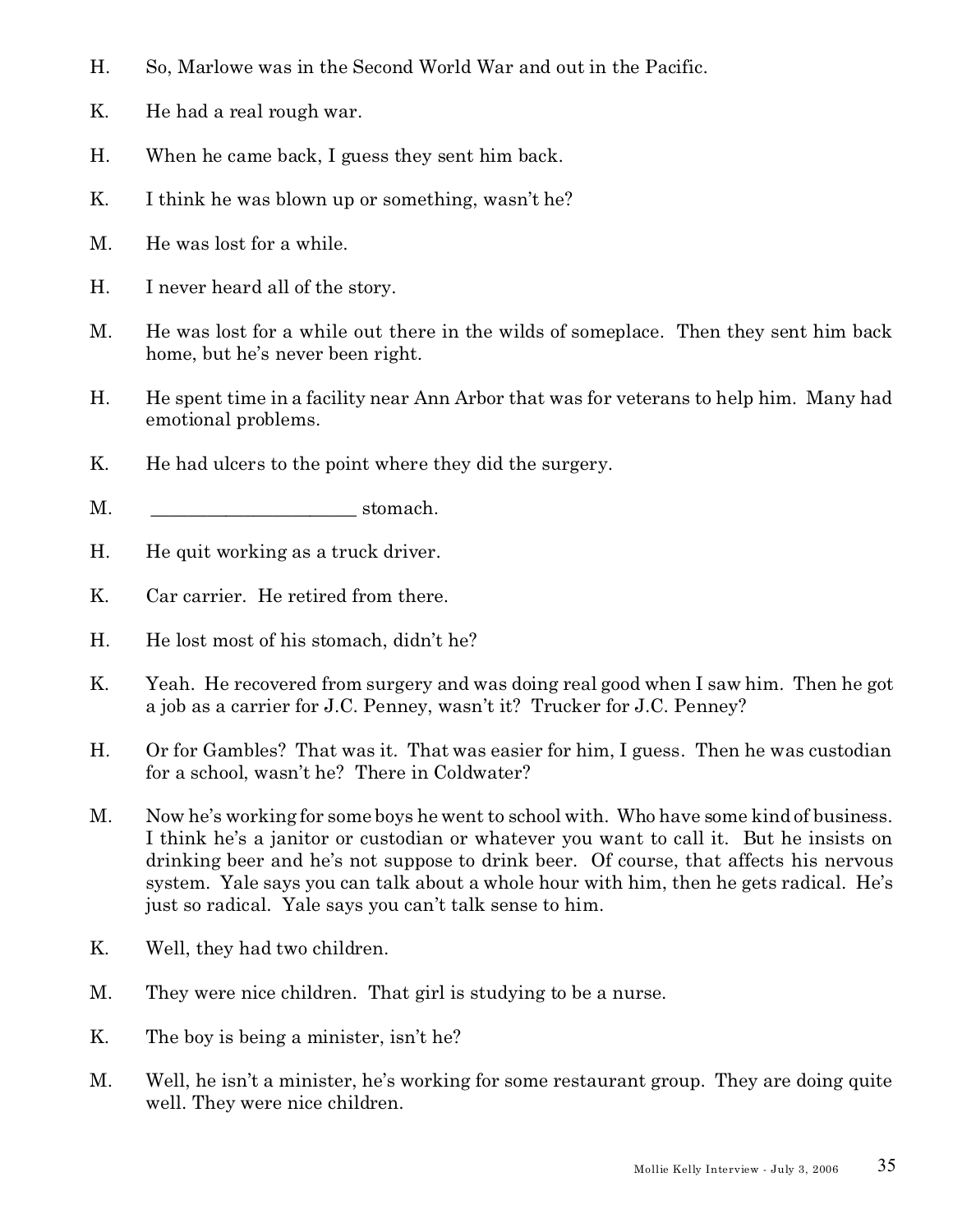H. So, Marlowe was in the Second World War and out in the Pacific.

K. He had a real rough war.

H. When he came back, I guess they sent him back.

K. I think he was blown up or something, wasn't he?

M. He was lost for a while.

H. I never heard all of the story.

M. He was lost for a while out there in the wilds of someplace. Then they sent him back home, but he's never been right.

H. He spent time in a facility near Ann Arbor that was for veterans to help him. Many had emotional problems.

K. He had ulcers to the point where they did the surgery.

M. ______________________ stomach.

H. He quit working as a truck driver.

K. Car carrier. He retired from there.

H. He lost most of his stomach, didn't he?

K. Yeah. He recovered from surgery and was doing real good when I saw him. Then he got a job as a carrier for J.C. Penney, wasn't it? Trucker for J.C. Penney?

H. Or for Gambles? That was it. That was easier for him, I guess. Then he was custodian for a school, wasn't he? There in Coldwater?

M. Now he's working for some boys he went to school with. Who have some kind of business. I think he's a janitor or custodian or whatever you want to call it. But he insists on drinking beer and he's not suppose to drink beer. Of course, that affects his nervous system. Yale says you can talk about a whole hour with him, then he gets radical. He's just so radical. Yale says you can't talk sense to him.

K. Well, they had two children.

M. They were nice children. That girl is studying to be a nurse.

K. The boy is being a minister, isn't he?

M. Well, he isn't a minister, he's working for some restaurant group. They are doing quite well. They were nice children.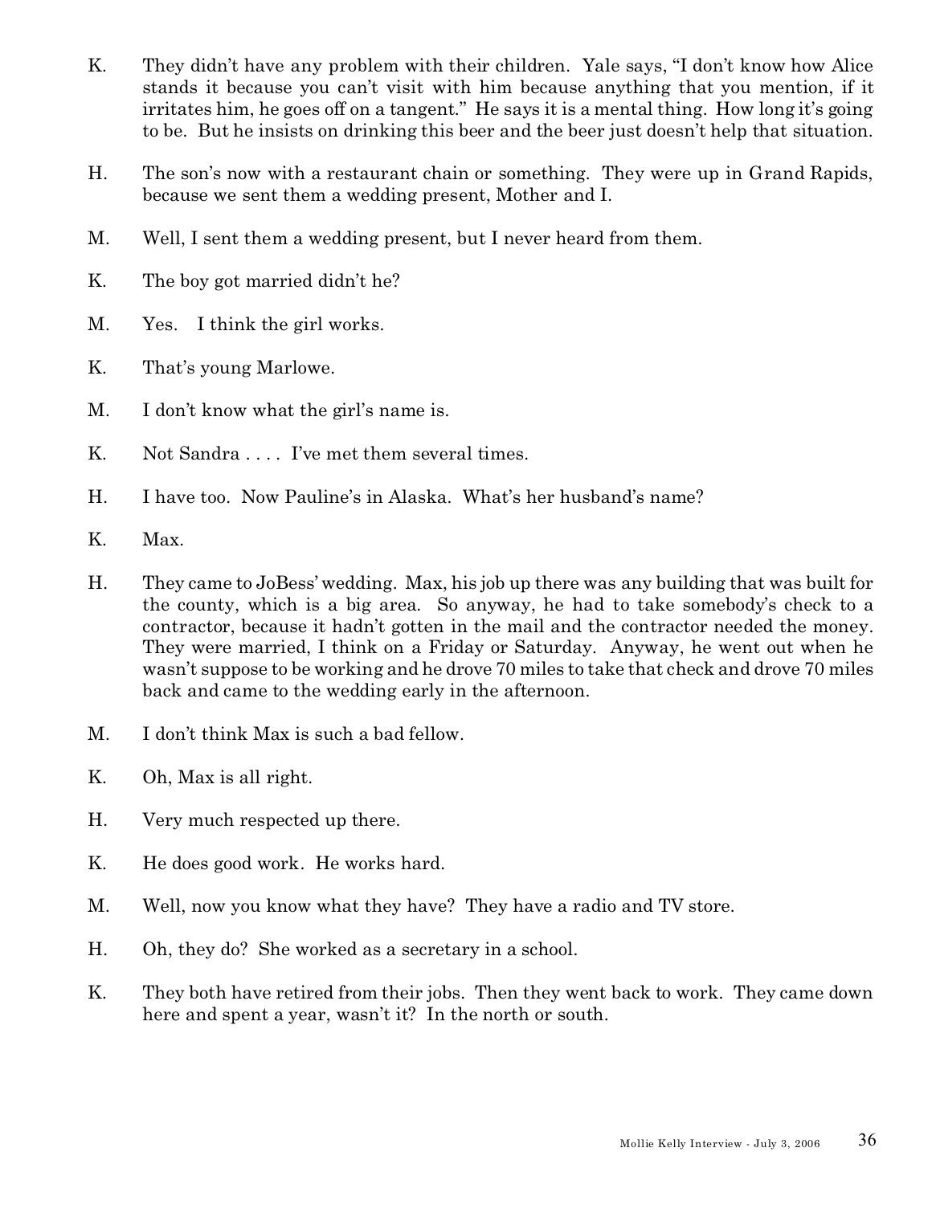K. They didn't have any problem with their children. Yale says, "I don't know how Alice stands it because you can't visit with him because anything that you mention, if it irritates him, he goes off on a tangent." He says it is a mental thing. How long it's going to be. But he insists on drinking this beer and the beer just doesn't help that situation.

H. The son's now with a restaurant chain or something. They were up in Grand Rapids, because we sent them a wedding present, Mother and I.

M. Well, I sent them a wedding present, but I never heard from them.

K. The boy got married didn't he?

M. Yes. I think the girl works.

K. That's young Marlowe.

M. I don't know what the girl's name is.

K. Not Sandra . . . . I've met them several times.

H. I have too. Now Pauline's in Alaska. What's her husband's name?

K. Max.

H. They came to JoBess' wedding. Max, his job up there was any building that was built for the county, which is a big area. So anyway, he had to take somebody's check to a contractor, because it hadn't gotten in the mail and the contractor needed the money. They were married, I think on a Friday or Saturday. Anyway, he went out when he wasn't suppose to be working and he drove 70 miles to take that check and drove 70 miles back and came to the wedding early in the afternoon.

M. I don't think Max is such a bad fellow.

K. Oh, Max is all right.

H. Very much respected up there.

K. He does good work. He works hard.

M. Well, now you know what they have? They have a radio and TV store.

H. Oh, they do? She worked as a secretary in a school.

K. They both have retired from their jobs. Then they went back to work. They came down here and spent a year, wasn't it? In the north or south.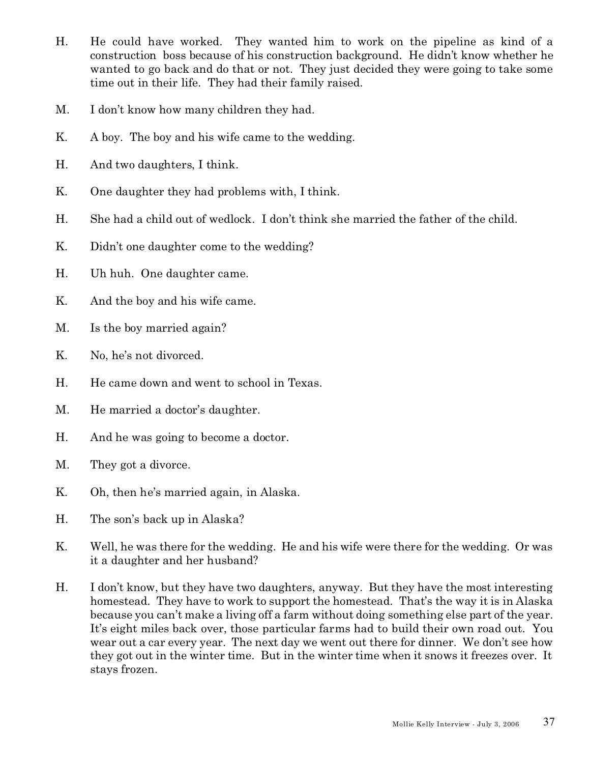H. He could have worked. They wanted him to work on the pipeline as kind of a construction boss because of his construction background. He didn't know whether he wanted to go back and do that or not. They just decided they were going to take some time out in their life. They had their family raised.

M. I don't know how many children they had.

K. A boy. The boy and his wife came to the wedding.

H. And two daughters, I think.

K. One daughter they had problems with, I think.

H. She had a child out of wedlock. I don't think she married the father of the child.

K. Didn't one daughter come to the wedding?

H. Uh huh. One daughter came.

K. And the boy and his wife came.

M. Is the boy married again?

K. No, he's not divorced.

H. He came down and went to school in Texas.

M. He married a doctor's daughter.

H. And he was going to become a doctor.

M. They got a divorce.

K. Oh, then he's married again, in Alaska.

H. The son's back up in Alaska?

K. Well, he was there for the wedding. He and his wife were there for the wedding. Or was it a daughter and her husband?

H. I don't know, but they have two daughters, anyway. But they have the most interesting homestead. They have to work to support the homestead. That's the way it is in Alaska because you can't make a living off a farm without doing something else part of the year. It's eight miles back over, those particular farms had to build their own road out. You wear out a car every year. The next day we went out there for dinner. We don't see how they got out in the winter time. But in the winter time when it snows it freezes over. It stays frozen.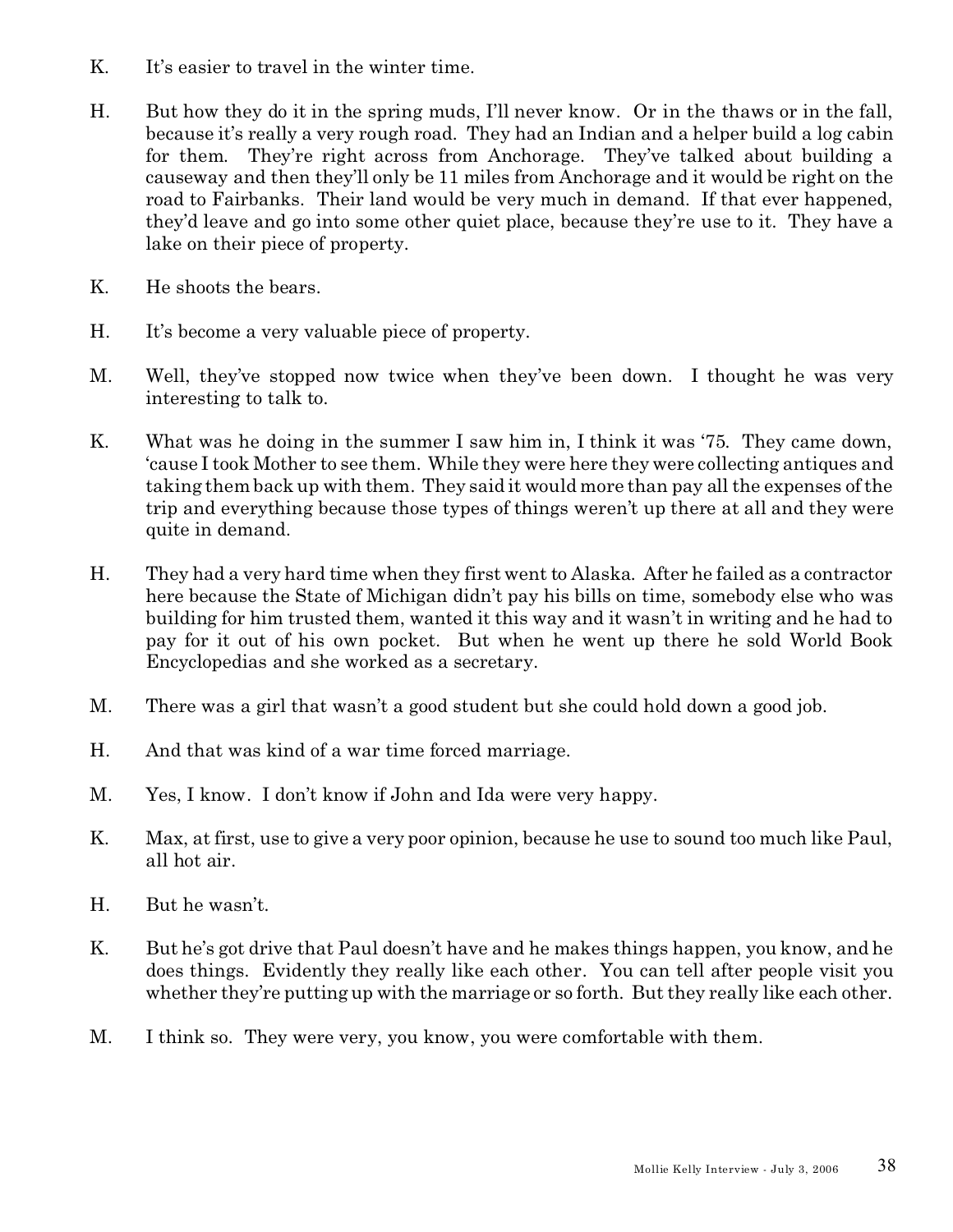K. It's easier to travel in the winter time.

H. But how they do it in the spring muds, I'll never know. Or in the thaws or in the fall, because it's really a very rough road. They had an Indian and a helper build a log cabin for them. They're right across from Anchorage. They've talked about building a causeway and then they'll only be 11 miles from Anchorage and it would be right on the road to Fairbanks. Their land would be very much in demand. If that ever happened, they'd leave and go into some other quiet place, because they're use to it. They have a lake on their piece of property.

K. He shoots the bears.

H. It's become a very valuable piece of property.

M. Well, they've stopped now twice when they've been down. I thought he was very interesting to talk to.

K. What was he doing in the summer I saw him in, I think it was '75. They came down, 'cause I took Mother to see them. While they were here they were collecting antiques and taking them back up with them. They said it would more than pay all the expenses of the trip and everything because those types of things weren't up there at all and they were quite in demand.

H. They had a very hard time when they first went to Alaska. After he failed as a contractor here because the State of Michigan didn't pay his bills on time, somebody else who was building for him trusted them, wanted it this way and it wasn't in writing and he had to pay for it out of his own pocket. But when he went up there he sold World Book Encyclopedias and she worked as a secretary.

M. There was a girl that wasn't a good student but she could hold down a good job.

H. And that was kind of a war time forced marriage.

M. Yes, I know. I don't know if John and Ida were very happy.

K. Max, at first, use to give a very poor opinion, because he use to sound too much like Paul, all hot air.

H. But he wasn't.

K. But he's got drive that Paul doesn't have and he makes things happen, you know, and he does things. Evidently they really like each other. You can tell after people visit you whether they're putting up with the marriage or so forth. But they really like each other.

M. I think so. They were very, you know, you were comfortable with them.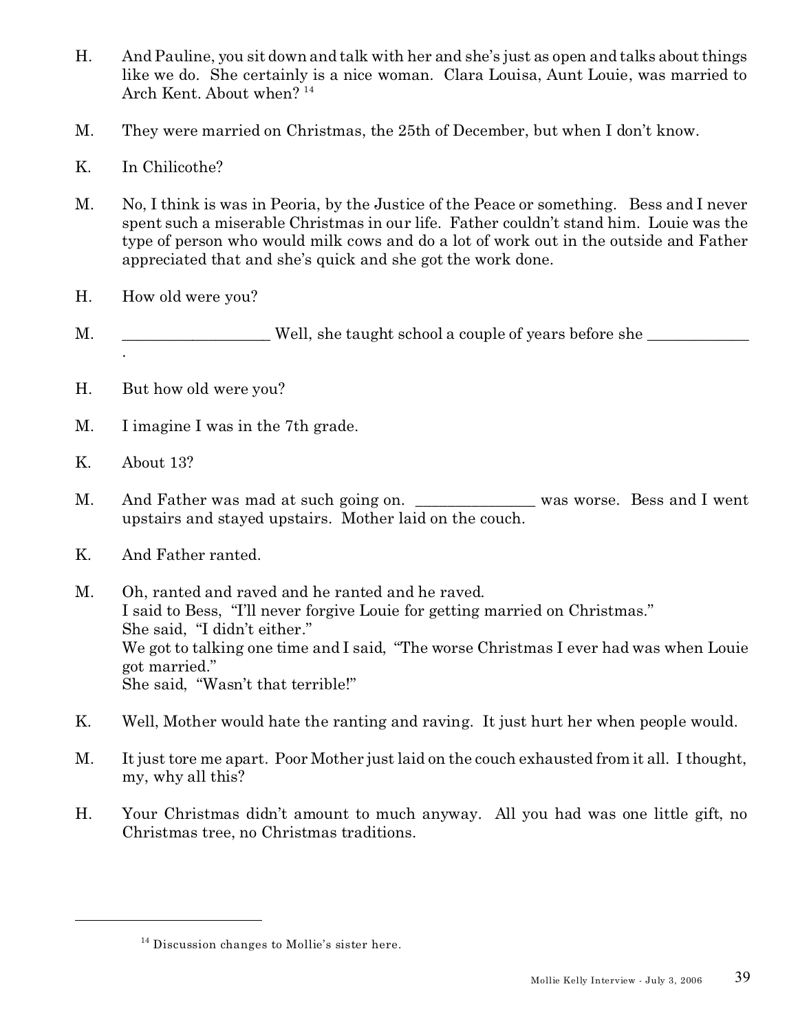H. And Pauline, you sit down and talk with her and she's just as open and talks about things like we do. She certainly is a nice woman. Clara Louisa, Aunt Louie, was married to Arch Kent. About when? [14]

M. They were married on Christmas, the 25th of December, but when I don't know.

K. In Chilicothe?

M. No, I think is was in Peoria, by the Justice of the Peace or something. Bess and I never spent such a miserable Christmas in our life. Father couldn't stand him. Louie was the type of person who would milk cows and do a lot of work out in the outside and Father appreciated that and she's quick and she got the work done.

H. How old were you?

M. __________________ Well, she taught school a couple of years before she _____________.

H. But how old were you?

M. I imagine I was in the 7th grade.

K. About 13?

M. And Father was mad at such going on. _______________ was worse. Bess and I went upstairs and stayed upstairs. Mother laid on the couch.

K. And Father ranted.

M. Oh, ranted and raved and he ranted and he raved.
I said to Bess, "I'll never forgive Louie for getting married on Christmas."
She said, "I didn't either."
We got to talking one time and I said, "The worse Christmas I ever had was when Louie got married."
She said, "Wasn't that terrible!"

K. Well, Mother would hate the ranting and raving. It just hurt her when people would.

M. It just tore me apart. Poor Mother just laid on the couch exhausted from it all. I thought, my, why all this?

H. Your Christmas didn't amount to much anyway. All you had was one little gift, no Christmas tree, no Christmas traditions.

---

[14] Discussion changes to Mollie's sister here.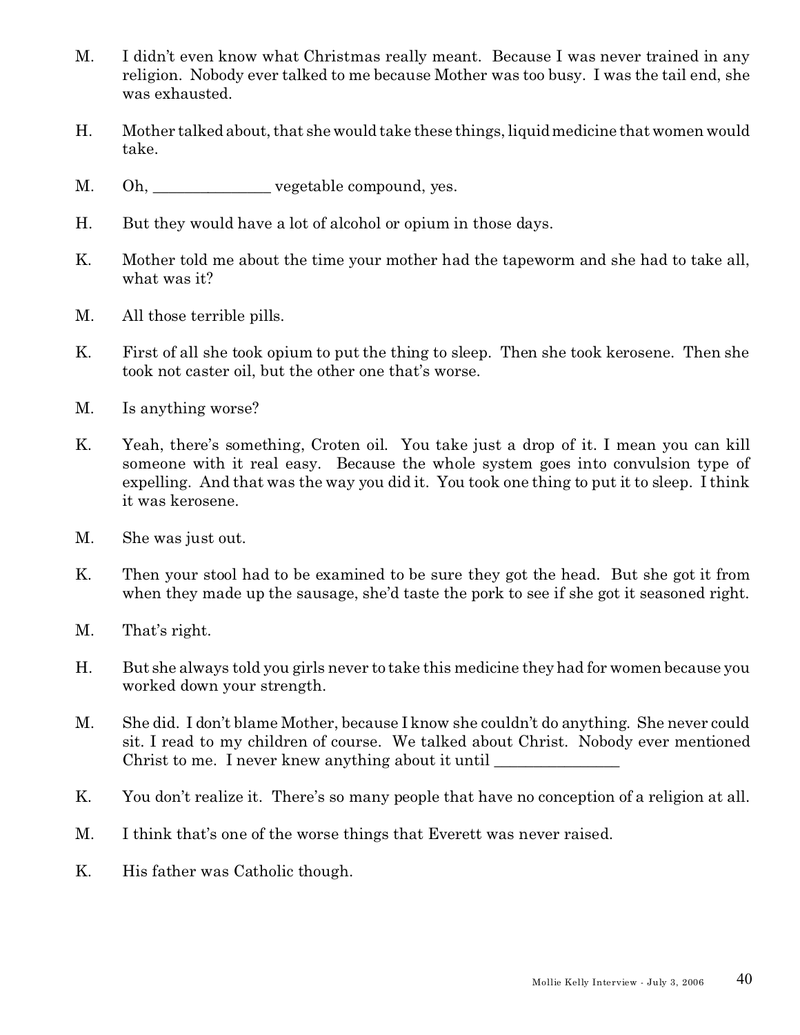M. I didn't even know what Christmas really meant. Because I was never trained in any religion. Nobody ever talked to me because Mother was too busy. I was the tail end, she was exhausted.

H. Mother talked about, that she would take these things, liquid medicine that women would take.

M. Oh, _______________ vegetable compound, yes.

H. But they would have a lot of alcohol or opium in those days.

K. Mother told me about the time your mother had the tapeworm and she had to take all, what was it?

M. All those terrible pills.

K. First of all she took opium to put the thing to sleep. Then she took kerosene. Then she took not caster oil, but the other one that's worse.

M. Is anything worse?

K. Yeah, there's something, Croten oil. You take just a drop of it. I mean you can kill someone with it real easy. Because the whole system goes into convulsion type of expelling. And that was the way you did it. You took one thing to put it to sleep. I think it was kerosene.

M. She was just out.

K. Then your stool had to be examined to be sure they got the head. But she got it from when they made up the sausage, she'd taste the pork to see if she got it seasoned right.

M. That's right.

H. But she always told you girls never to take this medicine they had for women because you worked down your strength.

M. She did. I don't blame Mother, because I know she couldn't do anything. She never could sit. I read to my children of course. We talked about Christ. Nobody ever mentioned Christ to me. I never knew anything about it until ________________

K. You don't realize it. There's so many people that have no conception of a religion at all.

M. I think that's one of the worse things that Everett was never raised.

K. His father was Catholic though.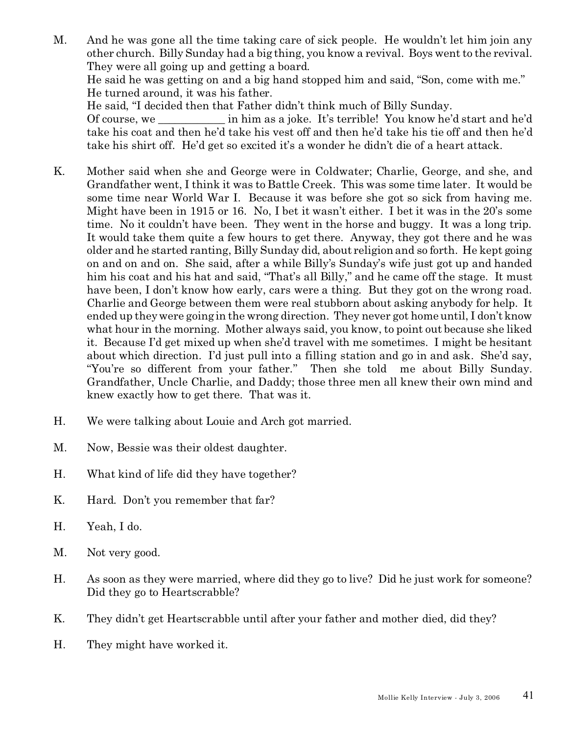M. And he was gone all the time taking care of sick people. He wouldn't let him join any other church. Billy Sunday had a big thing, you know a revival. Boys went to the revival. They were all going up and getting a board.
He said he was getting on and a big hand stopped him and said, "Son, come with me." He turned around, it was his father.
He said, "I decided then that Father didn't think much of Billy Sunday.
Of course, we ___________ in him as a joke. It's terrible! You know he'd start and he'd take his coat and then he'd take his vest off and then he'd take his tie off and then he'd take his shirt off. He'd get so excited it's a wonder he didn't die of a heart attack.

K. Mother said when she and George were in Coldwater; Charlie, George, and she, and Grandfather went, I think it was to Battle Creek. This was some time later. It would be some time near World War I. Because it was before she got so sick from having me. Might have been in 1915 or 16. No, I bet it wasn't either. I bet it was in the 20's some time. No it couldn't have been. They went in the horse and buggy. It was a long trip. It would take them quite a few hours to get there. Anyway, they got there and he was older and he started ranting, Billy Sunday did, about religion and so forth. He kept going on and on and on. She said, after a while Billy's Sunday's wife just got up and handed him his coat and his hat and said, "That's all Billy," and he came off the stage. It must have been, I don't know how early, cars were a thing. But they got on the wrong road. Charlie and George between them were real stubborn about asking anybody for help. It ended up they were going in the wrong direction. They never got home until, I don't know what hour in the morning. Mother always said, you know, to point out because she liked it. Because I'd get mixed up when she'd travel with me sometimes. I might be hesitant about which direction. I'd just pull into a filling station and go in and ask. She'd say, "You're so different from your father." Then she told me about Billy Sunday. Grandfather, Uncle Charlie, and Daddy; those three men all knew their own mind and knew exactly how to get there. That was it.

H. We were talking about Louie and Arch got married.

M. Now, Bessie was their oldest daughter.

H. What kind of life did they have together?

K. Hard. Don't you remember that far?

H. Yeah, I do.

M. Not very good.

H. As soon as they were married, where did they go to live? Did he just work for someone? Did they go to Heartscrabble?

K. They didn't get Heartscrabble until after your father and mother died, did they?

H. They might have worked it.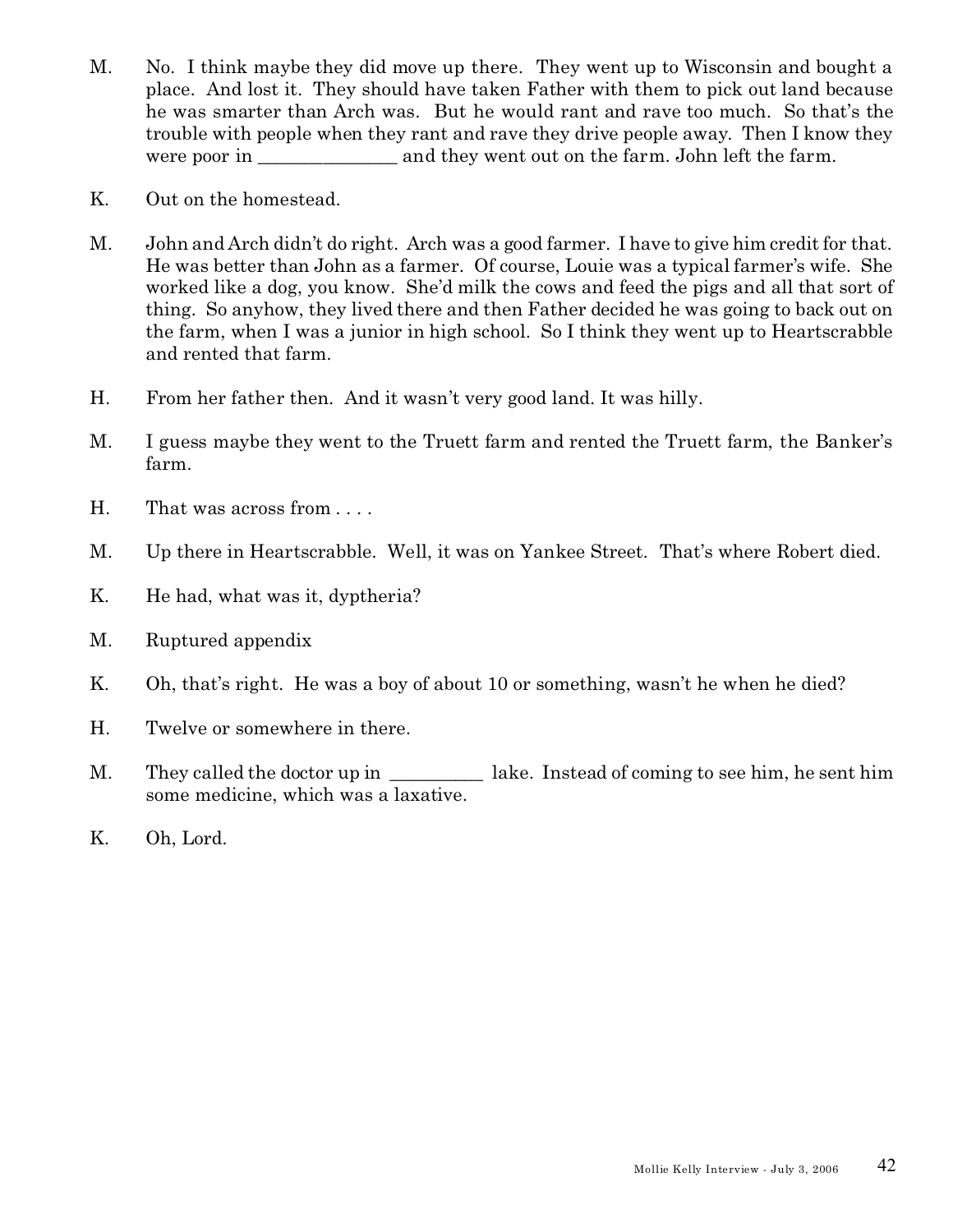M. No. I think maybe they did move up there. They went up to Wisconsin and bought a place. And lost it. They should have taken Father with them to pick out land because he was smarter than Arch was. But he would rant and rave too much. So that's the trouble with people when they rant and rave they drive people away. Then I know they were poor in _______________ and they went out on the farm. John left the farm.

K. Out on the homestead.

M. John and Arch didn't do right. Arch was a good farmer. I have to give him credit for that. He was better than John as a farmer. Of course, Louie was a typical farmer's wife. She worked like a dog, you know. She'd milk the cows and feed the pigs and all that sort of thing. So anyhow, they lived there and then Father decided he was going to back out on the farm, when I was a junior in high school. So I think they went up to Heartscrabble and rented that farm.

H. From her father then. And it wasn't very good land. It was hilly.

M. I guess maybe they went to the Truett farm and rented the Truett farm, the Banker's farm.

H. That was across from . . . .

M. Up there in Heartscrabble. Well, it was on Yankee Street. That's where Robert died.

K. He had, what was it, dyptheria?

M. Ruptured appendix

K. Oh, that's right. He was a boy of about 10 or something, wasn't he when he died?

H. Twelve or somewhere in there.

M. They called the doctor up in __________ lake. Instead of coming to see him, he sent him some medicine, which was a laxative.

K. Oh, Lord.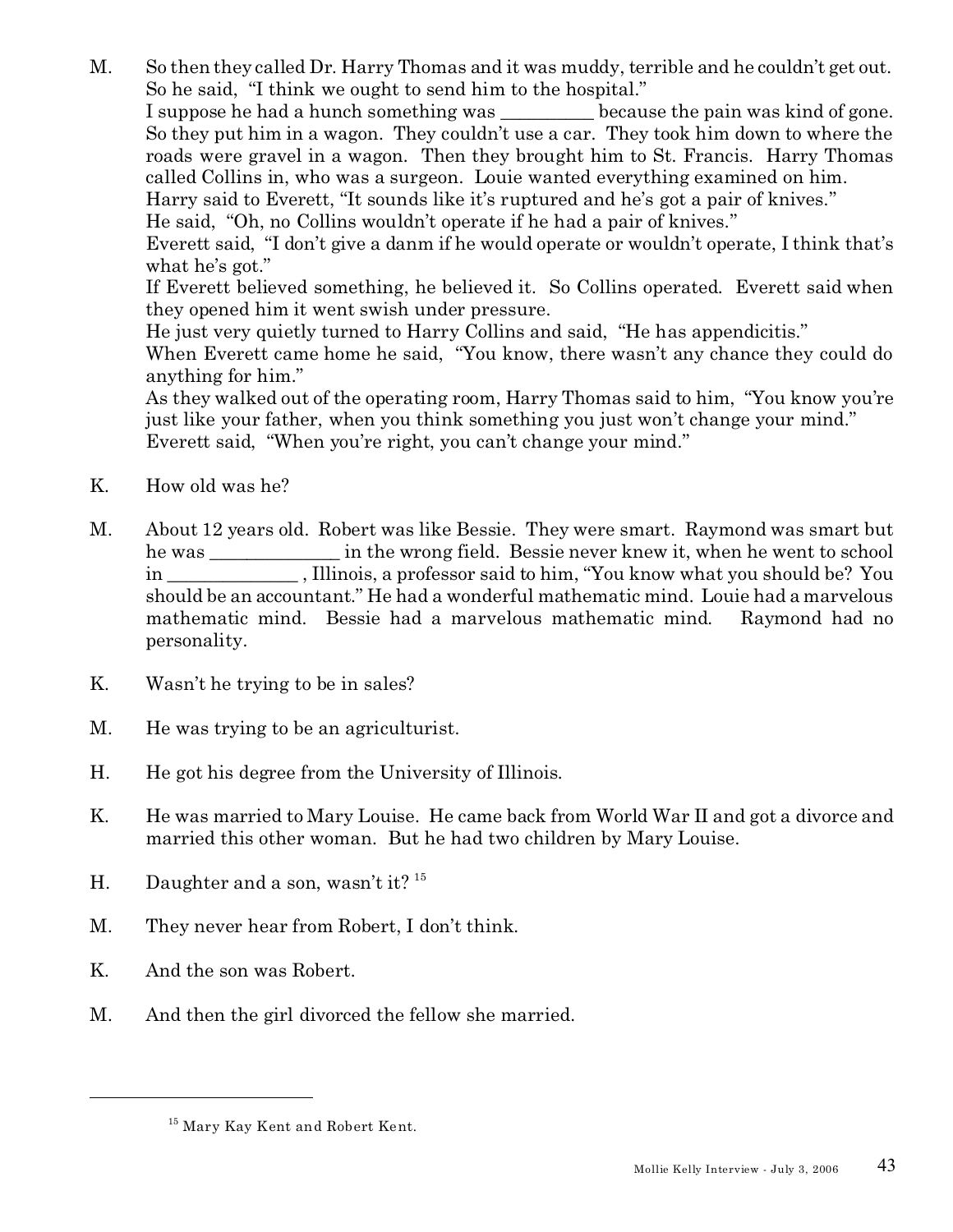M. So then they called Dr. Harry Thomas and it was muddy, terrible and he couldn't get out. So he said, "I think we ought to send him to the hospital."
I suppose he had a hunch something was __________ because the pain was kind of gone. So they put him in a wagon. They couldn't use a car. They took him down to where the roads were gravel in a wagon. Then they brought him to St. Francis. Harry Thomas called Collins in, who was a surgeon. Louie wanted everything examined on him.
Harry said to Everett, "It sounds like it's ruptured and he's got a pair of knives."
He said, "Oh, no Collins wouldn't operate if he had a pair of knives."
Everett said, "I don't give a danm if he would operate or wouldn't operate, I think that's what he's got."
If Everett believed something, he believed it. So Collins operated. Everett said when they opened him it went swish under pressure.
He just very quietly turned to Harry Collins and said, "He has appendicitis."
When Everett came home he said, "You know, there wasn't any chance they could do anything for him."
As they walked out of the operating room, Harry Thomas said to him, "You know you're just like your father, when you think something you just won't change your mind."
Everett said, "When you're right, you can't change your mind."

K. How old was he?

M. About 12 years old. Robert was like Bessie. They were smart. Raymond was smart but he was ______________ in the wrong field. Bessie never knew it, when he went to school in ______________ , Illinois, a professor said to him, "You know what you should be? You should be an accountant." He had a wonderful mathematic mind. Louie had a marvelous mathematic mind. Bessie had a marvelous mathematic mind. Raymond had no personality.

K. Wasn't he trying to be in sales?

M. He was trying to be an agriculturist.

H. He got his degree from the University of Illinois.

K. He was married to Mary Louise. He came back from World War II and got a divorce and married this other woman. But he had two children by Mary Louise.

H. Daughter and a son, wasn't it? [15]

M. They never hear from Robert, I don't think.

K. And the son was Robert.

M. And then the girl divorced the fellow she married.

---

[15] Mary Kay Kent and Robert Kent.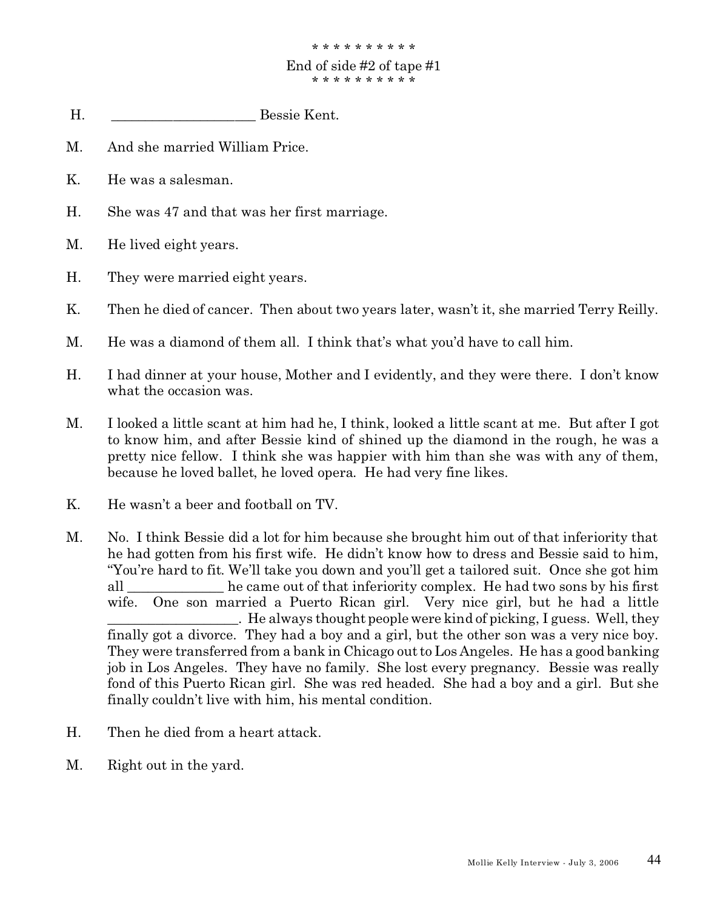\* \* \* \* \* \* \* \* \* \*
End of side #2 of tape #1
\* \* \* \* \* \* \* \* \* \*

H. _____________________ Bessie Kent.

M. And she married William Price.

K. He was a salesman.

H. She was 47 and that was her first marriage.

M. He lived eight years.

H. They were married eight years.

K. Then he died of cancer. Then about two years later, wasn't it, she married Terry Reilly.

M. He was a diamond of them all. I think that's what you'd have to call him.

H. I had dinner at your house, Mother and I evidently, and they were there. I don't know what the occasion was.

M. I looked a little scant at him had he, I think, looked a little scant at me. But after I got to know him, and after Bessie kind of shined up the diamond in the rough, he was a pretty nice fellow. I think she was happier with him than she was with any of them, because he loved ballet, he loved opera. He had very fine likes.

K. He wasn't a beer and football on TV.

M. No. I think Bessie did a lot for him because she brought him out of that inferiority that he had gotten from his first wife. He didn't know how to dress and Bessie said to him, "You're hard to fit. We'll take you down and you'll get a tailored suit. Once she got him all ______________ he came out of that inferiority complex. He had two sons by his first wife. One son married a Puerto Rican girl. Very nice girl, but he had a little ___________________. He always thought people were kind of picking, I guess. Well, they finally got a divorce. They had a boy and a girl, but the other son was a very nice boy. They were transferred from a bank in Chicago out to Los Angeles. He has a good banking job in Los Angeles. They have no family. She lost every pregnancy. Bessie was really fond of this Puerto Rican girl. She was red headed. She had a boy and a girl. But she finally couldn't live with him, his mental condition.

H. Then he died from a heart attack.

M. Right out in the yard.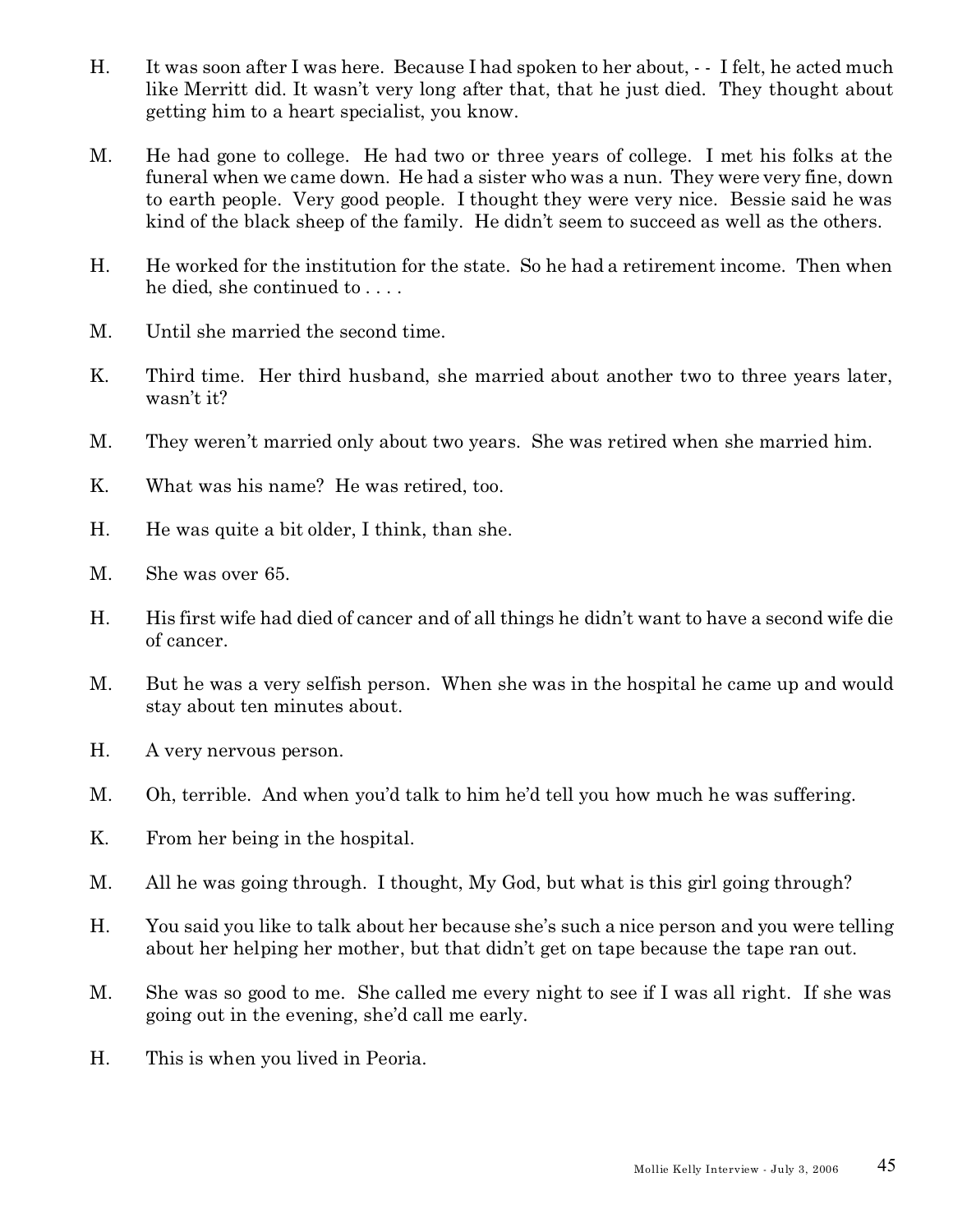H. It was soon after I was here. Because I had spoken to her about, - - I felt, he acted much like Merritt did. It wasn't very long after that, that he just died. They thought about getting him to a heart specialist, you know.

M. He had gone to college. He had two or three years of college. I met his folks at the funeral when we came down. He had a sister who was a nun. They were very fine, down to earth people. Very good people. I thought they were very nice. Bessie said he was kind of the black sheep of the family. He didn't seem to succeed as well as the others.

H. He worked for the institution for the state. So he had a retirement income. Then when he died, she continued to . . . .

M. Until she married the second time.

K. Third time. Her third husband, she married about another two to three years later, wasn't it?

M. They weren't married only about two years. She was retired when she married him.

K. What was his name? He was retired, too.

H. He was quite a bit older, I think, than she.

M. She was over 65.

H. His first wife had died of cancer and of all things he didn't want to have a second wife die of cancer.

M. But he was a very selfish person. When she was in the hospital he came up and would stay about ten minutes about.

H. A very nervous person.

M. Oh, terrible. And when you'd talk to him he'd tell you how much he was suffering.

K. From her being in the hospital.

M. All he was going through. I thought, My God, but what is this girl going through?

H. You said you like to talk about her because she's such a nice person and you were telling about her helping her mother, but that didn't get on tape because the tape ran out.

M. She was so good to me. She called me every night to see if I was all right. If she was going out in the evening, she'd call me early.

H. This is when you lived in Peoria.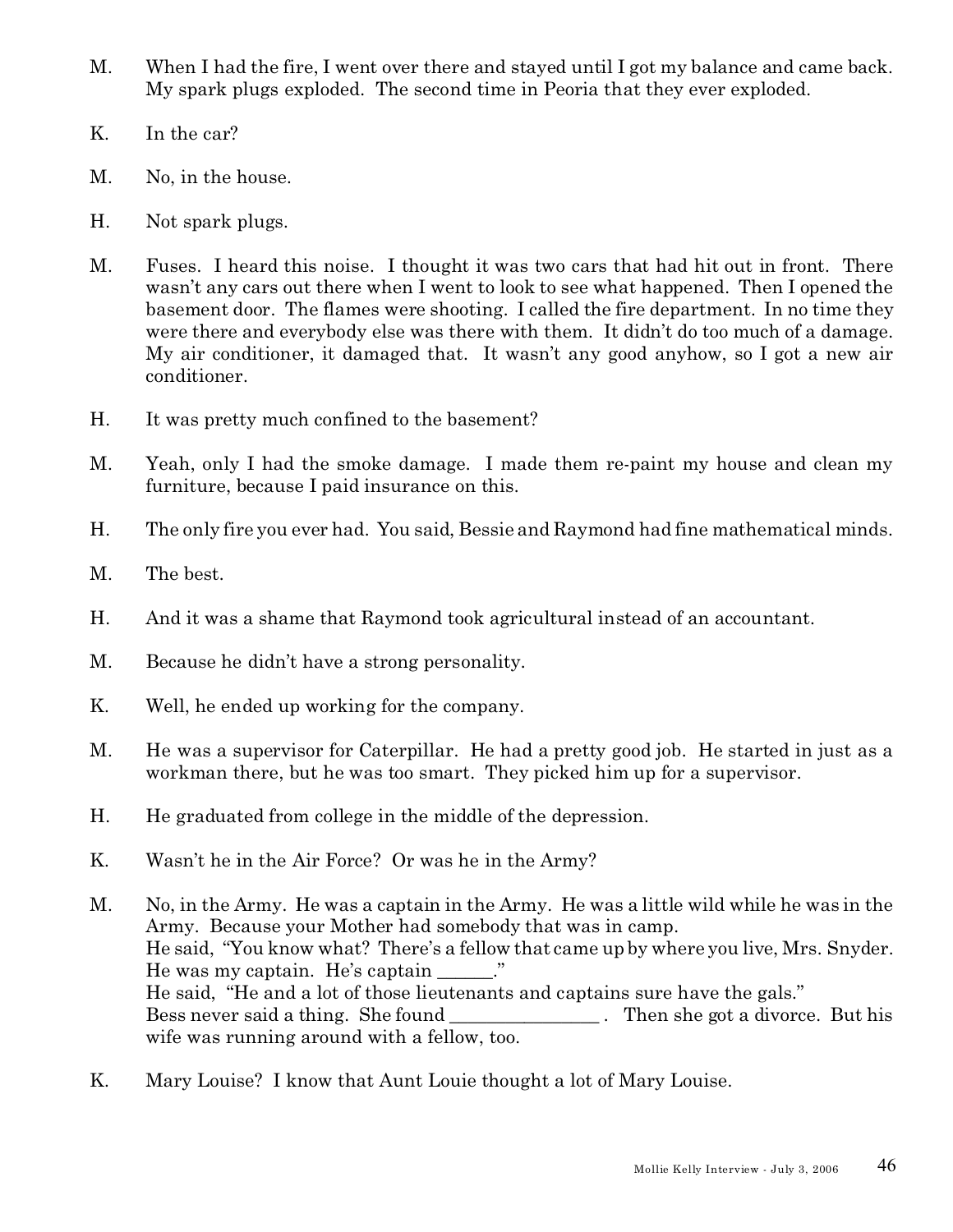M. When I had the fire, I went over there and stayed until I got my balance and came back. My spark plugs exploded. The second time in Peoria that they ever exploded.

K. In the car?

M. No, in the house.

H. Not spark plugs.

M. Fuses. I heard this noise. I thought it was two cars that had hit out in front. There wasn't any cars out there when I went to look to see what happened. Then I opened the basement door. The flames were shooting. I called the fire department. In no time they were there and everybody else was there with them. It didn't do too much of a damage. My air conditioner, it damaged that. It wasn't any good anyhow, so I got a new air conditioner.

H. It was pretty much confined to the basement?

M. Yeah, only I had the smoke damage. I made them re-paint my house and clean my furniture, because I paid insurance on this.

H. The only fire you ever had. You said, Bessie and Raymond had fine mathematical minds.

M. The best.

H. And it was a shame that Raymond took agricultural instead of an accountant.

M. Because he didn't have a strong personality.

K. Well, he ended up working for the company.

M. He was a supervisor for Caterpillar. He had a pretty good job. He started in just as a workman there, but he was too smart. They picked him up for a supervisor.

H. He graduated from college in the middle of the depression.

K. Wasn't he in the Air Force? Or was he in the Army?

M. No, in the Army. He was a captain in the Army. He was a little wild while he was in the Army. Because your Mother had somebody that was in camp.
He said, "You know what? There's a fellow that came up by where you live, Mrs. Snyder. He was my captain. He's captain ______."
He said, "He and a lot of those lieutenants and captains sure have the gals."
Bess never said a thing. She found ________________ . Then she got a divorce. But his wife was running around with a fellow, too.

K. Mary Louise? I know that Aunt Louie thought a lot of Mary Louise.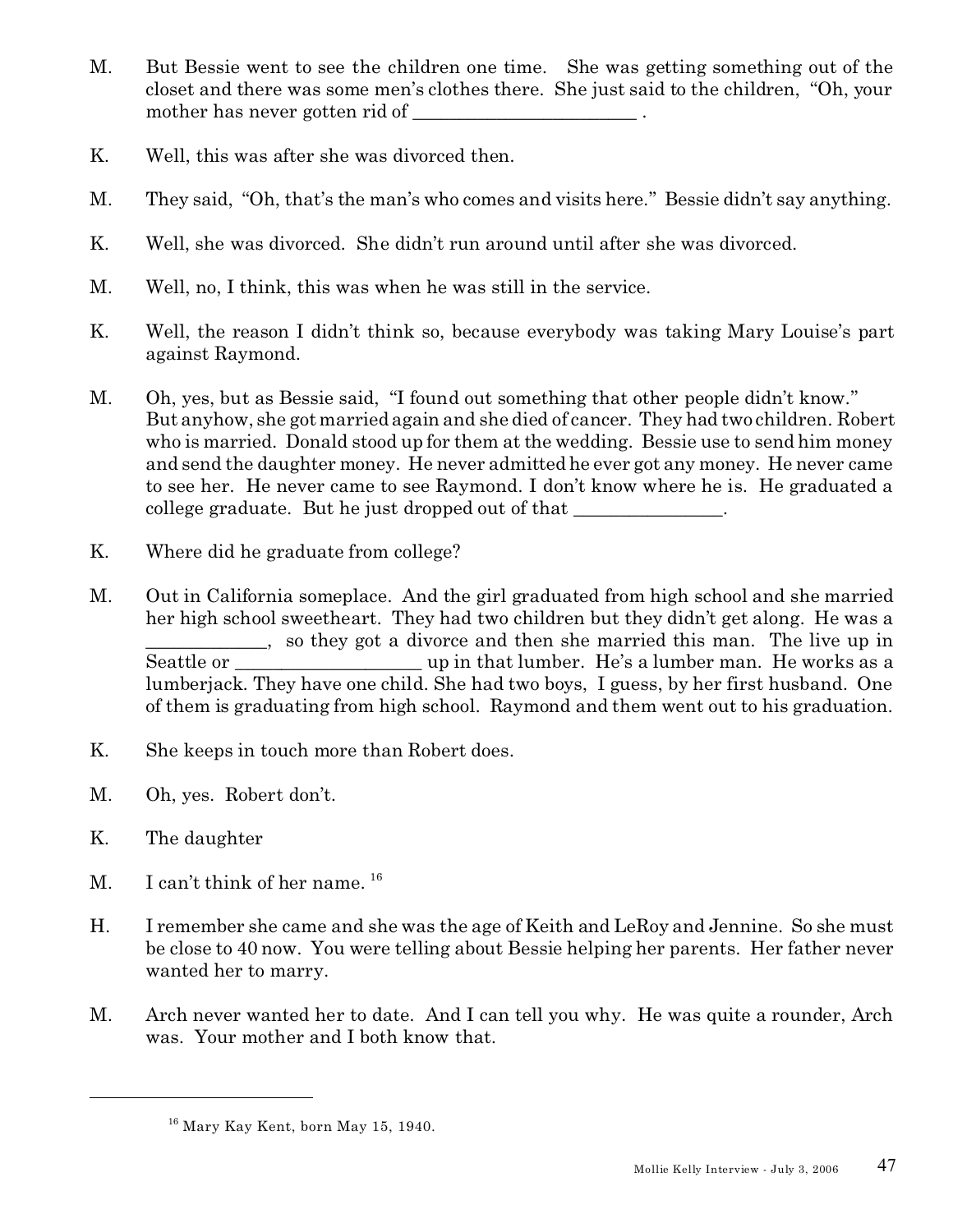M. But Bessie went to see the children one time. She was getting something out of the closet and there was some men's clothes there. She just said to the children, "Oh, your mother has never gotten rid of ________________________ .

K. Well, this was after she was divorced then.

M. They said, "Oh, that's the man's who comes and visits here." Bessie didn't say anything.

K. Well, she was divorced. She didn't run around until after she was divorced.

M. Well, no, I think, this was when he was still in the service.

K. Well, the reason I didn't think so, because everybody was taking Mary Louise's part against Raymond.

M. Oh, yes, but as Bessie said, "I found out something that other people didn't know." But anyhow, she got married again and she died of cancer. They had two children. Robert who is married. Donald stood up for them at the wedding. Bessie use to send him money and send the daughter money. He never admitted he ever got any money. He never came to see her. He never came to see Raymond. I don't know where he is. He graduated a college graduate. But he just dropped out of that ________________.

K. Where did he graduate from college?

M. Out in California someplace. And the girl graduated from high school and she married her high school sweetheart. They had two children but they didn't get along. He was a ____________, so they got a divorce and then she married this man. The live up in Seattle or ____________________ up in that lumber. He's a lumber man. He works as a lumberjack. They have one child. She had two boys, I guess, by her first husband. One of them is graduating from high school. Raymond and them went out to his graduation.

K. She keeps in touch more than Robert does.

M. Oh, yes. Robert don't.

K. The daughter

M. I can't think of her name. [16]

H. I remember she came and she was the age of Keith and LeRoy and Jennine. So she must be close to 40 now. You were telling about Bessie helping her parents. Her father never wanted her to marry.

M. Arch never wanted her to date. And I can tell you why. He was quite a rounder, Arch was. Your mother and I both know that.

---

[16] Mary Kay Kent, born May 15, 1940.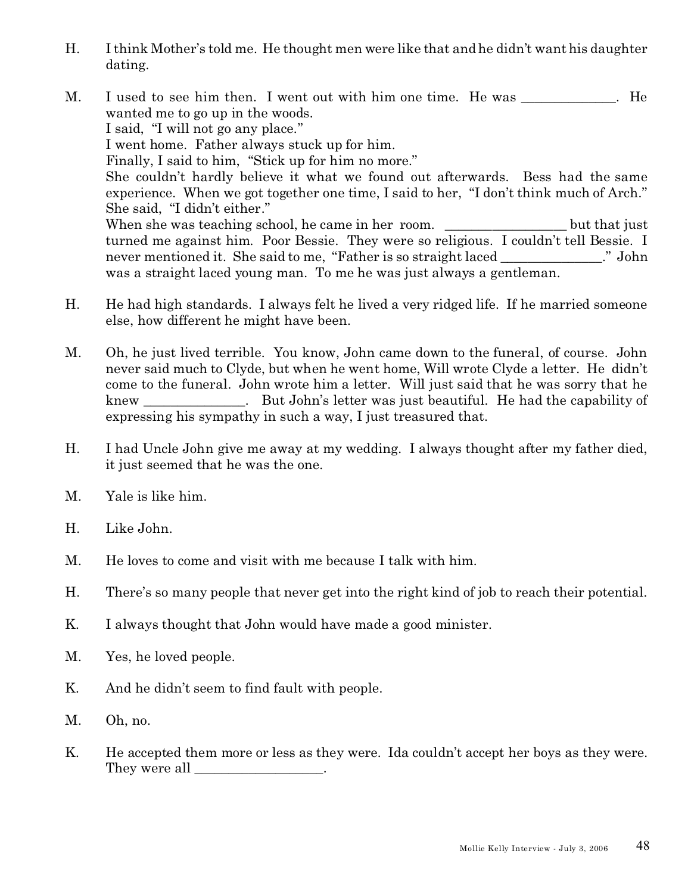H. I think Mother's told me. He thought men were like that and he didn't want his daughter dating.

M. I used to see him then. I went out with him one time. He was ______________. He wanted me to go up in the woods.
I said, "I will not go any place."
I went home. Father always stuck up for him.
Finally, I said to him, "Stick up for him no more."
She couldn't hardly believe it what we found out afterwards. Bess had the same experience. When we got together one time, I said to her, "I don't think much of Arch."
She said, "I didn't either."
When she was teaching school, he came in her room. __________________ but that just turned me against him. Poor Bessie. They were so religious. I couldn't tell Bessie. I never mentioned it. She said to me, "Father is so straight laced _______________." John was a straight laced young man. To me he was just always a gentleman.

H. He had high standards. I always felt he lived a very ridged life. If he married someone else, how different he might have been.

M. Oh, he just lived terrible. You know, John came down to the funeral, of course. John never said much to Clyde, but when he went home, Will wrote Clyde a letter. He didn't come to the funeral. John wrote him a letter. Will just said that he was sorry that he knew _______________. But John's letter was just beautiful. He had the capability of expressing his sympathy in such a way, I just treasured that.

H. I had Uncle John give me away at my wedding. I always thought after my father died, it just seemed that he was the one.

M. Yale is like him.

H. Like John.

M. He loves to come and visit with me because I talk with him.

H. There's so many people that never get into the right kind of job to reach their potential.

K. I always thought that John would have made a good minister.

M. Yes, he loved people.

K. And he didn't seem to find fault with people.

M. Oh, no.

K. He accepted them more or less as they were. Ida couldn't accept her boys as they were. They were all ___________________.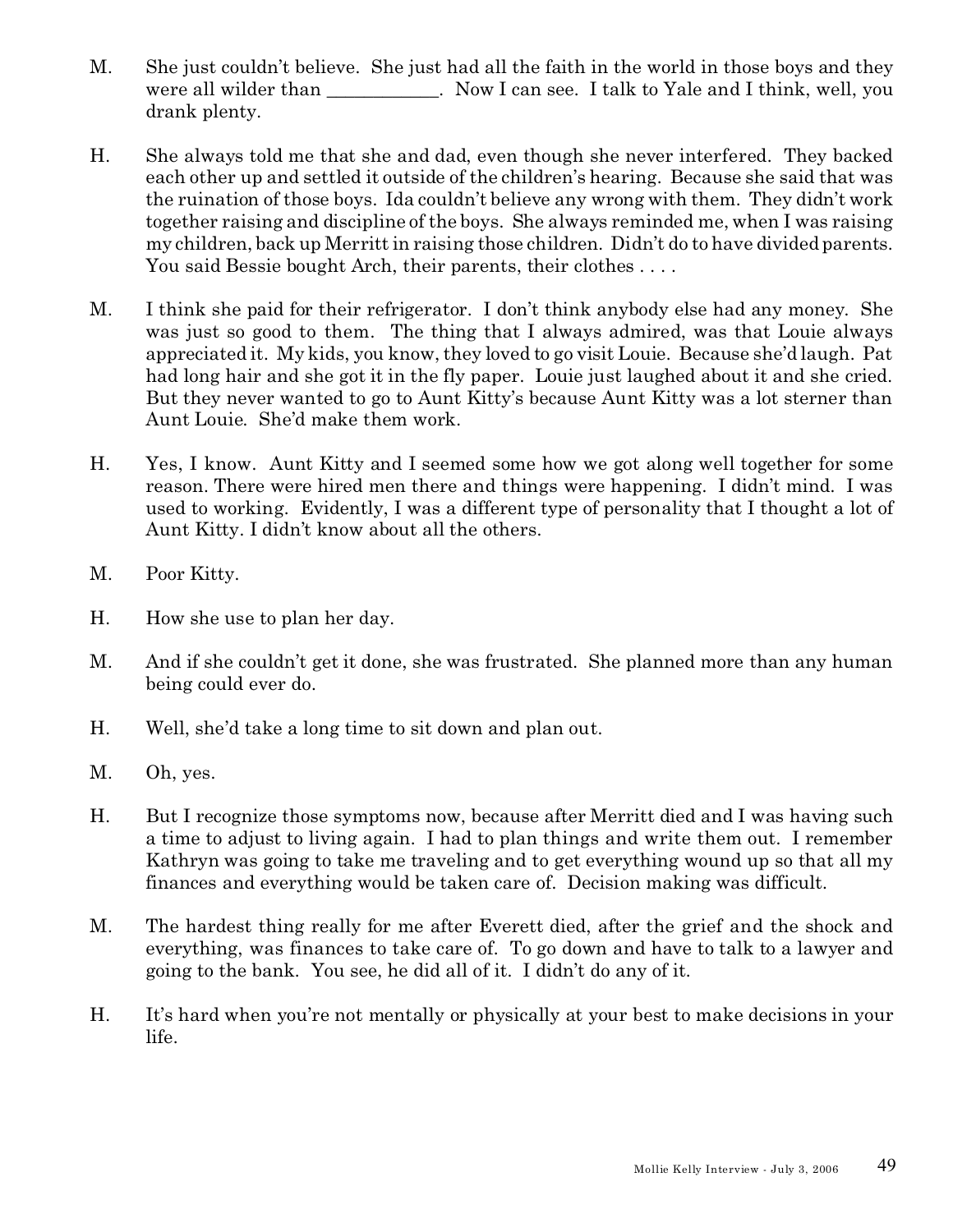M. She just couldn't believe. She just had all the faith in the world in those boys and they were all wilder than ____________. Now I can see. I talk to Yale and I think, well, you drank plenty.

H. She always told me that she and dad, even though she never interfered. They backed each other up and settled it outside of the children's hearing. Because she said that was the ruination of those boys. Ida couldn't believe any wrong with them. They didn't work together raising and discipline of the boys. She always reminded me, when I was raising my children, back up Merritt in raising those children. Didn't do to have divided parents. You said Bessie bought Arch, their parents, their clothes . . . .

M. I think she paid for their refrigerator. I don't think anybody else had any money. She was just so good to them. The thing that I always admired, was that Louie always appreciated it. My kids, you know, they loved to go visit Louie. Because she'd laugh. Pat had long hair and she got it in the fly paper. Louie just laughed about it and she cried. But they never wanted to go to Aunt Kitty's because Aunt Kitty was a lot sterner than Aunt Louie. She'd make them work.

H. Yes, I know. Aunt Kitty and I seemed some how we got along well together for some reason. There were hired men there and things were happening. I didn't mind. I was used to working. Evidently, I was a different type of personality that I thought a lot of Aunt Kitty. I didn't know about all the others.

M. Poor Kitty.

H. How she use to plan her day.

M. And if she couldn't get it done, she was frustrated. She planned more than any human being could ever do.

H. Well, she'd take a long time to sit down and plan out.

M. Oh, yes.

H. But I recognize those symptoms now, because after Merritt died and I was having such a time to adjust to living again. I had to plan things and write them out. I remember Kathryn was going to take me traveling and to get everything wound up so that all my finances and everything would be taken care of. Decision making was difficult.

M. The hardest thing really for me after Everett died, after the grief and the shock and everything, was finances to take care of. To go down and have to talk to a lawyer and going to the bank. You see, he did all of it. I didn't do any of it.

H. It's hard when you're not mentally or physically at your best to make decisions in your life.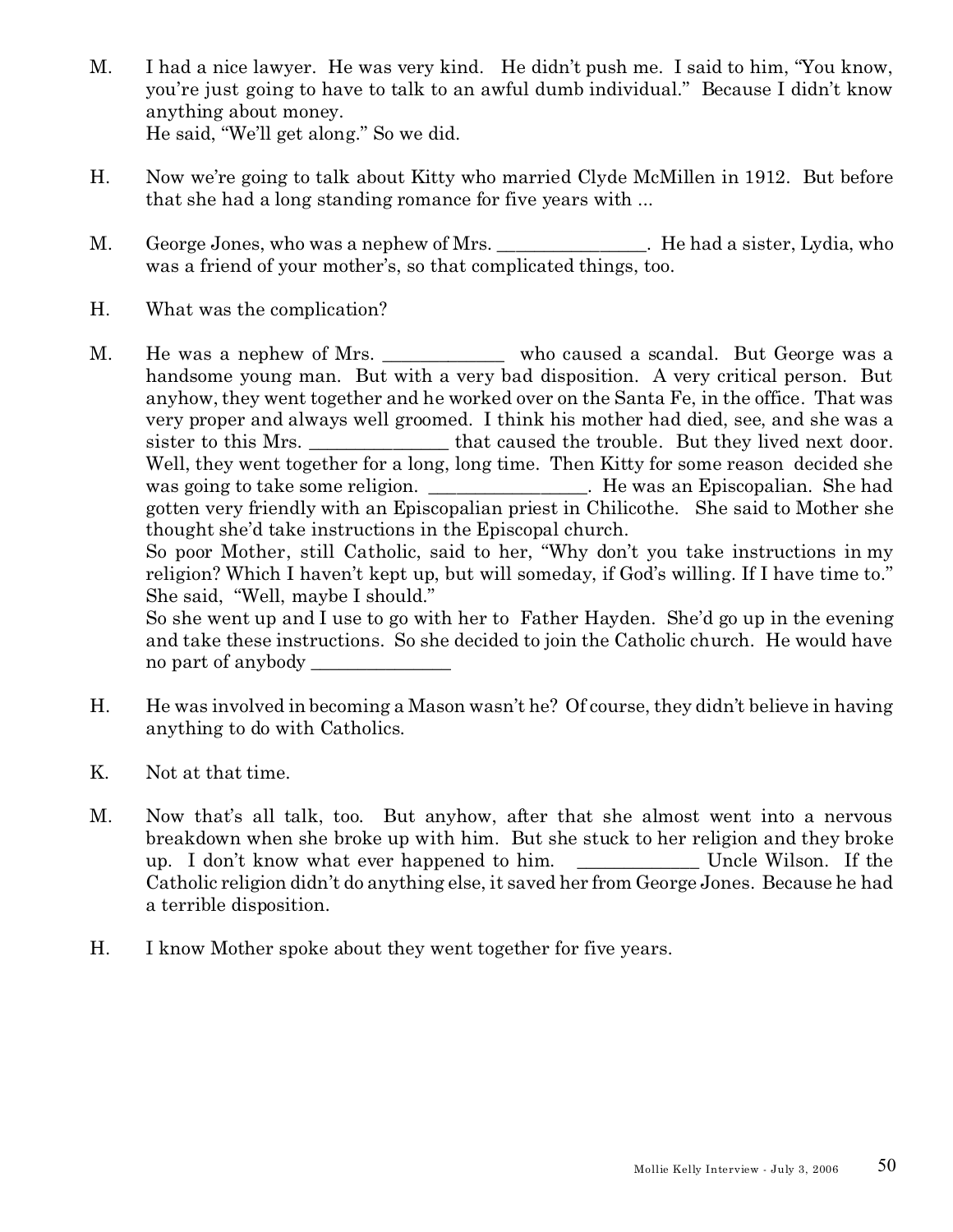M. I had a nice lawyer. He was very kind. He didn't push me. I said to him, "You know, you're just going to have to talk to an awful dumb individual." Because I didn't know anything about money.
He said, "We'll get along." So we did.

H. Now we're going to talk about Kitty who married Clyde McMillen in 1912. But before that she had a long standing romance for five years with ...

M. George Jones, who was a nephew of Mrs. ________________. He had a sister, Lydia, who was a friend of your mother's, so that complicated things, too.

H. What was the complication?

M. He was a nephew of Mrs. _____________ who caused a scandal. But George was a handsome young man. But with a very bad disposition. A very critical person. But anyhow, they went together and he worked over on the Santa Fe, in the office. That was very proper and always well groomed. I think his mother had died, see, and she was a sister to this Mrs. _______________ that caused the trouble. But they lived next door. Well, they went together for a long, long time. Then Kitty for some reason decided she was going to take some religion. _________________. He was an Episcopalian. She had gotten very friendly with an Episcopalian priest in Chilicothe. She said to Mother she thought she'd take instructions in the Episcopal church.
So poor Mother, still Catholic, said to her, "Why don't you take instructions in my religion? Which I haven't kept up, but will someday, if God's willing. If I have time to." She said, "Well, maybe I should."
So she went up and I use to go with her to Father Hayden. She'd go up in the evening and take these instructions. So she decided to join the Catholic church. He would have no part of anybody _______________

H. He was involved in becoming a Mason wasn't he? Of course, they didn't believe in having anything to do with Catholics.

K. Not at that time.

M. Now that's all talk, too. But anyhow, after that she almost went into a nervous breakdown when she broke up with him. But she stuck to her religion and they broke up. I don't know what ever happened to him. _____________ Uncle Wilson. If the Catholic religion didn't do anything else, it saved her from George Jones. Because he had a terrible disposition.

H. I know Mother spoke about they went together for five years.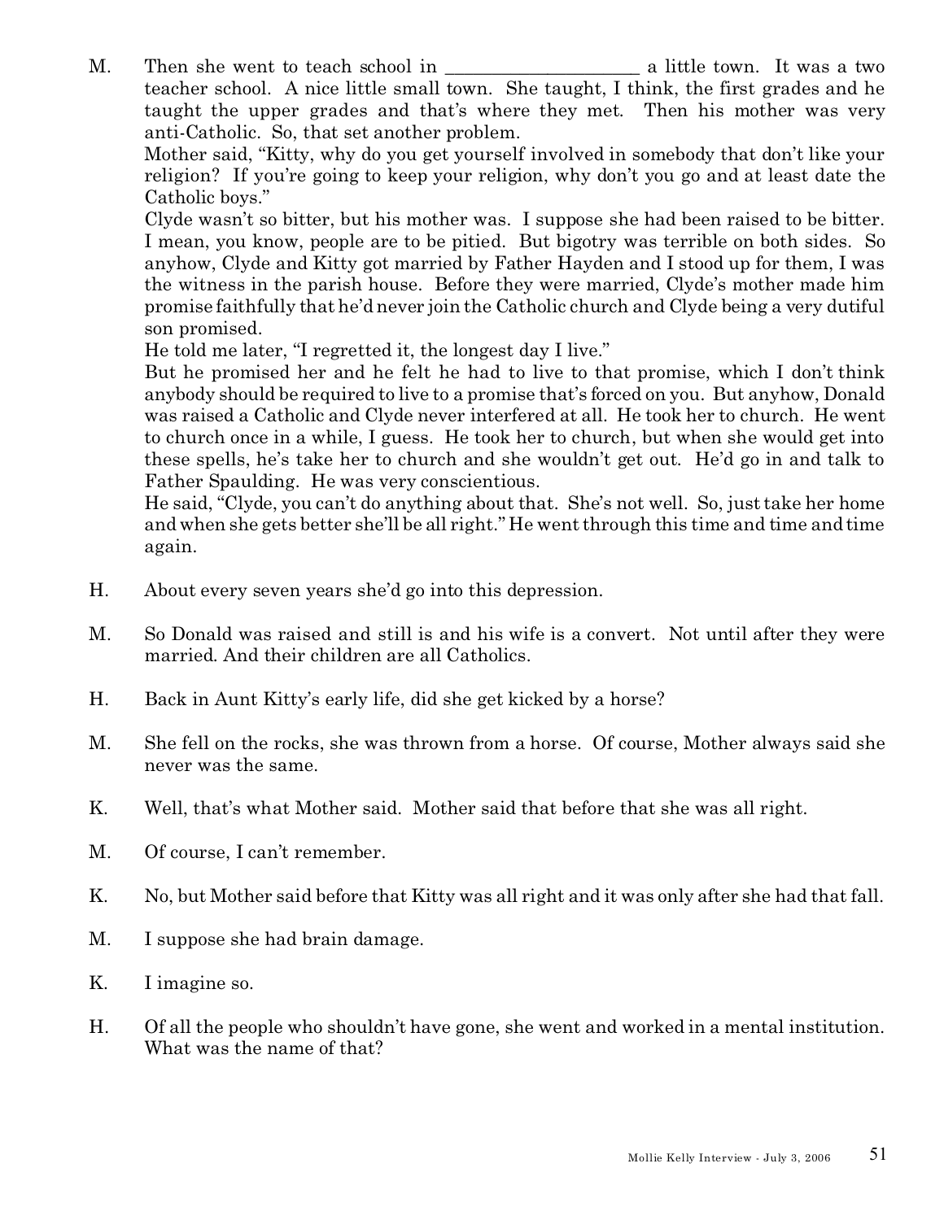M. Then she went to teach school in ____________________ a little town. It was a two teacher school. A nice little small town. She taught, I think, the first grades and he taught the upper grades and that's where they met. Then his mother was very anti-Catholic. So, that set another problem.
Mother said, "Kitty, why do you get yourself involved in somebody that don't like your religion? If you're going to keep your religion, why don't you go and at least date the Catholic boys."
Clyde wasn't so bitter, but his mother was. I suppose she had been raised to be bitter. I mean, you know, people are to be pitied. But bigotry was terrible on both sides. So anyhow, Clyde and Kitty got married by Father Hayden and I stood up for them, I was the witness in the parish house. Before they were married, Clyde's mother made him promise faithfully that he'd never join the Catholic church and Clyde being a very dutiful son promised.
He told me later, "I regretted it, the longest day I live."
But he promised her and he felt he had to live to that promise, which I don't think anybody should be required to live to a promise that's forced on you. But anyhow, Donald was raised a Catholic and Clyde never interfered at all. He took her to church. He went to church once in a while, I guess. He took her to church, but when she would get into these spells, he's take her to church and she wouldn't get out. He'd go in and talk to Father Spaulding. He was very conscientious.
He said, "Clyde, you can't do anything about that. She's not well. So, just take her home and when she gets better she'll be all right." He went through this time and time and time again.

H. About every seven years she'd go into this depression.

M. So Donald was raised and still is and his wife is a convert. Not until after they were married. And their children are all Catholics.

H. Back in Aunt Kitty's early life, did she get kicked by a horse?

M. She fell on the rocks, she was thrown from a horse. Of course, Mother always said she never was the same.

K. Well, that's what Mother said. Mother said that before that she was all right.

M. Of course, I can't remember.

K. No, but Mother said before that Kitty was all right and it was only after she had that fall.

M. I suppose she had brain damage.

K. I imagine so.

H. Of all the people who shouldn't have gone, she went and worked in a mental institution. What was the name of that?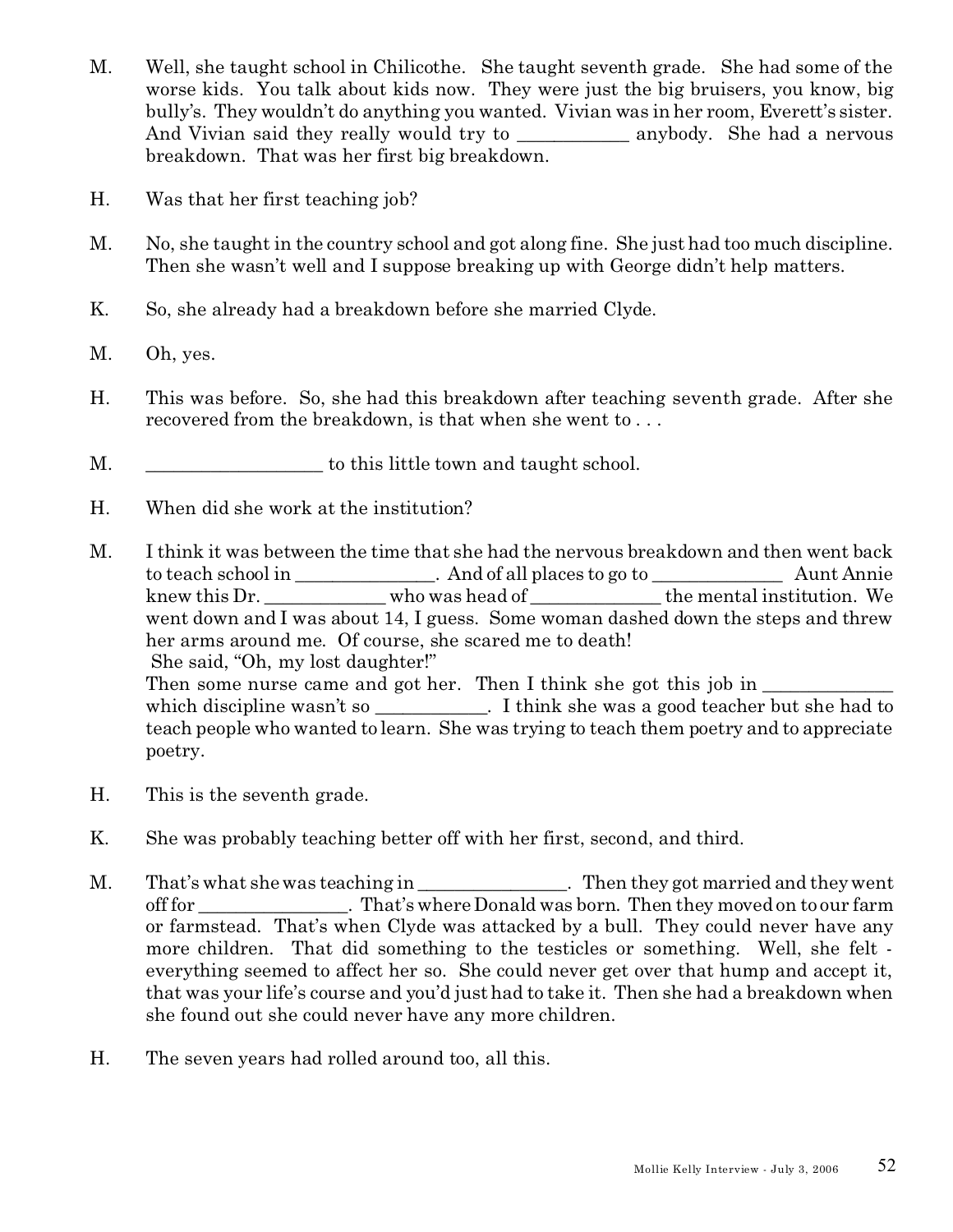M. Well, she taught school in Chilicothe. She taught seventh grade. She had some of the worse kids. You talk about kids now. They were just the big bruisers, you know, big bully's. They wouldn't do anything you wanted. Vivian was in her room, Everett's sister. And Vivian said they really would try to ___________ anybody. She had a nervous breakdown. That was her first big breakdown.

H. Was that her first teaching job?

M. No, she taught in the country school and got along fine. She just had too much discipline. Then she wasn't well and I suppose breaking up with George didn't help matters.

K. So, she already had a breakdown before she married Clyde.

M. Oh, yes.

H. This was before. So, she had this breakdown after teaching seventh grade. After she recovered from the breakdown, is that when she went to . . .

M. _________________ to this little town and taught school.

H. When did she work at the institution?

M. I think it was between the time that she had the nervous breakdown and then went back to teach school in ______________. And of all places to go to _____________ Aunt Annie knew this Dr. ____________ who was head of _____________ the mental institution. We went down and I was about 14, I guess. Some woman dashed down the steps and threw her arms around me. Of course, she scared me to death!
She said, "Oh, my lost daughter!"
Then some nurse came and got her. Then I think she got this job in _____________ which discipline wasn't so ___________. I think she was a good teacher but she had to teach people who wanted to learn. She was trying to teach them poetry and to appreciate poetry.

H. This is the seventh grade.

K. She was probably teaching better off with her first, second, and third.

M. That's what she was teaching in _______________. Then they got married and they went off for _______________. That's where Donald was born. Then they moved on to our farm or farmstead. That's when Clyde was attacked by a bull. They could never have any more children. That did something to the testicles or something. Well, she felt - everything seemed to affect her so. She could never get over that hump and accept it, that was your life's course and you'd just had to take it. Then she had a breakdown when she found out she could never have any more children.

H. The seven years had rolled around too, all this.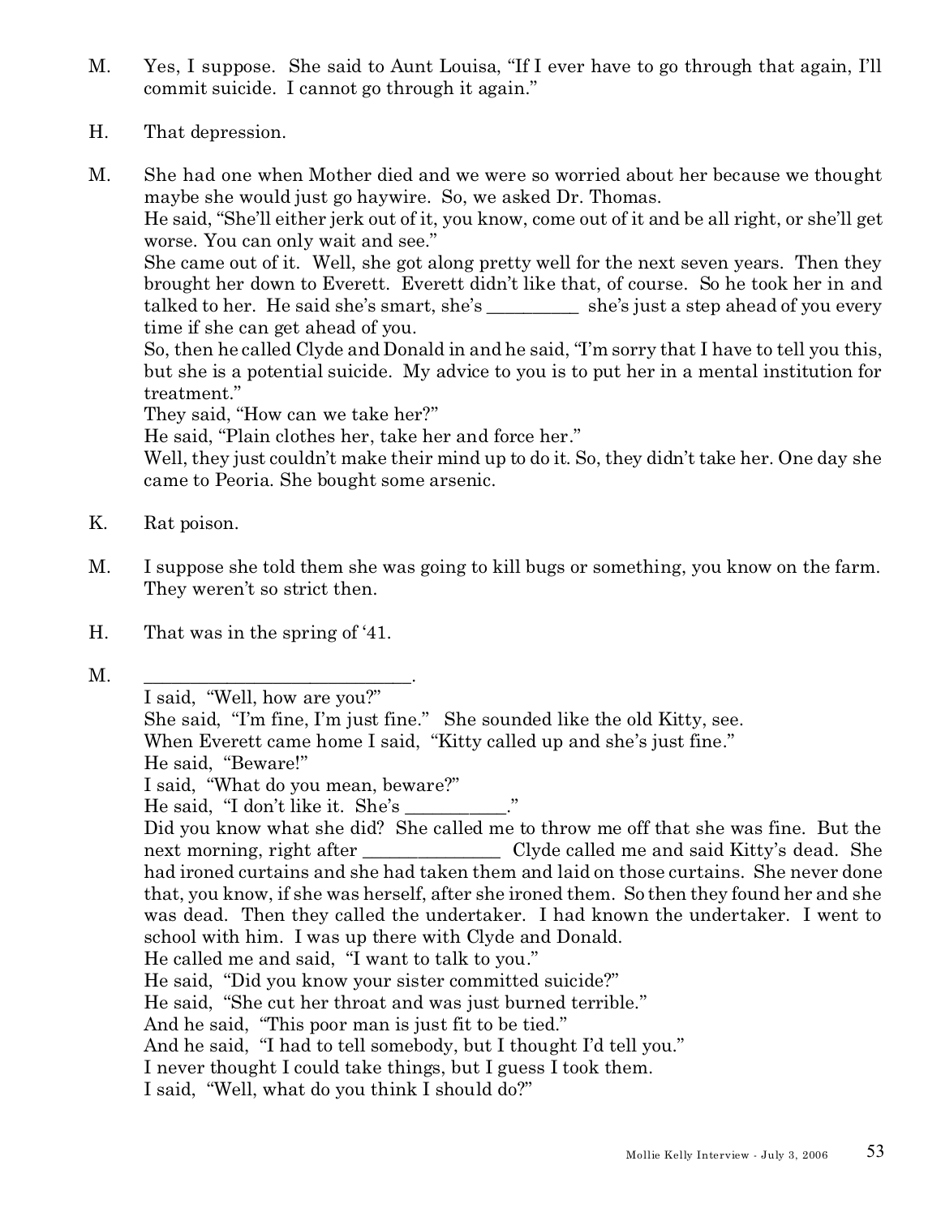M. Yes, I suppose. She said to Aunt Louisa, "If I ever have to go through that again, I'll commit suicide. I cannot go through it again."

H. That depression.

M. She had one when Mother died and we were so worried about her because we thought maybe she would just go haywire. So, we asked Dr. Thomas.
He said, "She'll either jerk out of it, you know, come out of it and be all right, or she'll get worse. You can only wait and see."
She came out of it. Well, she got along pretty well for the next seven years. Then they brought her down to Everett. Everett didn't like that, of course. So he took her in and talked to her. He said she's smart, she's __________ she's just a step ahead of you every time if she can get ahead of you.
So, then he called Clyde and Donald in and he said, "I'm sorry that I have to tell you this, but she is a potential suicide. My advice to you is to put her in a mental institution for treatment."
They said, "How can we take her?"
He said, "Plain clothes her, take her and force her."
Well, they just couldn't make their mind up to do it. So, they didn't take her. One day she came to Peoria. She bought some arsenic.

K. Rat poison.

M. I suppose she told them she was going to kill bugs or something, you know on the farm. They weren't so strict then.

H. That was in the spring of '41.

M. ____________________________.
I said, "Well, how are you?"
She said, "I'm fine, I'm just fine." She sounded like the old Kitty, see.
When Everett came home I said, "Kitty called up and she's just fine."
He said, "Beware!"
I said, "What do you mean, beware?"
He said, "I don't like it. She's ___________."
Did you know what she did? She called me to throw me off that she was fine. But the next morning, right after _______________ Clyde called me and said Kitty's dead. She had ironed curtains and she had taken them and laid on those curtains. She never done that, you know, if she was herself, after she ironed them. So then they found her and she was dead. Then they called the undertaker. I had known the undertaker. I went to school with him. I was up there with Clyde and Donald.
He called me and said, "I want to talk to you."
He said, "Did you know your sister committed suicide?"
He said, "She cut her throat and was just burned terrible."
And he said, "This poor man is just fit to be tied."
And he said, "I had to tell somebody, but I thought I'd tell you."
I never thought I could take things, but I guess I took them.
I said, "Well, what do you think I should do?"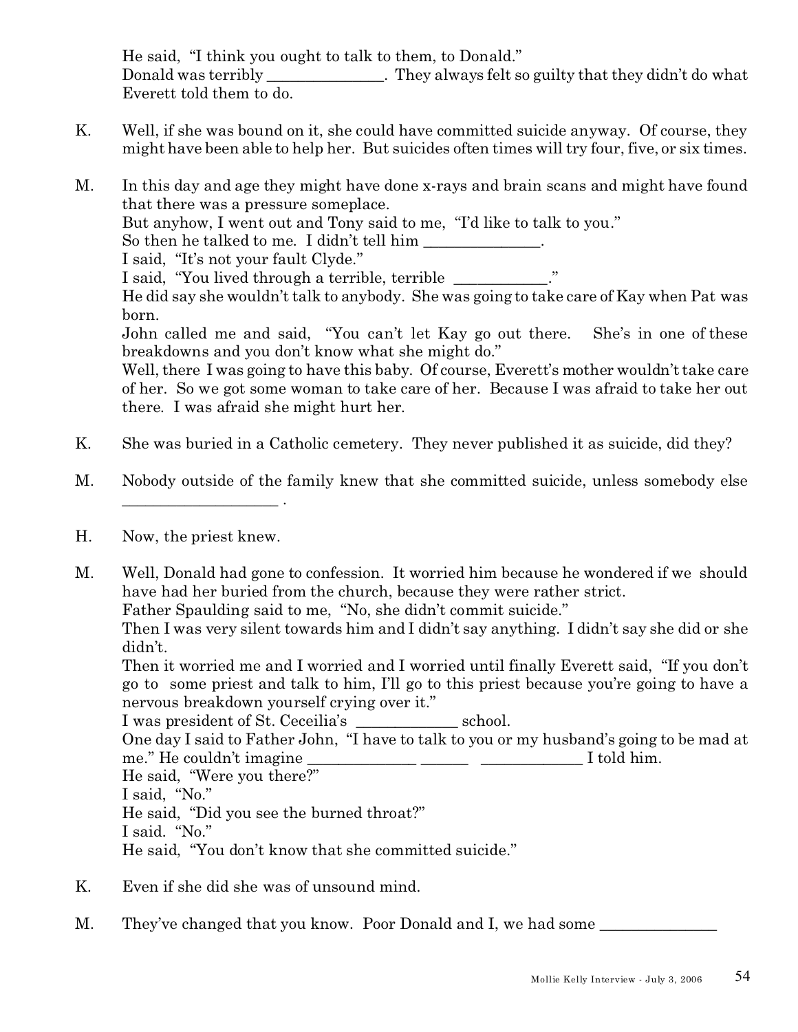He said, "I think you ought to talk to them, to Donald."
Donald was terribly _______________. They always felt so guilty that they didn't do what Everett told them to do.

K. Well, if she was bound on it, she could have committed suicide anyway. Of course, they might have been able to help her. But suicides often times will try four, five, or six times.

M. In this day and age they might have done x-rays and brain scans and might have found that there was a pressure someplace.
But anyhow, I went out and Tony said to me, "I'd like to talk to you."
So then he talked to me. I didn't tell him _______________.
I said, "It's not your fault Clyde."
I said, "You lived through a terrible, terrible ____________."
He did say she wouldn't talk to anybody. She was going to take care of Kay when Pat was born.
John called me and said, "You can't let Kay go out there. She's in one of these breakdowns and you don't know what she might do."
Well, there I was going to have this baby. Of course, Everett's mother wouldn't take care of her. So we got some woman to take care of her. Because I was afraid to take her out there. I was afraid she might hurt her.

K. She was buried in a Catholic cemetery. They never published it as suicide, did they?

M. Nobody outside of the family knew that she committed suicide, unless somebody else ___________________ .

H. Now, the priest knew.

M. Well, Donald had gone to confession. It worried him because he wondered if we should have had her buried from the church, because they were rather strict.
Father Spaulding said to me, "No, she didn't commit suicide."
Then I was very silent towards him and I didn't say anything. I didn't say she did or she didn't.
Then it worried me and I worried and I worried until finally Everett said, "If you don't go to some priest and talk to him, I'll go to this priest because you're going to have a nervous breakdown yourself crying over it."
I was president of St. Ceceilia's _____________ school.
One day I said to Father John, "I have to talk to you or my husband's going to be mad at me." He couldn't imagine _____________ ______ _____________ I told him.
He said, "Were you there?"
I said, "No."
He said, "Did you see the burned throat?"
I said. "No."
He said, "You don't know that she committed suicide."

K. Even if she did she was of unsound mind.

M. They've changed that you know. Poor Donald and I, we had some _______________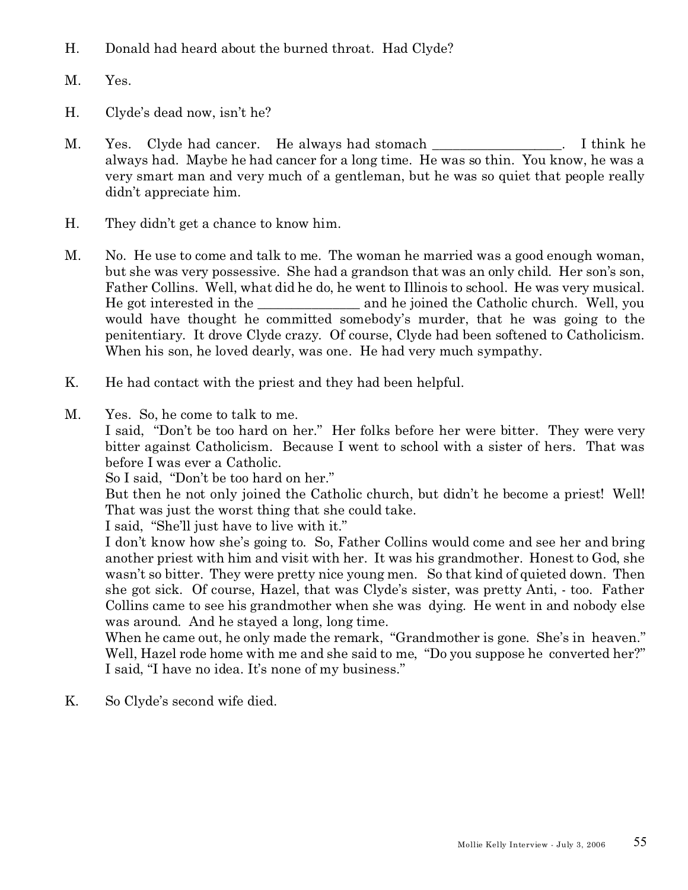H. Donald had heard about the burned throat. Had Clyde?

M. Yes.

H. Clyde's dead now, isn't he?

M. Yes. Clyde had cancer. He always had stomach ___________________. I think he always had. Maybe he had cancer for a long time. He was so thin. You know, he was a very smart man and very much of a gentleman, but he was so quiet that people really didn't appreciate him.

H. They didn't get a chance to know him.

M. No. He use to come and talk to me. The woman he married was a good enough woman, but she was very possessive. She had a grandson that was an only child. Her son's son, Father Collins. Well, what did he do, he went to Illinois to school. He was very musical. He got interested in the _______________ and he joined the Catholic church. Well, you would have thought he committed somebody's murder, that he was going to the penitentiary. It drove Clyde crazy. Of course, Clyde had been softened to Catholicism. When his son, he loved dearly, was one. He had very much sympathy.

K. He had contact with the priest and they had been helpful.

M. Yes. So, he come to talk to me.
I said, "Don't be too hard on her." Her folks before her were bitter. They were very bitter against Catholicism. Because I went to school with a sister of hers. That was before I was ever a Catholic.
So I said, "Don't be too hard on her."
But then he not only joined the Catholic church, but didn't he become a priest! Well! That was just the worst thing that she could take.
I said, "She'll just have to live with it."
I don't know how she's going to. So, Father Collins would come and see her and bring another priest with him and visit with her. It was his grandmother. Honest to God, she wasn't so bitter. They were pretty nice young men. So that kind of quieted down. Then she got sick. Of course, Hazel, that was Clyde's sister, was pretty Anti, - too. Father Collins came to see his grandmother when she was dying. He went in and nobody else was around. And he stayed a long, long time.
When he came out, he only made the remark, "Grandmother is gone. She's in heaven." Well, Hazel rode home with me and she said to me, "Do you suppose he converted her?" I said, "I have no idea. It's none of my business."

K. So Clyde's second wife died.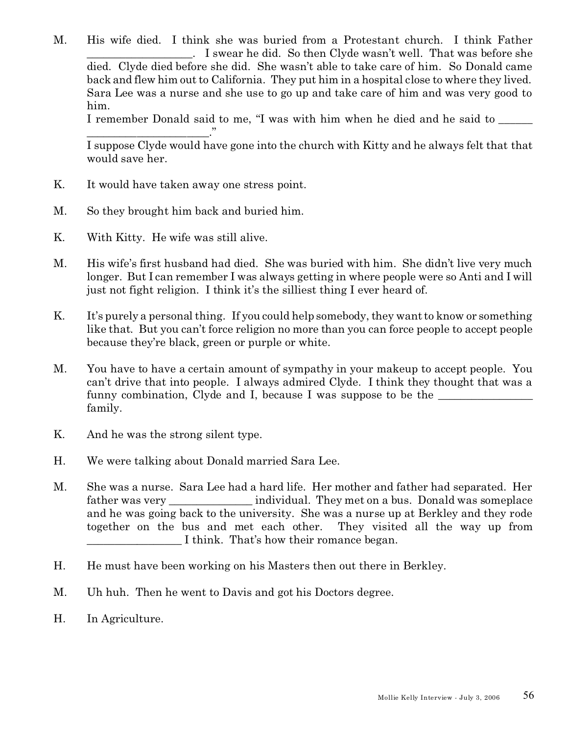M. His wife died. I think she was buried from a Protestant church. I think Father __________________. I swear he did. So then Clyde wasn't well. That was before she died. Clyde died before she did. She wasn't able to take care of him. So Donald came back and flew him out to California. They put him in a hospital close to where they lived. Sara Lee was a nurse and she use to go up and take care of him and was very good to him.

I remember Donald said to me, "I was with him when he died and he said to ______ _____________________."

I suppose Clyde would have gone into the church with Kitty and he always felt that that would save her.

K. It would have taken away one stress point.

M. So they brought him back and buried him.

K. With Kitty. He wife was still alive.

M. His wife's first husband had died. She was buried with him. She didn't live very much longer. But I can remember I was always getting in where people were so Anti and I will just not fight religion. I think it's the silliest thing I ever heard of.

K. It's purely a personal thing. If you could help somebody, they want to know or something like that. But you can't force religion no more than you can force people to accept people because they're black, green or purple or white.

M. You have to have a certain amount of sympathy in your makeup to accept people. You can't drive that into people. I always admired Clyde. I think they thought that was a funny combination, Clyde and I, because I was suppose to be the ________________ family.

K. And he was the strong silent type.

H. We were talking about Donald married Sara Lee.

M. She was a nurse. Sara Lee had a hard life. Her mother and father had separated. Her father was very ______________ individual. They met on a bus. Donald was someplace and he was going back to the university. She was a nurse up at Berkley and they rode together on the bus and met each other. They visited all the way up from ________________ I think. That's how their romance began.

H. He must have been working on his Masters then out there in Berkley.

M. Uh huh. Then he went to Davis and got his Doctors degree.

H. In Agriculture.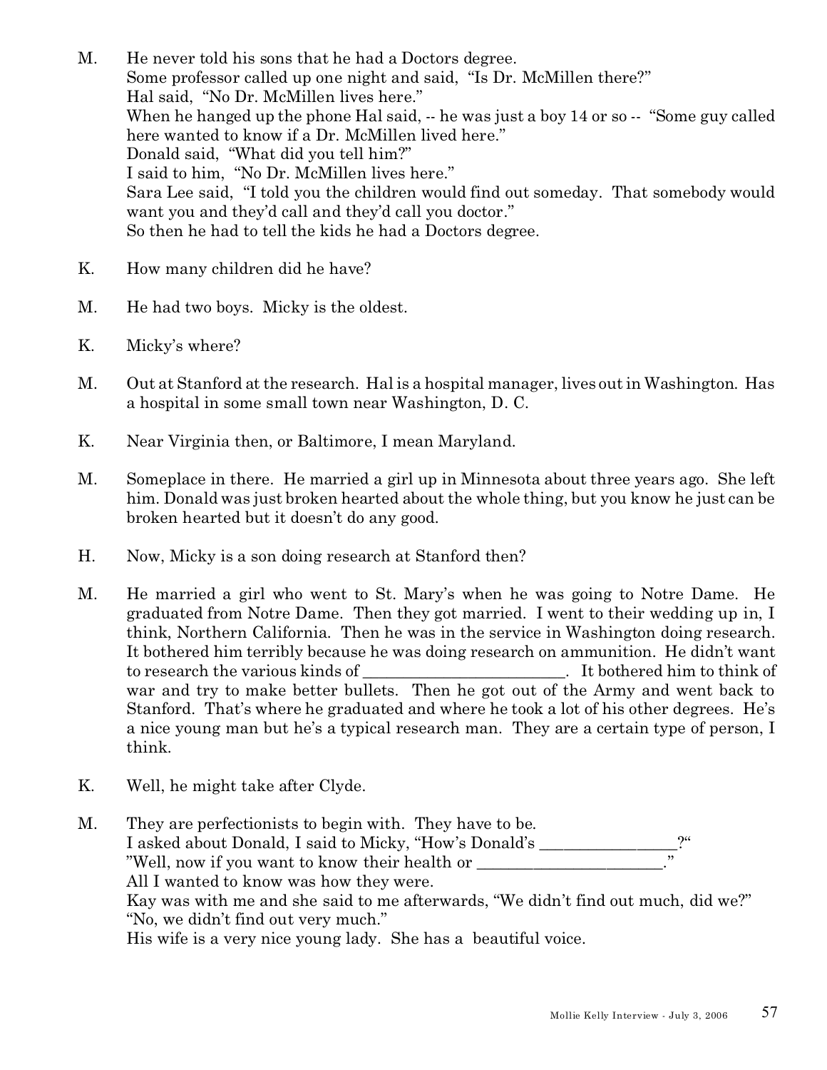M. He never told his sons that he had a Doctors degree.
Some professor called up one night and said, "Is Dr. McMillen there?"
Hal said, "No Dr. McMillen lives here."
When he hanged up the phone Hal said, -- he was just a boy 14 or so -- "Some guy called here wanted to know if a Dr. McMillen lived here."
Donald said, "What did you tell him?"
I said to him, "No Dr. McMillen lives here."
Sara Lee said, "I told you the children would find out someday. That somebody would want you and they'd call and they'd call you doctor."
So then he had to tell the kids he had a Doctors degree.

K. How many children did he have?

M. He had two boys. Micky is the oldest.

K. Micky's where?

M. Out at Stanford at the research. Hal is a hospital manager, lives out in Washington. Has a hospital in some small town near Washington, D. C.

K. Near Virginia then, or Baltimore, I mean Maryland.

M. Someplace in there. He married a girl up in Minnesota about three years ago. She left him. Donald was just broken hearted about the whole thing, but you know he just can be broken hearted but it doesn't do any good.

H. Now, Micky is a son doing research at Stanford then?

M. He married a girl who went to St. Mary's when he was going to Notre Dame. He graduated from Notre Dame. Then they got married. I went to their wedding up in, I think, Northern California. Then he was in the service in Washington doing research. It bothered him terribly because he was doing research on ammunition. He didn't want to research the various kinds of ________________________. It bothered him to think of war and try to make better bullets. Then he got out of the Army and went back to Stanford. That's where he graduated and where he took a lot of his other degrees. He's a nice young man but he's a typical research man. They are a certain type of person, I think.

K. Well, he might take after Clyde.

M. They are perfectionists to begin with. They have to be.
I asked about Donald, I said to Micky, "How's Donald's ________________?"
"Well, now if you want to know their health or ______________________."
All I wanted to know was how they were.
Kay was with me and she said to me afterwards, "We didn't find out much, did we?"
"No, we didn't find out very much."
His wife is a very nice young lady. She has a beautiful voice.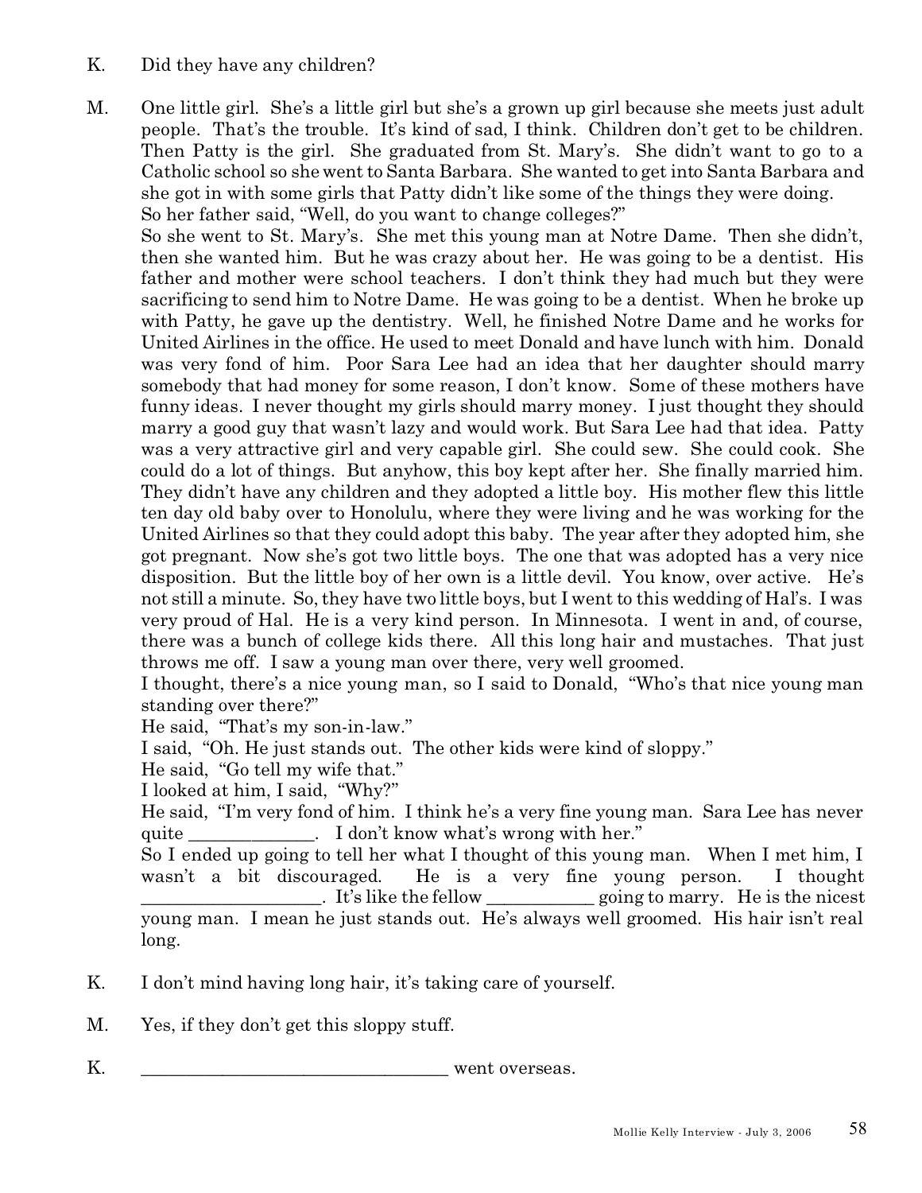K. Did they have any children?

M. One little girl. She's a little girl but she's a grown up girl because she meets just adult people. That's the trouble. It's kind of sad, I think. Children don't get to be children. Then Patty is the girl. She graduated from St. Mary's. She didn't want to go to a Catholic school so she went to Santa Barbara. She wanted to get into Santa Barbara and she got in with some girls that Patty didn't like some of the things they were doing.
So her father said, "Well, do you want to change colleges?"
So she went to St. Mary's. She met this young man at Notre Dame. Then she didn't, then she wanted him. But he was crazy about her. He was going to be a dentist. His father and mother were school teachers. I don't think they had much but they were sacrificing to send him to Notre Dame. He was going to be a dentist. When he broke up with Patty, he gave up the dentistry. Well, he finished Notre Dame and he works for United Airlines in the office. He used to meet Donald and have lunch with him. Donald was very fond of him. Poor Sara Lee had an idea that her daughter should marry somebody that had money for some reason, I don't know. Some of these mothers have funny ideas. I never thought my girls should marry money. I just thought they should marry a good guy that wasn't lazy and would work. But Sara Lee had that idea. Patty was a very attractive girl and very capable girl. She could sew. She could cook. She could do a lot of things. But anyhow, this boy kept after her. She finally married him. They didn't have any children and they adopted a little boy. His mother flew this little ten day old baby over to Honolulu, where they were living and he was working for the United Airlines so that they could adopt this baby. The year after they adopted him, she got pregnant. Now she's got two little boys. The one that was adopted has a very nice disposition. But the little boy of her own is a little devil. You know, over active. He's not still a minute. So, they have two little boys, but I went to this wedding of Hal's. I was very proud of Hal. He is a very kind person. In Minnesota. I went in and, of course, there was a bunch of college kids there. All this long hair and mustaches. That just throws me off. I saw a young man over there, very well groomed.
I thought, there's a nice young man, so I said to Donald, "Who's that nice young man standing over there?"
He said, "That's my son-in-law."
I said, "Oh. He just stands out. The other kids were kind of sloppy."
He said, "Go tell my wife that."
I looked at him, I said, "Why?"
He said, "I'm very fond of him. I think he's a very fine young man. Sara Lee has never quite ______________. I don't know what's wrong with her."
So I ended up going to tell her what I thought of this young man. When I met him, I wasn't a bit discouraged. He is a very fine young person. I thought ____________________. It's like the fellow ____________ going to marry. He is the nicest young man. I mean he just stands out. He's always well groomed. His hair isn't real long.

K. I don't mind having long hair, it's taking care of yourself.

M. Yes, if they don't get this sloppy stuff.

K. ___________________________________ went overseas.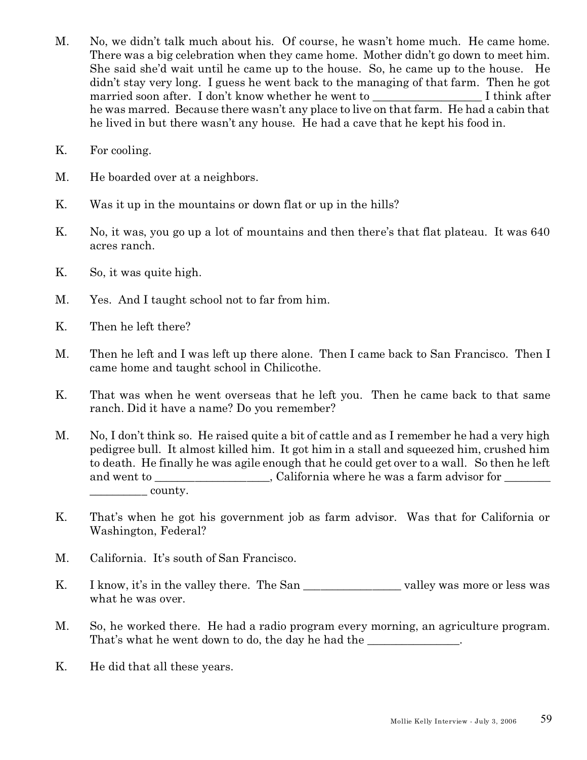M. No, we didn't talk much about his. Of course, he wasn't home much. He came home. There was a big celebration when they came home. Mother didn't go down to meet him. She said she'd wait until he came up to the house. So, he came up to the house. He didn't stay very long. I guess he went back to the managing of that farm. Then he got married soon after. I don't know whether he went to ___________________ I think after he was marred. Because there wasn't any place to live on that farm. He had a cabin that he lived in but there wasn't any house. He had a cave that he kept his food in.

K. For cooling.

M. He boarded over at a neighbors.

K. Was it up in the mountains or down flat or up in the hills?

K. No, it was, you go up a lot of mountains and then there's that flat plateau. It was 640 acres ranch.

K. So, it was quite high.

M. Yes. And I taught school not to far from him.

K. Then he left there?

M. Then he left and I was left up there alone. Then I came back to San Francisco. Then I came home and taught school in Chilicothe.

K. That was when he went overseas that he left you. Then he came back to that same ranch. Did it have a name? Do you remember?

M. No, I don't think so. He raised quite a bit of cattle and as I remember he had a very high pedigree bull. It almost killed him. It got him in a stall and squeezed him, crushed him to death. He finally he was agile enough that he could get over to a wall. So then he left and went to ____________________, California where he was a farm advisor for ________ __________ county.

K. That's when he got his government job as farm advisor. Was that for California or Washington, Federal?

M. California. It's south of San Francisco.

K. I know, it's in the valley there. The San _________________ valley was more or less was what he was over.

M. So, he worked there. He had a radio program every morning, an agriculture program. That's what he went down to do, the day he had the ________________.

K. He did that all these years.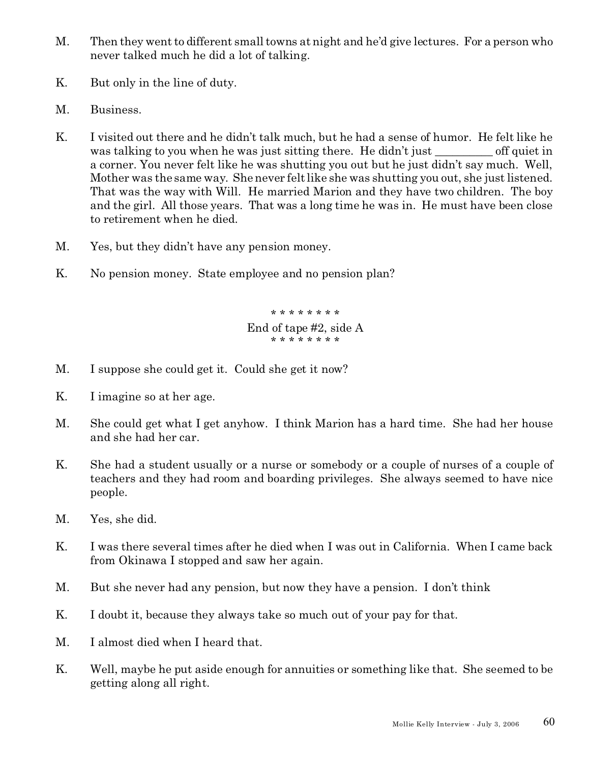M. Then they went to different small towns at night and he'd give lectures. For a person who never talked much he did a lot of talking.

K. But only in the line of duty.

M. Business.

K. I visited out there and he didn't talk much, but he had a sense of humor. He felt like he was talking to you when he was just sitting there. He didn't just _________ off quiet in a corner. You never felt like he was shutting you out but he just didn't say much. Well, Mother was the same way. She never felt like she was shutting you out, she just listened. That was the way with Will. He married Marion and they have two children. The boy and the girl. All those years. That was a long time he was in. He must have been close to retirement when he died.

M. Yes, but they didn't have any pension money.

K. No pension money. State employee and no pension plan?

\* \* \* \* \* \* \* \*
End of tape #2, side A
\* \* \* \* \* \* \* \*

M. I suppose she could get it. Could she get it now?

K. I imagine so at her age.

M. She could get what I get anyhow. I think Marion has a hard time. She had her house and she had her car.

K. She had a student usually or a nurse or somebody or a couple of nurses of a couple of teachers and they had room and boarding privileges. She always seemed to have nice people.

M. Yes, she did.

K. I was there several times after he died when I was out in California. When I came back from Okinawa I stopped and saw her again.

M. But she never had any pension, but now they have a pension. I don't think

K. I doubt it, because they always take so much out of your pay for that.

M. I almost died when I heard that.

K. Well, maybe he put aside enough for annuities or something like that. She seemed to be getting along all right.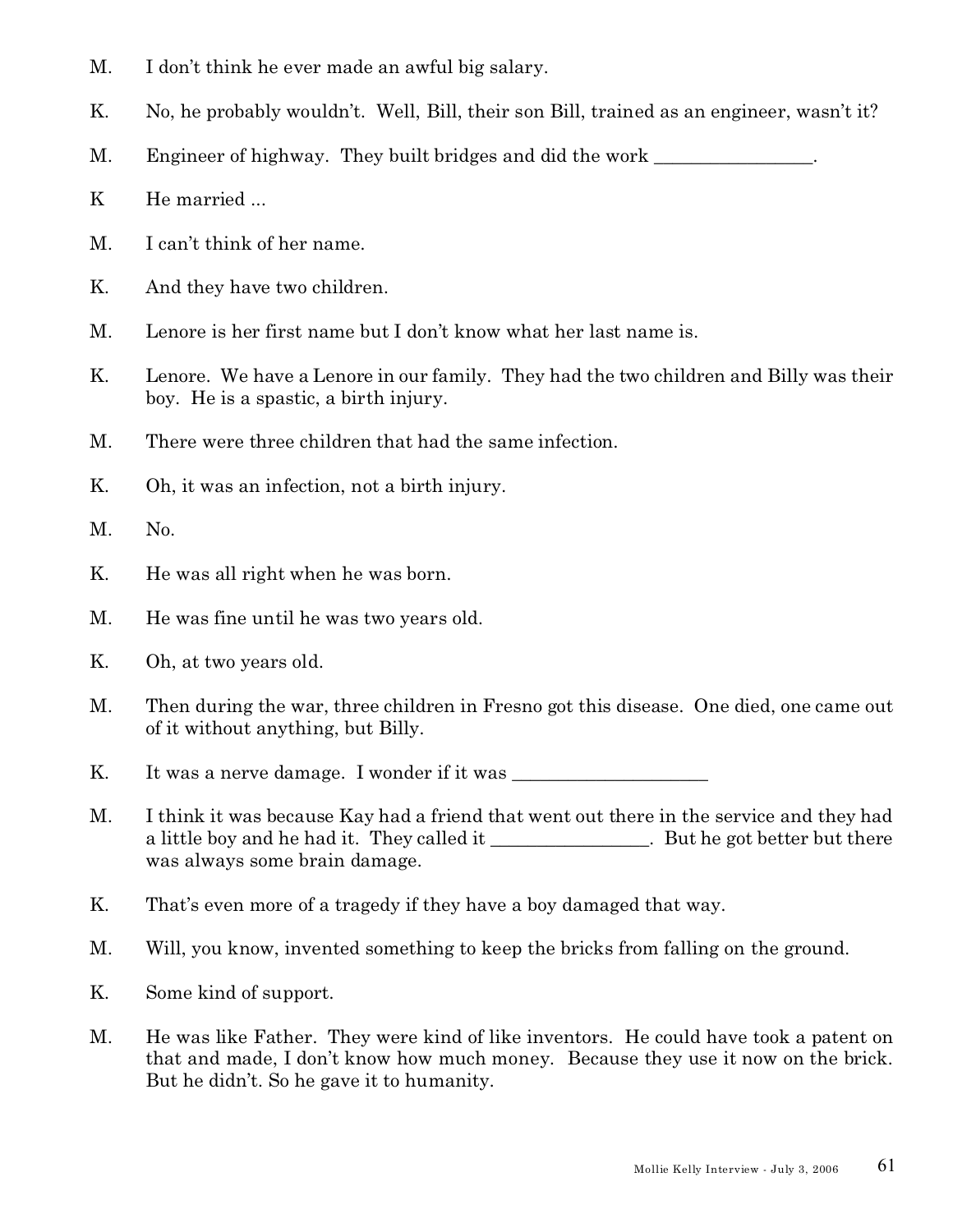M. I don't think he ever made an awful big salary.

K. No, he probably wouldn't. Well, Bill, their son Bill, trained as an engineer, wasn't it?

M. Engineer of highway. They built bridges and did the work _________________.

K He married ...

M. I can't think of her name.

K. And they have two children.

M. Lenore is her first name but I don't know what her last name is.

K. Lenore. We have a Lenore in our family. They had the two children and Billy was their boy. He is a spastic, a birth injury.

M. There were three children that had the same infection.

K. Oh, it was an infection, not a birth injury.

M. No.

K. He was all right when he was born.

M. He was fine until he was two years old.

K. Oh, at two years old.

M. Then during the war, three children in Fresno got this disease. One died, one came out of it without anything, but Billy.

K. It was a nerve damage. I wonder if it was _____________________

M. I think it was because Kay had a friend that went out there in the service and they had a little boy and he had it. They called it _________________. But he got better but there was always some brain damage.

K. That's even more of a tragedy if they have a boy damaged that way.

M. Will, you know, invented something to keep the bricks from falling on the ground.

K. Some kind of support.

M. He was like Father. They were kind of like inventors. He could have took a patent on that and made, I don't know how much money. Because they use it now on the brick. But he didn't. So he gave it to humanity.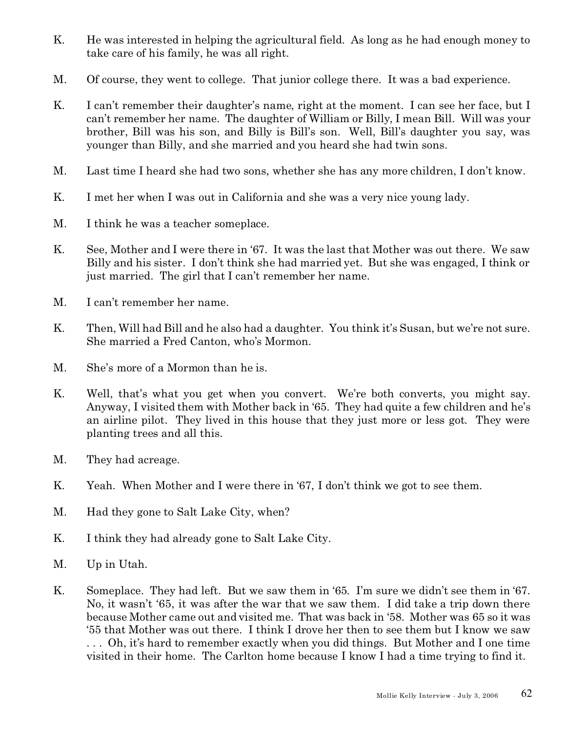K. He was interested in helping the agricultural field. As long as he had enough money to take care of his family, he was all right.

M. Of course, they went to college. That junior college there. It was a bad experience.

K. I can't remember their daughter's name, right at the moment. I can see her face, but I can't remember her name. The daughter of William or Billy, I mean Bill. Will was your brother, Bill was his son, and Billy is Bill's son. Well, Bill's daughter you say, was younger than Billy, and she married and you heard she had twin sons.

M. Last time I heard she had two sons, whether she has any more children, I don't know.

K. I met her when I was out in California and she was a very nice young lady.

M. I think he was a teacher someplace.

K. See, Mother and I were there in '67. It was the last that Mother was out there. We saw Billy and his sister. I don't think she had married yet. But she was engaged, I think or just married. The girl that I can't remember her name.

M. I can't remember her name.

K. Then, Will had Bill and he also had a daughter. You think it's Susan, but we're not sure. She married a Fred Canton, who's Mormon.

M. She's more of a Mormon than he is.

K. Well, that's what you get when you convert. We're both converts, you might say. Anyway, I visited them with Mother back in '65. They had quite a few children and he's an airline pilot. They lived in this house that they just more or less got. They were planting trees and all this.

M. They had acreage.

K. Yeah. When Mother and I were there in '67, I don't think we got to see them.

M. Had they gone to Salt Lake City, when?

K. I think they had already gone to Salt Lake City.

M. Up in Utah.

K. Someplace. They had left. But we saw them in '65. I'm sure we didn't see them in '67. No, it wasn't '65, it was after the war that we saw them. I did take a trip down there because Mother came out and visited me. That was back in '58. Mother was 65 so it was '55 that Mother was out there. I think I drove her then to see them but I know we saw . . . Oh, it's hard to remember exactly when you did things. But Mother and I one time visited in their home. The Carlton home because I know I had a time trying to find it.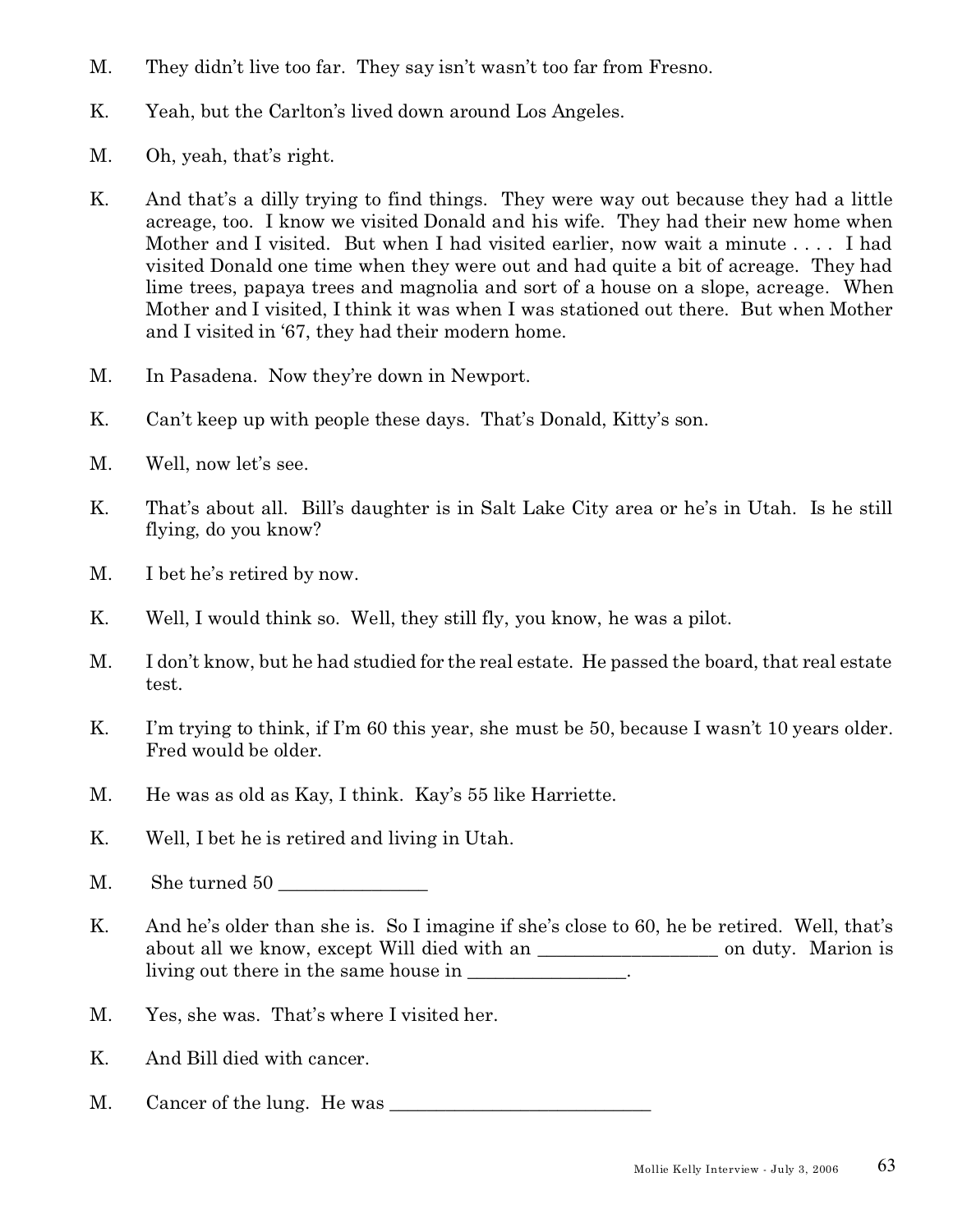M. They didn't live too far. They say isn't wasn't too far from Fresno.

K. Yeah, but the Carlton's lived down around Los Angeles.

M. Oh, yeah, that's right.

K. And that's a dilly trying to find things. They were way out because they had a little acreage, too. I know we visited Donald and his wife. They had their new home when Mother and I visited. But when I had visited earlier, now wait a minute . . . . I had visited Donald one time when they were out and had quite a bit of acreage. They had lime trees, papaya trees and magnolia and sort of a house on a slope, acreage. When Mother and I visited, I think it was when I was stationed out there. But when Mother and I visited in '67, they had their modern home.

M. In Pasadena. Now they're down in Newport.

K. Can't keep up with people these days. That's Donald, Kitty's son.

M. Well, now let's see.

K. That's about all. Bill's daughter is in Salt Lake City area or he's in Utah. Is he still flying, do you know?

M. I bet he's retired by now.

K. Well, I would think so. Well, they still fly, you know, he was a pilot.

M. I don't know, but he had studied for the real estate. He passed the board, that real estate test.

K. I'm trying to think, if I'm 60 this year, she must be 50, because I wasn't 10 years older. Fred would be older.

M. He was as old as Kay, I think. Kay's 55 like Harriette.

K. Well, I bet he is retired and living in Utah.

M. She turned 50 _______________

K. And he's older than she is. So I imagine if she's close to 60, he be retired. Well, that's about all we know, except Will died with an __________________ on duty. Marion is living out there in the same house in ________________.

M. Yes, she was. That's where I visited her.

K. And Bill died with cancer.

M. Cancer of the lung. He was ___________________________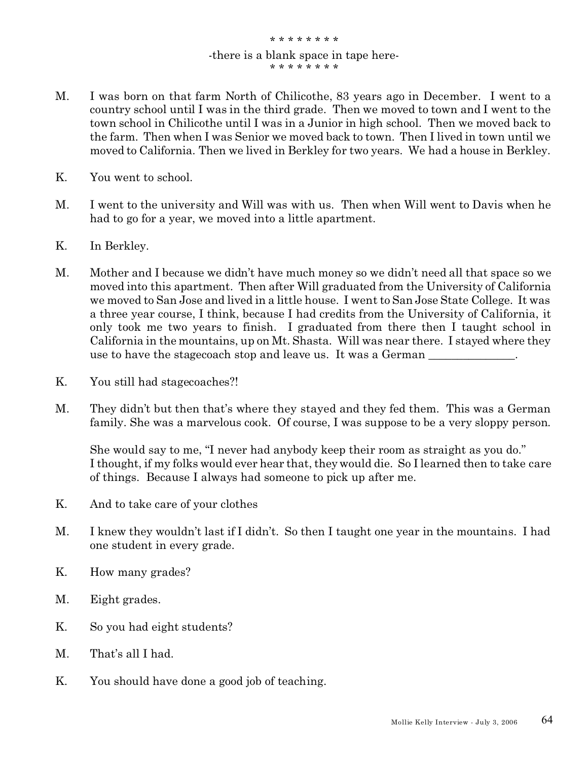\* \* \* \* \* \* \* \*

-there is a blank space in tape here-

\* \* \* \* \* \* \* \*

M. I was born on that farm North of Chilicothe, 83 years ago in December. I went to a country school until I was in the third grade. Then we moved to town and I went to the town school in Chilicothe until I was in a Junior in high school. Then we moved back to the farm. Then when I was Senior we moved back to town. Then I lived in town until we moved to California. Then we lived in Berkley for two years. We had a house in Berkley.

K. You went to school.

M. I went to the university and Will was with us. Then when Will went to Davis when he had to go for a year, we moved into a little apartment.

K. In Berkley.

M. Mother and I because we didn't have much money so we didn't need all that space so we moved into this apartment. Then after Will graduated from the University of California we moved to San Jose and lived in a little house. I went to San Jose State College. It was a three year course, I think, because I had credits from the University of California, it only took me two years to finish. I graduated from there then I taught school in California in the mountains, up on Mt. Shasta. Will was near there. I stayed where they use to have the stagecoach stop and leave us. It was a German _______________.

K. You still had stagecoaches?!

M. They didn't but then that's where they stayed and they fed them. This was a German family. She was a marvelous cook. Of course, I was suppose to be a very sloppy person.

She would say to me, "I never had anybody keep their room as straight as you do." I thought, if my folks would ever hear that, they would die. So I learned then to take care of things. Because I always had someone to pick up after me.

K. And to take care of your clothes

M. I knew they wouldn't last if I didn't. So then I taught one year in the mountains. I had one student in every grade.

K. How many grades?

M. Eight grades.

K. So you had eight students?

M. That's all I had.

K. You should have done a good job of teaching.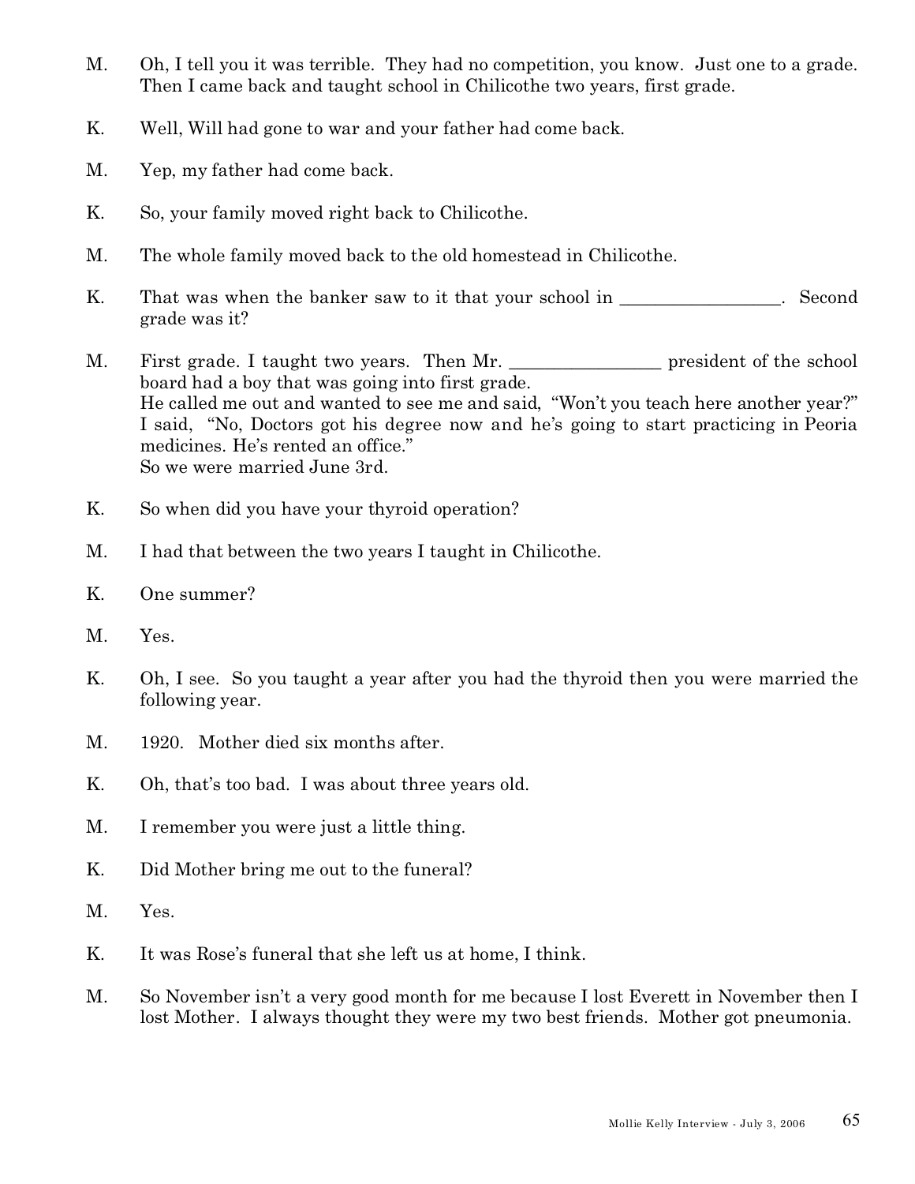M. Oh, I tell you it was terrible. They had no competition, you know. Just one to a grade. Then I came back and taught school in Chilicothe two years, first grade.

K. Well, Will had gone to war and your father had come back.

M. Yep, my father had come back.

K. So, your family moved right back to Chilicothe.

M. The whole family moved back to the old homestead in Chilicothe.

K. That was when the banker saw to it that your school in _________________. Second grade was it?

M. First grade. I taught two years. Then Mr. ________________ president of the school board had a boy that was going into first grade.
He called me out and wanted to see me and said, "Won't you teach here another year?"
I said, "No, Doctors got his degree now and he's going to start practicing in Peoria medicines. He's rented an office."
So we were married June 3rd.

K. So when did you have your thyroid operation?

M. I had that between the two years I taught in Chilicothe.

K. One summer?

M. Yes.

K. Oh, I see. So you taught a year after you had the thyroid then you were married the following year.

M. 1920. Mother died six months after.

K. Oh, that's too bad. I was about three years old.

M. I remember you were just a little thing.

K. Did Mother bring me out to the funeral?

M. Yes.

K. It was Rose's funeral that she left us at home, I think.

M. So November isn't a very good month for me because I lost Everett in November then I lost Mother. I always thought they were my two best friends. Mother got pneumonia.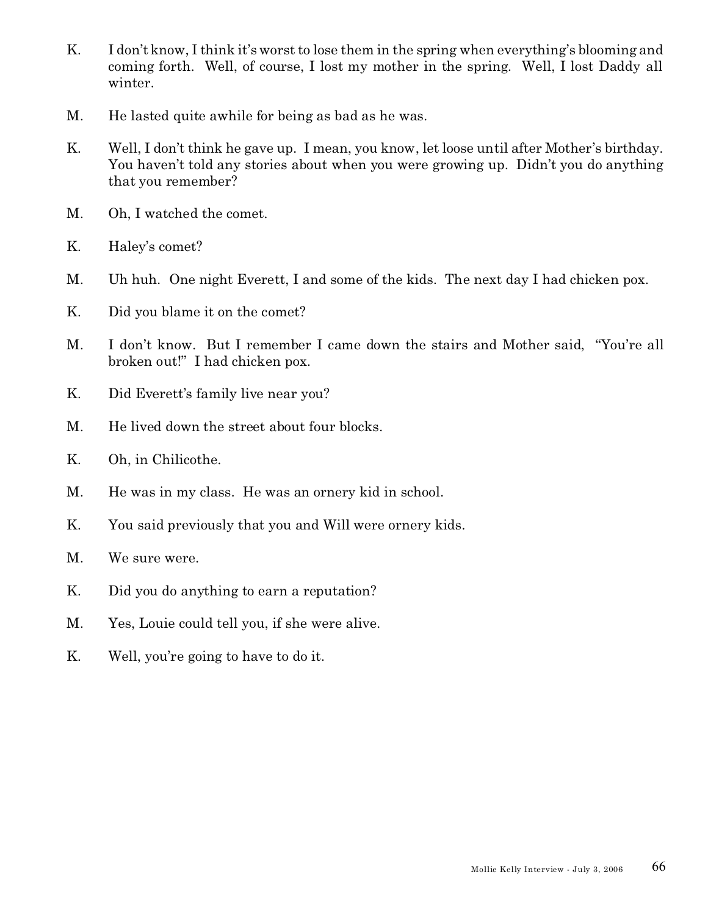K. I don't know, I think it's worst to lose them in the spring when everything's blooming and coming forth. Well, of course, I lost my mother in the spring. Well, I lost Daddy all winter.

M. He lasted quite awhile for being as bad as he was.

K. Well, I don't think he gave up. I mean, you know, let loose until after Mother's birthday. You haven't told any stories about when you were growing up. Didn't you do anything that you remember?

M. Oh, I watched the comet.

K. Haley's comet?

M. Uh huh. One night Everett, I and some of the kids. The next day I had chicken pox.

K. Did you blame it on the comet?

M. I don't know. But I remember I came down the stairs and Mother said, "You're all broken out!" I had chicken pox.

K. Did Everett's family live near you?

M. He lived down the street about four blocks.

K. Oh, in Chilicothe.

M. He was in my class. He was an ornery kid in school.

K. You said previously that you and Will were ornery kids.

M. We sure were.

K. Did you do anything to earn a reputation?

M. Yes, Louie could tell you, if she were alive.

K. Well, you're going to have to do it.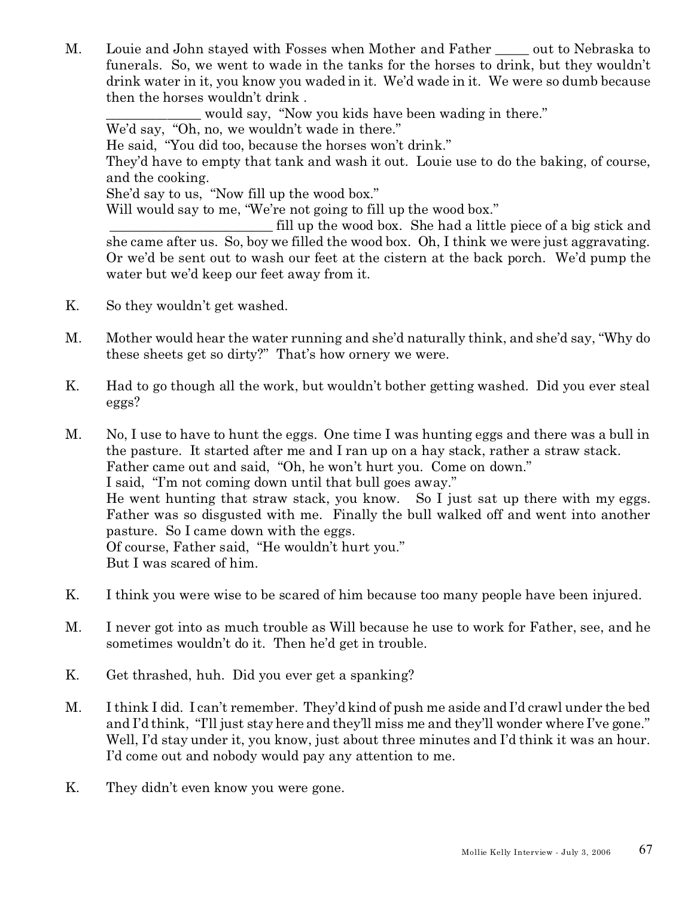M. Louie and John stayed with Fosses when Mother and Father _____ out to Nebraska to funerals. So, we went to wade in the tanks for the horses to drink, but they wouldn't drink water in it, you know you waded in it. We'd wade in it. We were so dumb because then the horses wouldn't drink .

_____________ would say, "Now you kids have been wading in there."

We'd say, "Oh, no, we wouldn't wade in there."

He said, "You did too, because the horses won't drink."

They'd have to empty that tank and wash it out. Louie use to do the baking, of course, and the cooking.

She'd say to us, "Now fill up the wood box."

Will would say to me, "We're not going to fill up the wood box."

_______________________ fill up the wood box. She had a little piece of a big stick and she came after us. So, boy we filled the wood box. Oh, I think we were just aggravating. Or we'd be sent out to wash our feet at the cistern at the back porch. We'd pump the water but we'd keep our feet away from it.

K. So they wouldn't get washed.

M. Mother would hear the water running and she'd naturally think, and she'd say, "Why do these sheets get so dirty?" That's how ornery we were.

K. Had to go though all the work, but wouldn't bother getting washed. Did you ever steal eggs?

M. No, I use to have to hunt the eggs. One time I was hunting eggs and there was a bull in the pasture. It started after me and I ran up on a hay stack, rather a straw stack.

Father came out and said, "Oh, he won't hurt you. Come on down."

I said, "I'm not coming down until that bull goes away."

He went hunting that straw stack, you know. So I just sat up there with my eggs. Father was so disgusted with me. Finally the bull walked off and went into another pasture. So I came down with the eggs.

Of course, Father said, "He wouldn't hurt you."

But I was scared of him.

K. I think you were wise to be scared of him because too many people have been injured.

M. I never got into as much trouble as Will because he use to work for Father, see, and he sometimes wouldn't do it. Then he'd get in trouble.

K. Get thrashed, huh. Did you ever get a spanking?

M. I think I did. I can't remember. They'd kind of push me aside and I'd crawl under the bed and I'd think, "I'll just stay here and they'll miss me and they'll wonder where I've gone." Well, I'd stay under it, you know, just about three minutes and I'd think it was an hour. I'd come out and nobody would pay any attention to me.

K. They didn't even know you were gone.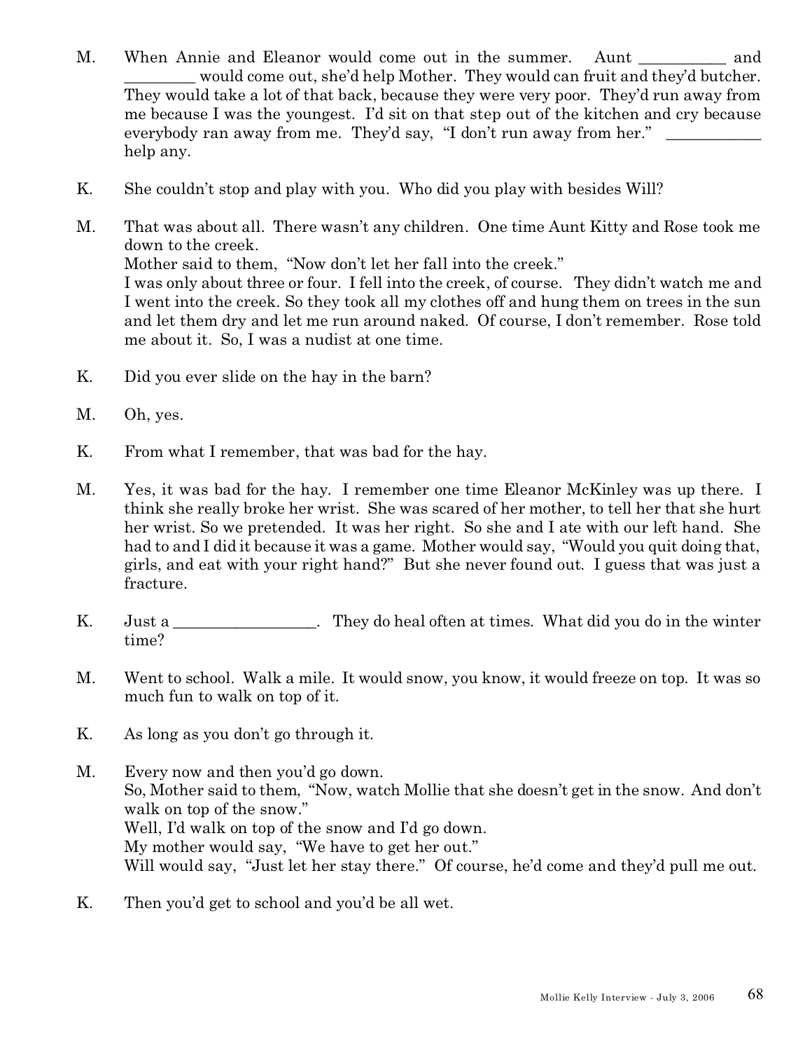M. When Annie and Eleanor would come out in the summer. Aunt ___________ and _________ would come out, she'd help Mother. They would can fruit and they'd butcher. They would take a lot of that back, because they were very poor. They'd run away from me because I was the youngest. I'd sit on that step out of the kitchen and cry because everybody ran away from me. They'd say, "I don't run away from her." ____________ help any.

K. She couldn't stop and play with you. Who did you play with besides Will?

M. That was about all. There wasn't any children. One time Aunt Kitty and Rose took me down to the creek.
Mother said to them, "Now don't let her fall into the creek."
I was only about three or four. I fell into the creek, of course. They didn't watch me and I went into the creek. So they took all my clothes off and hung them on trees in the sun and let them dry and let me run around naked. Of course, I don't remember. Rose told me about it. So, I was a nudist at one time.

K. Did you ever slide on the hay in the barn?

M. Oh, yes.

K. From what I remember, that was bad for the hay.

M. Yes, it was bad for the hay. I remember one time Eleanor McKinley was up there. I think she really broke her wrist. She was scared of her mother, to tell her that she hurt her wrist. So we pretended. It was her right. So she and I ate with our left hand. She had to and I did it because it was a game. Mother would say, "Would you quit doing that, girls, and eat with your right hand?" But she never found out. I guess that was just a fracture.

K. Just a __________________. They do heal often at times. What did you do in the winter time?

M. Went to school. Walk a mile. It would snow, you know, it would freeze on top. It was so much fun to walk on top of it.

K. As long as you don't go through it.

M. Every now and then you'd go down.
So, Mother said to them, "Now, watch Mollie that she doesn't get in the snow. And don't walk on top of the snow."
Well, I'd walk on top of the snow and I'd go down.
My mother would say, "We have to get her out."
Will would say, "Just let her stay there." Of course, he'd come and they'd pull me out.

K. Then you'd get to school and you'd be all wet.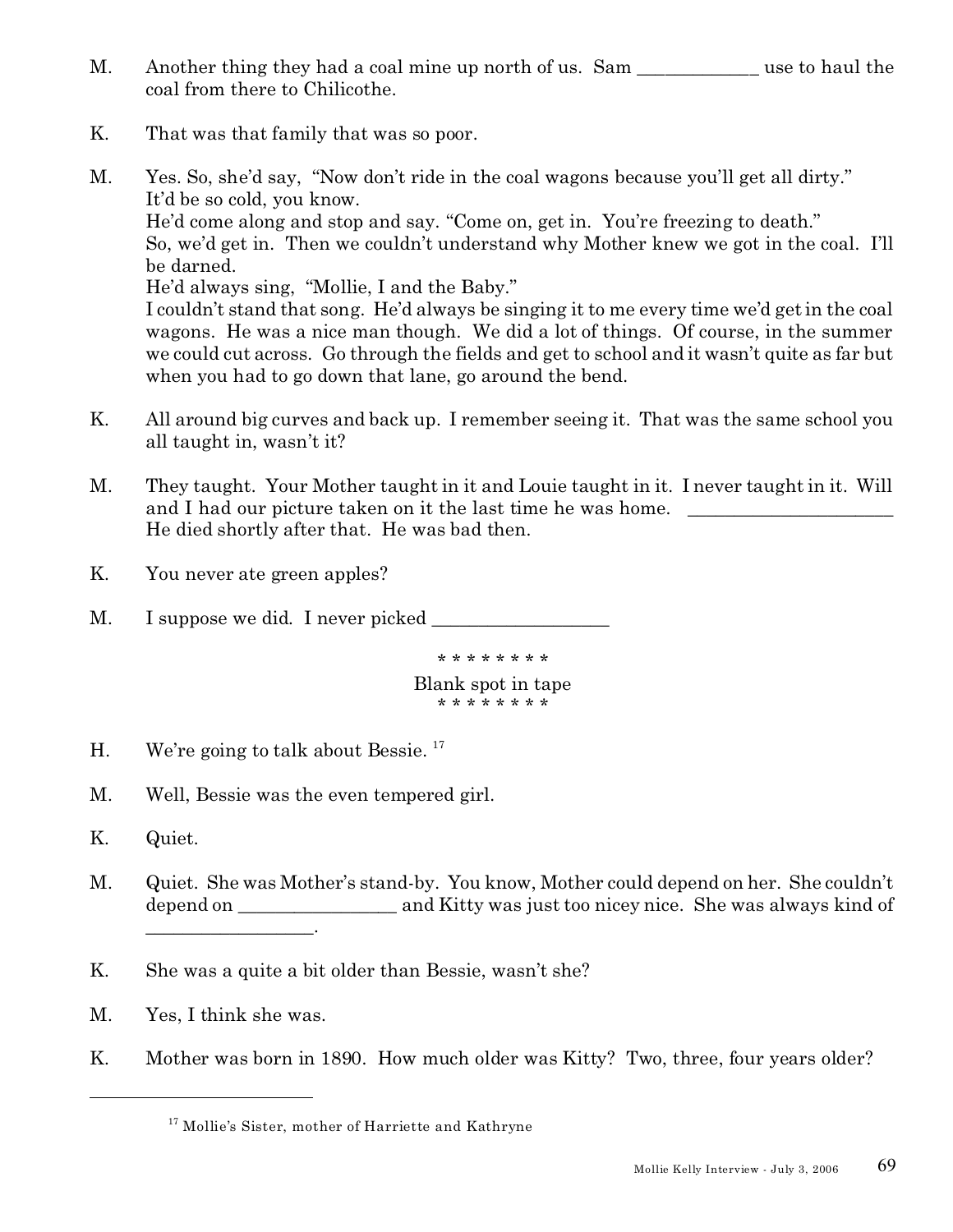M. Another thing they had a coal mine up north of us. Sam _____________ use to haul the coal from there to Chilicothe.

K. That was that family that was so poor.

M. Yes. So, she'd say, "Now don't ride in the coal wagons because you'll get all dirty." It'd be so cold, you know.
He'd come along and stop and say. "Come on, get in. You're freezing to death."
So, we'd get in. Then we couldn't understand why Mother knew we got in the coal. I'll be darned.
He'd always sing, "Mollie, I and the Baby."
I couldn't stand that song. He'd always be singing it to me every time we'd get in the coal wagons. He was a nice man though. We did a lot of things. Of course, in the summer we could cut across. Go through the fields and get to school and it wasn't quite as far but when you had to go down that lane, go around the bend.

K. All around big curves and back up. I remember seeing it. That was the same school you all taught in, wasn't it?

M. They taught. Your Mother taught in it and Louie taught in it. I never taught in it. Will and I had our picture taken on it the last time he was home. ______________________ He died shortly after that. He was bad then.

K. You never ate green apples?

M. I suppose we did. I never picked ___________________

\* \* \* \* \* \* \* \*
Blank spot in tape
\* \* \* \* \* \* \* \*

H. We're going to talk about Bessie. [17]

M. Well, Bessie was the even tempered girl.

K. Quiet.

M. Quiet. She was Mother's stand-by. You know, Mother could depend on her. She couldn't depend on _________________ and Kitty was just too nicey nice. She was always kind of __________________.

K. She was a quite a bit older than Bessie, wasn't she?

M. Yes, I think she was.

K. Mother was born in 1890. How much older was Kitty? Two, three, four years older?

---

[17] Mollie's Sister, mother of Harriette and Kathryne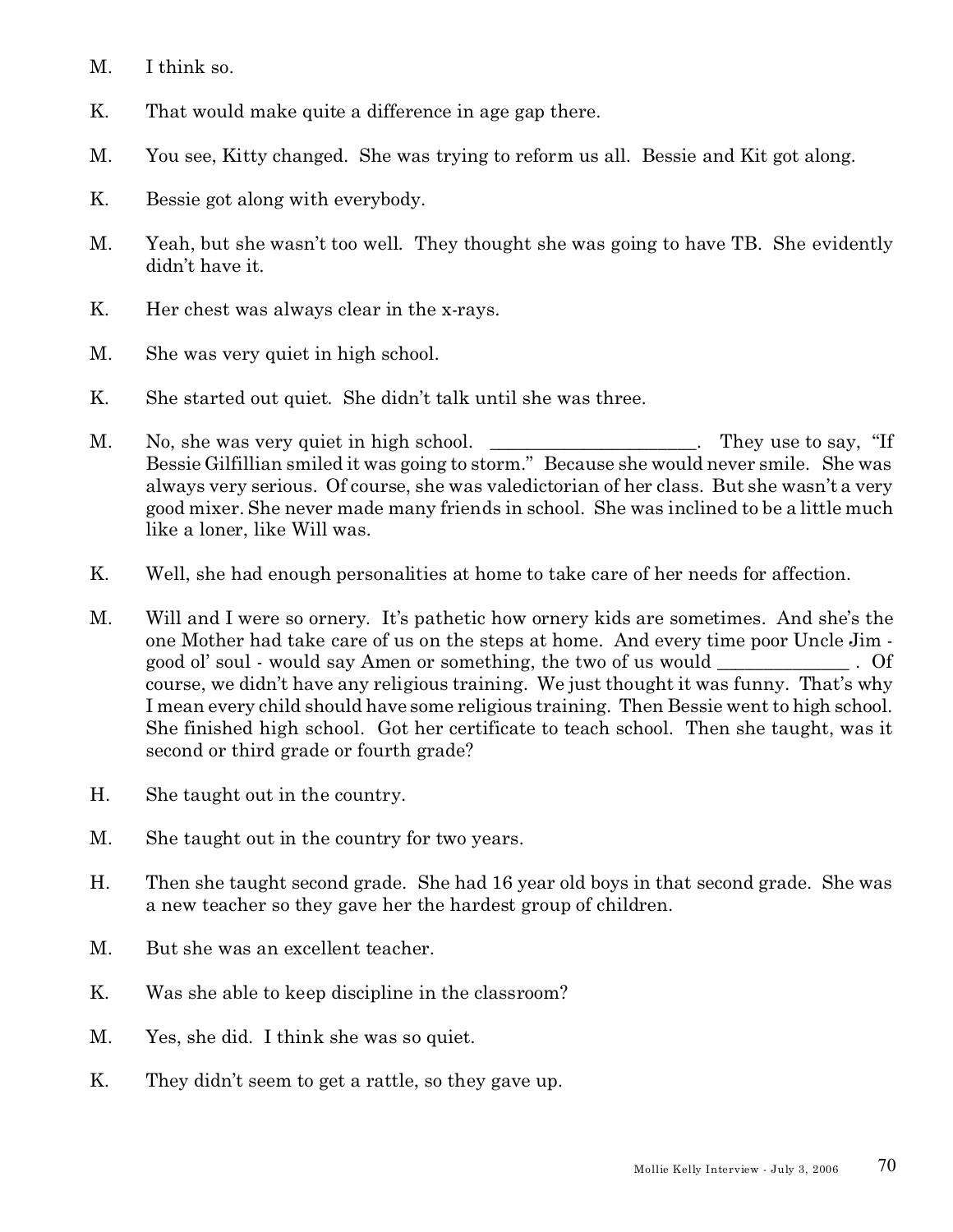M. I think so.

K. That would make quite a difference in age gap there.

M. You see, Kitty changed. She was trying to reform us all. Bessie and Kit got along.

K. Bessie got along with everybody.

M. Yeah, but she wasn't too well. They thought she was going to have TB. She evidently didn't have it.

K. Her chest was always clear in the x-rays.

M. She was very quiet in high school.

K. She started out quiet. She didn't talk until she was three.

M. No, she was very quiet in high school. ______________________. They use to say, "If Bessie Gilfillian smiled it was going to storm." Because she would never smile. She was always very serious. Of course, she was valedictorian of her class. But she wasn't a very good mixer. She never made many friends in school. She was inclined to be a little much like a loner, like Will was.

K. Well, she had enough personalities at home to take care of her needs for affection.

M. Will and I were so ornery. It's pathetic how ornery kids are sometimes. And she's the one Mother had take care of us on the steps at home. And every time poor Uncle Jim - good ol' soul - would say Amen or something, the two of us would ______________ . Of course, we didn't have any religious training. We just thought it was funny. That's why I mean every child should have some religious training. Then Bessie went to high school. She finished high school. Got her certificate to teach school. Then she taught, was it second or third grade or fourth grade?

H. She taught out in the country.

M. She taught out in the country for two years.

H. Then she taught second grade. She had 16 year old boys in that second grade. She was a new teacher so they gave her the hardest group of children.

M. But she was an excellent teacher.

K. Was she able to keep discipline in the classroom?

M. Yes, she did. I think she was so quiet.

K. They didn't seem to get a rattle, so they gave up.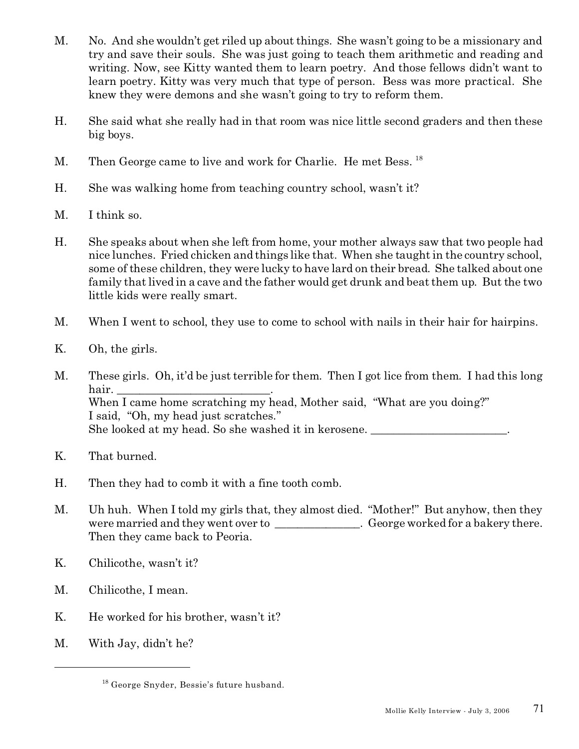M. No. And she wouldn't get riled up about things. She wasn't going to be a missionary and try and save their souls. She was just going to teach them arithmetic and reading and writing. Now, see Kitty wanted them to learn poetry. And those fellows didn't want to learn poetry. Kitty was very much that type of person. Bess was more practical. She knew they were demons and she wasn't going to try to reform them.

H. She said what she really had in that room was nice little second graders and then these big boys.

M. Then George came to live and work for Charlie. He met Bess. [18]

H. She was walking home from teaching country school, wasn't it?

M. I think so.

H. She speaks about when she left from home, your mother always saw that two people had nice lunches. Fried chicken and things like that. When she taught in the country school, some of these children, they were lucky to have lard on their bread. She talked about one family that lived in a cave and the father would get drunk and beat them up. But the two little kids were really smart.

M. When I went to school, they use to come to school with nails in their hair for hairpins.

K. Oh, the girls.

M. These girls. Oh, it'd be just terrible for them. Then I got lice from them. I had this long hair. ___________________________.
When I came home scratching my head, Mother said, "What are you doing?"
I said, "Oh, my head just scratches."
She looked at my head. So she washed it in kerosene. ________________________.

K. That burned.

H. Then they had to comb it with a fine tooth comb.

M. Uh huh. When I told my girls that, they almost died. "Mother!" But anyhow, then they were married and they went over to _______________. George worked for a bakery there. Then they came back to Peoria.

K. Chilicothe, wasn't it?

M. Chilicothe, I mean.

K. He worked for his brother, wasn't it?

M. With Jay, didn't he?

---

[18] George Snyder, Bessie's future husband.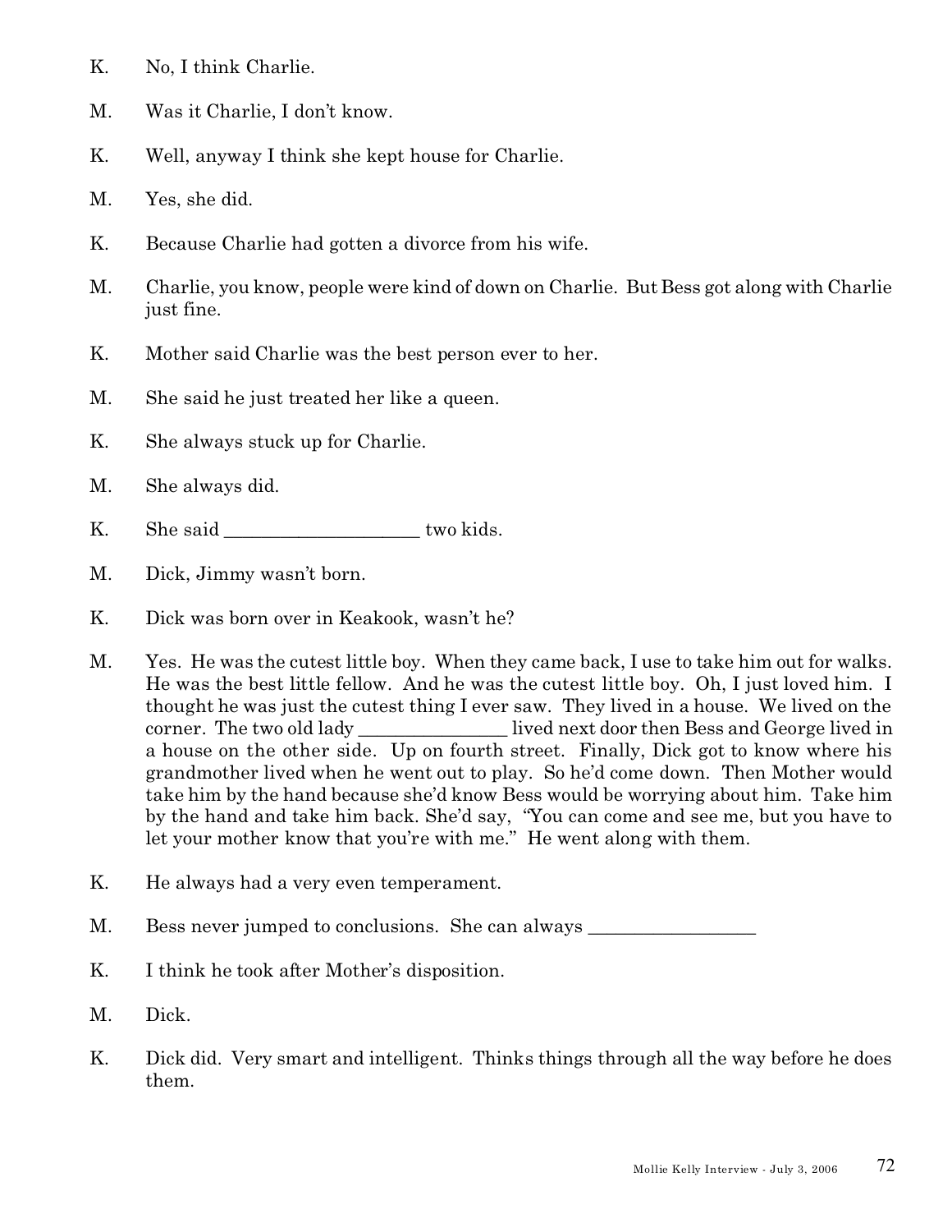K. No, I think Charlie.

M. Was it Charlie, I don't know.

K. Well, anyway I think she kept house for Charlie.

M. Yes, she did.

K. Because Charlie had gotten a divorce from his wife.

M. Charlie, you know, people were kind of down on Charlie. But Bess got along with Charlie just fine.

K. Mother said Charlie was the best person ever to her.

M. She said he just treated her like a queen.

K. She always stuck up for Charlie.

M. She always did.

K. She said ____________________ two kids.

M. Dick, Jimmy wasn't born.

K. Dick was born over in Keakook, wasn't he?

M. Yes. He was the cutest little boy. When they came back, I use to take him out for walks. He was the best little fellow. And he was the cutest little boy. Oh, I just loved him. I thought he was just the cutest thing I ever saw. They lived in a house. We lived on the corner. The two old lady _______________ lived next door then Bess and George lived in a house on the other side. Up on fourth street. Finally, Dick got to know where his grandmother lived when he went out to play. So he'd come down. Then Mother would take him by the hand because she'd know Bess would be worrying about him. Take him by the hand and take him back. She'd say, "You can come and see me, but you have to let your mother know that you're with me." He went along with them.

K. He always had a very even temperament.

M. Bess never jumped to conclusions. She can always _________________

K. I think he took after Mother's disposition.

M. Dick.

K. Dick did. Very smart and intelligent. Thinks things through all the way before he does them.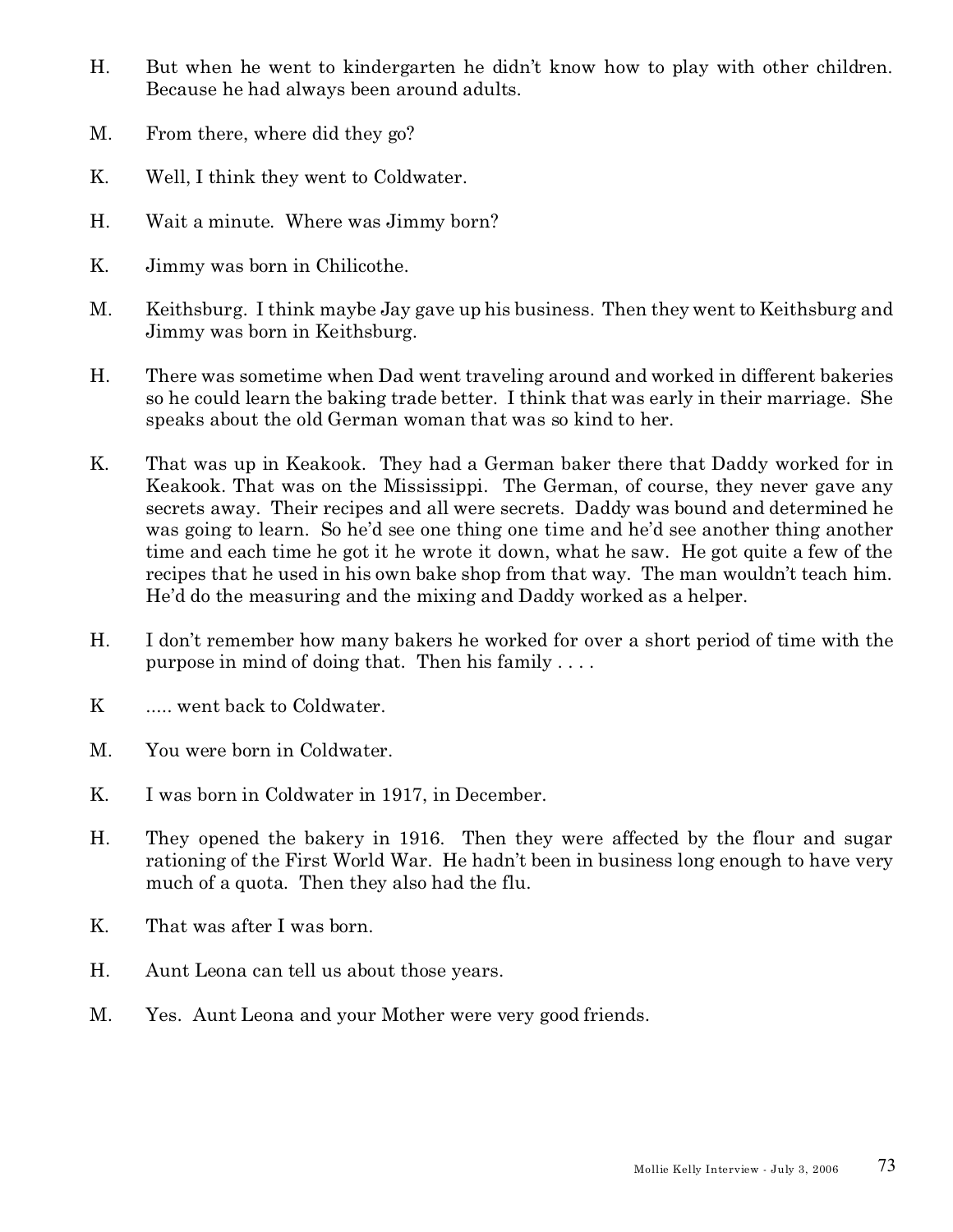H. But when he went to kindergarten he didn't know how to play with other children. Because he had always been around adults.

M. From there, where did they go?

K. Well, I think they went to Coldwater.

H. Wait a minute. Where was Jimmy born?

K. Jimmy was born in Chilicothe.

M. Keithsburg. I think maybe Jay gave up his business. Then they went to Keithsburg and Jimmy was born in Keithsburg.

H. There was sometime when Dad went traveling around and worked in different bakeries so he could learn the baking trade better. I think that was early in their marriage. She speaks about the old German woman that was so kind to her.

K. That was up in Keakook. They had a German baker there that Daddy worked for in Keakook. That was on the Mississippi. The German, of course, they never gave any secrets away. Their recipes and all were secrets. Daddy was bound and determined he was going to learn. So he'd see one thing one time and he'd see another thing another time and each time he got it he wrote it down, what he saw. He got quite a few of the recipes that he used in his own bake shop from that way. The man wouldn't teach him. He'd do the measuring and the mixing and Daddy worked as a helper.

H. I don't remember how many bakers he worked for over a short period of time with the purpose in mind of doing that. Then his family . . . .

K ..... went back to Coldwater.

M. You were born in Coldwater.

K. I was born in Coldwater in 1917, in December.

H. They opened the bakery in 1916. Then they were affected by the flour and sugar rationing of the First World War. He hadn't been in business long enough to have very much of a quota. Then they also had the flu.

K. That was after I was born.

H. Aunt Leona can tell us about those years.

M. Yes. Aunt Leona and your Mother were very good friends.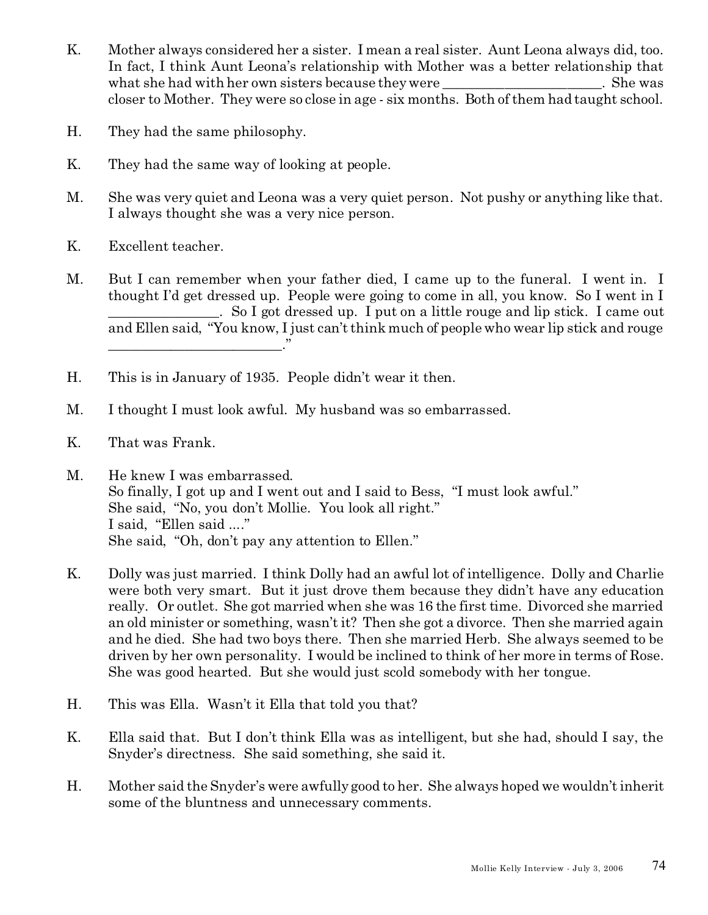K. Mother always considered her a sister. I mean a real sister. Aunt Leona always did, too. In fact, I think Aunt Leona's relationship with Mother was a better relationship that what she had with her own sisters because they were ________________________. She was closer to Mother. They were so close in age - six months. Both of them had taught school.

H. They had the same philosophy.

K. They had the same way of looking at people.

M. She was very quiet and Leona was a very quiet person. Not pushy or anything like that. I always thought she was a very nice person.

K. Excellent teacher.

M. But I can remember when your father died, I came up to the funeral. I went in. I thought I'd get dressed up. People were going to come in all, you know. So I went in I ________________. So I got dressed up. I put on a little rouge and lip stick. I came out and Ellen said, "You know, I just can't think much of people who wear lip stick and rouge __________________________."

H. This is in January of 1935. People didn't wear it then.

M. I thought I must look awful. My husband was so embarrassed.

K. That was Frank.

M. He knew I was embarrassed.
So finally, I got up and I went out and I said to Bess, "I must look awful."
She said, "No, you don't Mollie. You look all right."
I said, "Ellen said ...."
She said, "Oh, don't pay any attention to Ellen."

K. Dolly was just married. I think Dolly had an awful lot of intelligence. Dolly and Charlie were both very smart. But it just drove them because they didn't have any education really. Or outlet. She got married when she was 16 the first time. Divorced she married an old minister or something, wasn't it? Then she got a divorce. Then she married again and he died. She had two boys there. Then she married Herb. She always seemed to be driven by her own personality. I would be inclined to think of her more in terms of Rose. She was good hearted. But she would just scold somebody with her tongue.

H. This was Ella. Wasn't it Ella that told you that?

K. Ella said that. But I don't think Ella was as intelligent, but she had, should I say, the Snyder's directness. She said something, she said it.

H. Mother said the Snyder's were awfully good to her. She always hoped we wouldn't inherit some of the bluntness and unnecessary comments.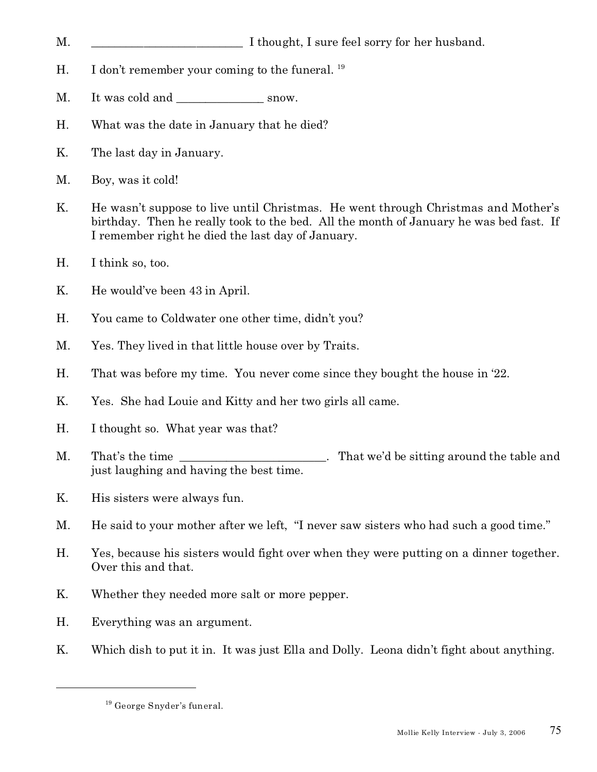M. _________________________ I thought, I sure feel sorry for her husband.

H. I don't remember your coming to the funeral. [19]

M. It was cold and ______________ snow.

H. What was the date in January that he died?

K. The last day in January.

M. Boy, was it cold!

K. He wasn't suppose to live until Christmas. He went through Christmas and Mother's birthday. Then he really took to the bed. All the month of January he was bed fast. If I remember right he died the last day of January.

H. I think so, too.

K. He would've been 43 in April.

H. You came to Coldwater one other time, didn't you?

M. Yes. They lived in that little house over by Traits.

H. That was before my time. You never come since they bought the house in '22.

K. Yes. She had Louie and Kitty and her two girls all came.

H. I thought so. What year was that?

M. That's the time ________________________. That we'd be sitting around the table and just laughing and having the best time.

K. His sisters were always fun.

M. He said to your mother after we left, "I never saw sisters who had such a good time."

H. Yes, because his sisters would fight over when they were putting on a dinner together. Over this and that.

K. Whether they needed more salt or more pepper.

H. Everything was an argument.

K. Which dish to put it in. It was just Ella and Dolly. Leona didn't fight about anything.

---

[19] George Snyder's funeral.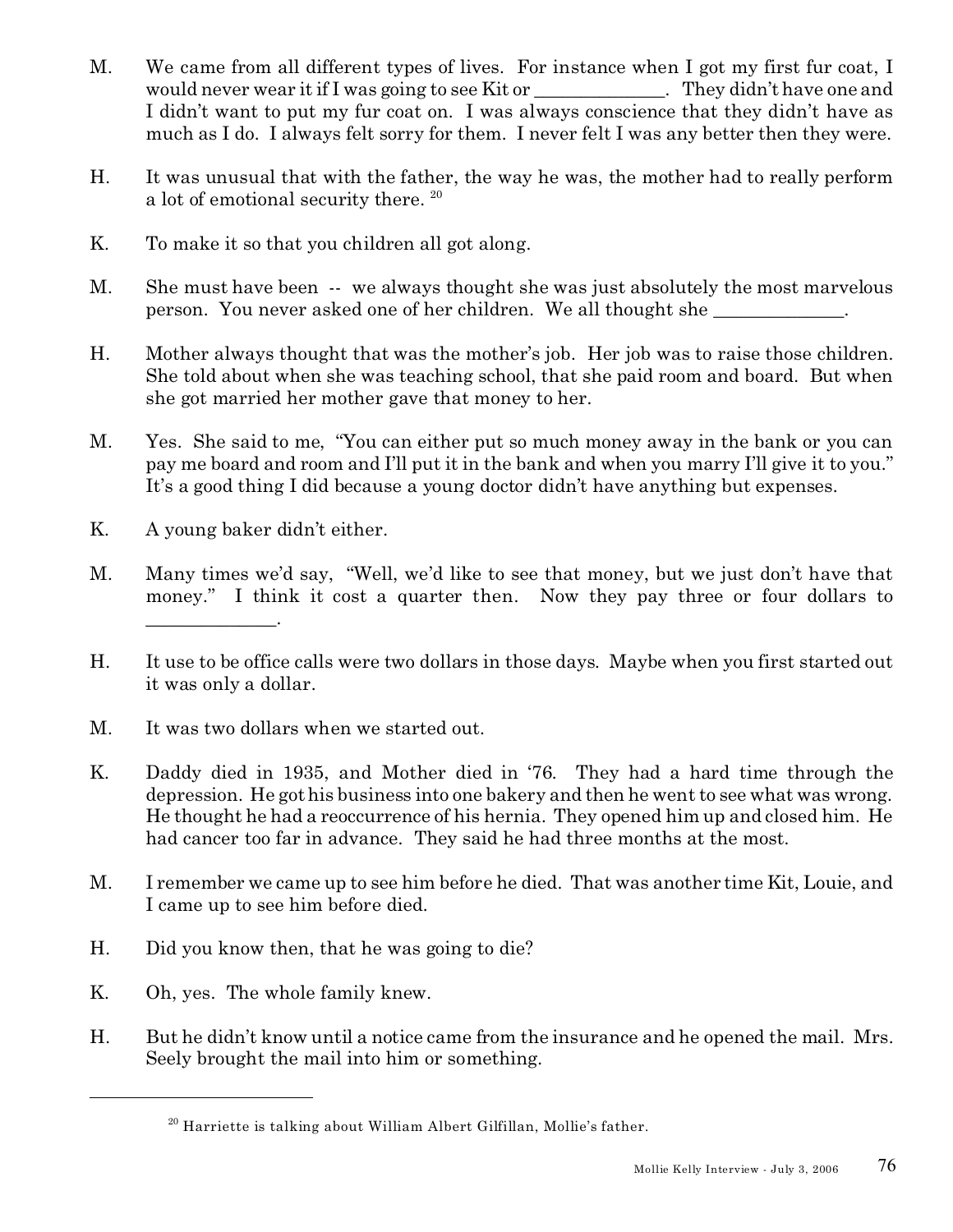M. We came from all different types of lives. For instance when I got my first fur coat, I would never wear it if I was going to see Kit or _____________. They didn't have one and I didn't want to put my fur coat on. I was always conscience that they didn't have as much as I do. I always felt sorry for them. I never felt I was any better then they were.

H. It was unusual that with the father, the way he was, the mother had to really perform a lot of emotional security there. [20]

K. To make it so that you children all got along.

M. She must have been -- we always thought she was just absolutely the most marvelous person. You never asked one of her children. We all thought she _____________.

H. Mother always thought that was the mother's job. Her job was to raise those children. She told about when she was teaching school, that she paid room and board. But when she got married her mother gave that money to her.

M. Yes. She said to me, "You can either put so much money away in the bank or you can pay me board and room and I'll put it in the bank and when you marry I'll give it to you." It's a good thing I did because a young doctor didn't have anything but expenses.

K. A young baker didn't either.

M. Many times we'd say, "Well, we'd like to see that money, but we just don't have that money." I think it cost a quarter then. Now they pay three or four dollars to _____________.

H. It use to be office calls were two dollars in those days. Maybe when you first started out it was only a dollar.

M. It was two dollars when we started out.

K. Daddy died in 1935, and Mother died in '76. They had a hard time through the depression. He got his business into one bakery and then he went to see what was wrong. He thought he had a reoccurrence of his hernia. They opened him up and closed him. He had cancer too far in advance. They said he had three months at the most.

M. I remember we came up to see him before he died. That was another time Kit, Louie, and I came up to see him before died.

H. Did you know then, that he was going to die?

K. Oh, yes. The whole family knew.

H. But he didn't know until a notice came from the insurance and he opened the mail. Mrs. Seely brought the mail into him or something.

---

[20] Harriette is talking about William Albert Gilfillan, Mollie's father.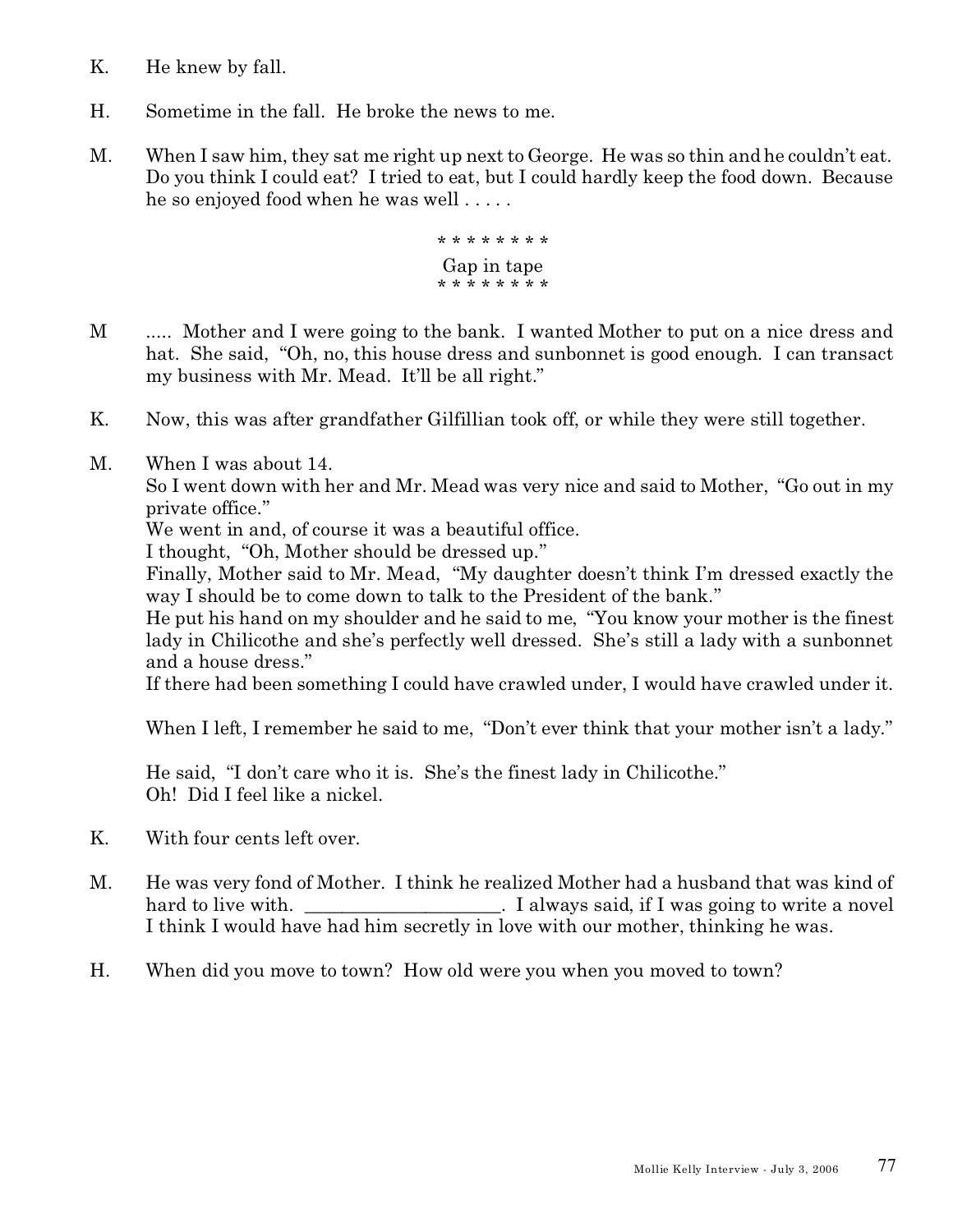K. He knew by fall.

H. Sometime in the fall. He broke the news to me.

M. When I saw him, they sat me right up next to George. He was so thin and he couldn't eat. Do you think I could eat? I tried to eat, but I could hardly keep the food down. Because he so enjoyed food when he was well . . . . .

\* \* \* \* \* \* \* \*
Gap in tape
\* \* \* \* \* \* \* \*

M ..... Mother and I were going to the bank. I wanted Mother to put on a nice dress and hat. She said, "Oh, no, this house dress and sunbonnet is good enough. I can transact my business with Mr. Mead. It'll be all right."

K. Now, this was after grandfather Gilfillian took off, or while they were still together.

M. When I was about 14.
So I went down with her and Mr. Mead was very nice and said to Mother, "Go out in my private office."
We went in and, of course it was a beautiful office.
I thought, "Oh, Mother should be dressed up."
Finally, Mother said to Mr. Mead, "My daughter doesn't think I'm dressed exactly the way I should be to come down to talk to the President of the bank."
He put his hand on my shoulder and he said to me, "You know your mother is the finest lady in Chilicothe and she's perfectly well dressed. She's still a lady with a sunbonnet and a house dress."
If there had been something I could have crawled under, I would have crawled under it.

When I left, I remember he said to me, "Don't ever think that your mother isn't a lady."

He said, "I don't care who it is. She's the finest lady in Chilicothe."
Oh! Did I feel like a nickel.

K. With four cents left over.

M. He was very fond of Mother. I think he realized Mother had a husband that was kind of hard to live with. ____________________. I always said, if I was going to write a novel I think I would have had him secretly in love with our mother, thinking he was.

H. When did you move to town? How old were you when you moved to town?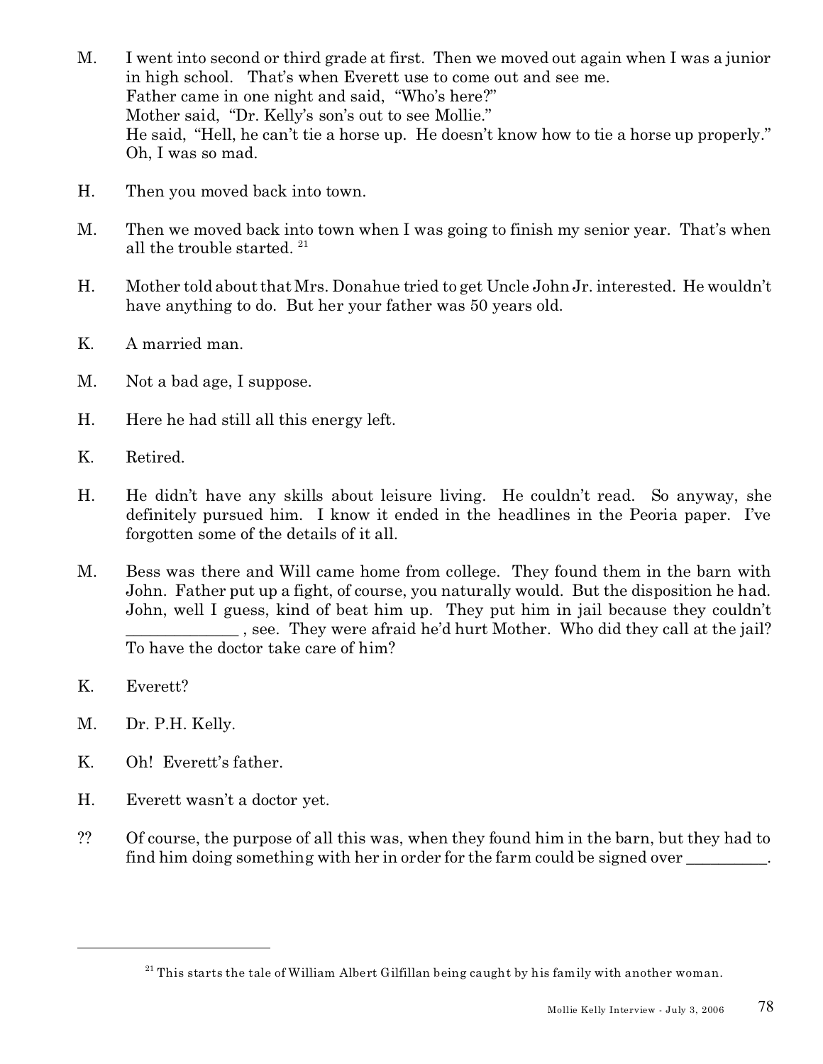M. I went into second or third grade at first. Then we moved out again when I was a junior in high school. That's when Everett use to come out and see me.
Father came in one night and said, "Who's here?"
Mother said, "Dr. Kelly's son's out to see Mollie."
He said, "Hell, he can't tie a horse up. He doesn't know how to tie a horse up properly."
Oh, I was so mad.

H. Then you moved back into town.

M. Then we moved back into town when I was going to finish my senior year. That's when all the trouble started. [21]

H. Mother told about that Mrs. Donahue tried to get Uncle John Jr. interested. He wouldn't have anything to do. But her your father was 50 years old.

K. A married man.

M. Not a bad age, I suppose.

H. Here he had still all this energy left.

K. Retired.

H. He didn't have any skills about leisure living. He couldn't read. So anyway, she definitely pursued him. I know it ended in the headlines in the Peoria paper. I've forgotten some of the details of it all.

M. Bess was there and Will came home from college. They found them in the barn with John. Father put up a fight, of course, you naturally would. But the disposition he had. John, well I guess, kind of beat him up. They put him in jail because they couldn't _____________ , see. They were afraid he'd hurt Mother. Who did they call at the jail? To have the doctor take care of him?

K. Everett?

M. Dr. P.H. Kelly.

K. Oh! Everett's father.

H. Everett wasn't a doctor yet.

?? Of course, the purpose of all this was, when they found him in the barn, but they had to find him doing something with her in order for the farm could be signed over __________.

---

[21] This starts the tale of William Albert Gilfillan being caught by his family with another woman.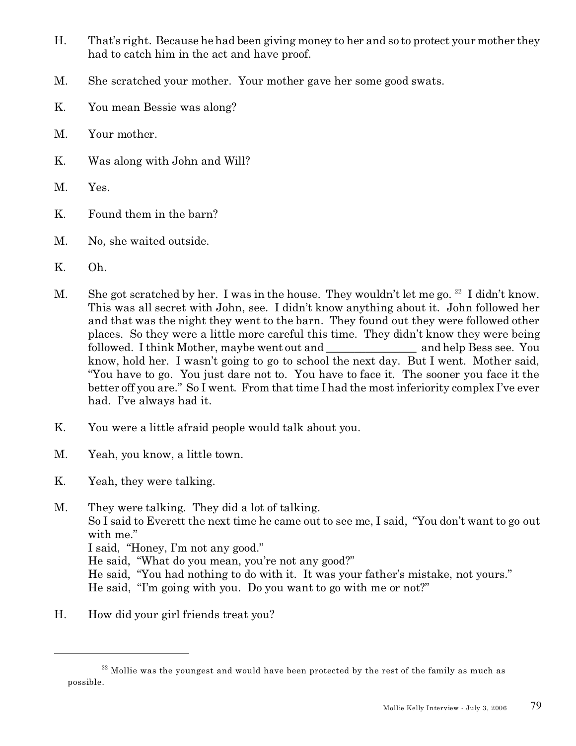H. That's right. Because he had been giving money to her and so to protect your mother they had to catch him in the act and have proof.

M. She scratched your mother. Your mother gave her some good swats.

K. You mean Bessie was along?

M. Your mother.

K. Was along with John and Will?

M. Yes.

K. Found them in the barn?

M. No, she waited outside.

K. Oh.

M. She got scratched by her. I was in the house. They wouldn't let me go.[22] I didn't know. This was all secret with John, see. I didn't know anything about it. John followed her and that was the night they went to the barn. They found out they were followed other places. So they were a little more careful this time. They didn't know they were being followed. I think Mother, maybe went out and ________________ and help Bess see. You know, hold her. I wasn't going to go to school the next day. But I went. Mother said, "You have to go. You just dare not to. You have to face it. The sooner you face it the better off you are." So I went. From that time I had the most inferiority complex I've ever had. I've always had it.

K. You were a little afraid people would talk about you.

M. Yeah, you know, a little town.

K. Yeah, they were talking.

M. They were talking. They did a lot of talking.
So I said to Everett the next time he came out to see me, I said, "You don't want to go out with me."
I said, "Honey, I'm not any good."
He said, "What do you mean, you're not any good?"
He said, "You had nothing to do with it. It was your father's mistake, not yours."
He said, "I'm going with you. Do you want to go with me or not?"

H. How did your girl friends treat you?

---

[22] Mollie was the youngest and would have been protected by the rest of the family as much as possible.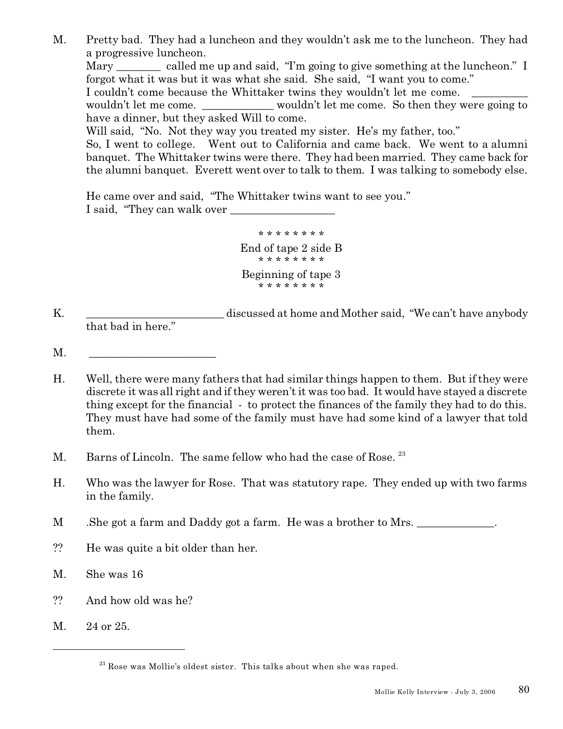M. Pretty bad. They had a luncheon and they wouldn't ask me to the luncheon. They had a progressive luncheon.
Mary ________ called me up and said, "I'm going to give something at the luncheon." I forgot what it was but it was what she said. She said, "I want you to come."
I couldn't come because the Whittaker twins they wouldn't let me come. __________ wouldn't let me come. _____________ wouldn't let me come. So then they were going to have a dinner, but they asked Will to come.
Will said, "No. Not they way you treated my sister. He's my father, too."
So, I went to college. Went out to California and came back. We went to a alumni banquet. The Whittaker twins were there. They had been married. They came back for the alumni banquet. Everett went over to talk to them. I was talking to somebody else.

He came over and said, "The Whittaker twins want to see you."
I said, "They can walk over ___________________

\* \* \* \* \* \* \* \*

End of tape 2 side B

\* \* \* \* \* \* \* \*

Beginning of tape 3

\* \* \* \* \* \* \* \*

K. _________________________ discussed at home and Mother said, "We can't have anybody that bad in here."

M. _______________________

H. Well, there were many fathers that had similar things happen to them. But if they were discrete it was all right and if they weren't it was too bad. It would have stayed a discrete thing except for the financial - to protect the finances of the family they had to do this. They must have had some of the family must have had some kind of a lawyer that told them.

M. Barns of Lincoln. The same fellow who had the case of Rose. [23]

H. Who was the lawyer for Rose. That was statutory rape. They ended up with two farms in the family.

M .She got a farm and Daddy got a farm. He was a brother to Mrs. ______________.

?? He was quite a bit older than her.

M. She was 16

?? And how old was he?

M. 24 or 25.

---

[23] Rose was Mollie's oldest sister. This talks about when she was raped.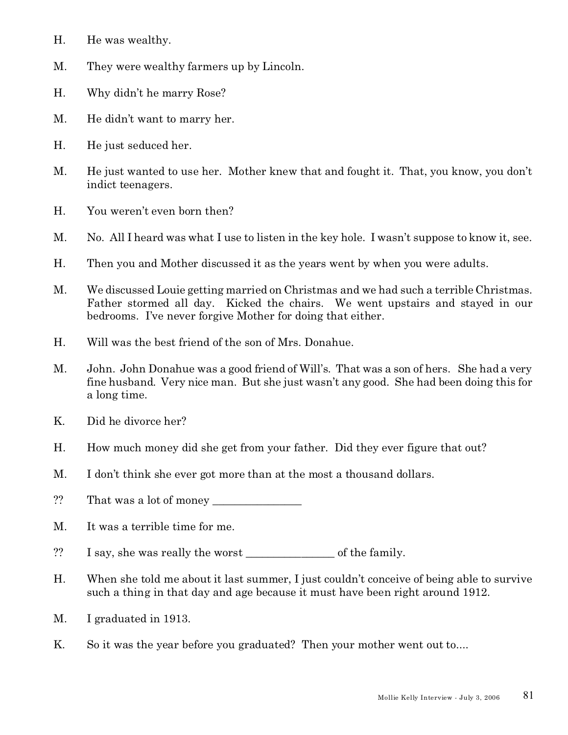H. He was wealthy.

M. They were wealthy farmers up by Lincoln.

H. Why didn't he marry Rose?

M. He didn't want to marry her.

H. He just seduced her.

M. He just wanted to use her. Mother knew that and fought it. That, you know, you don't indict teenagers.

H. You weren't even born then?

M. No. All I heard was what I use to listen in the key hole. I wasn't suppose to know it, see.

H. Then you and Mother discussed it as the years went by when you were adults.

M. We discussed Louie getting married on Christmas and we had such a terrible Christmas. Father stormed all day. Kicked the chairs. We went upstairs and stayed in our bedrooms. I've never forgive Mother for doing that either.

H. Will was the best friend of the son of Mrs. Donahue.

M. John. John Donahue was a good friend of Will's. That was a son of hers. She had a very fine husband. Very nice man. But she just wasn't any good. She had been doing this for a long time.

K. Did he divorce her?

H. How much money did she get from your father. Did they ever figure that out?

M. I don't think she ever got more than at the most a thousand dollars.

?? That was a lot of money _______________

M. It was a terrible time for me.

?? I say, she was really the worst _______________ of the family.

H. When she told me about it last summer, I just couldn't conceive of being able to survive such a thing in that day and age because it must have been right around 1912.

M. I graduated in 1913.

K. So it was the year before you graduated? Then your mother went out to....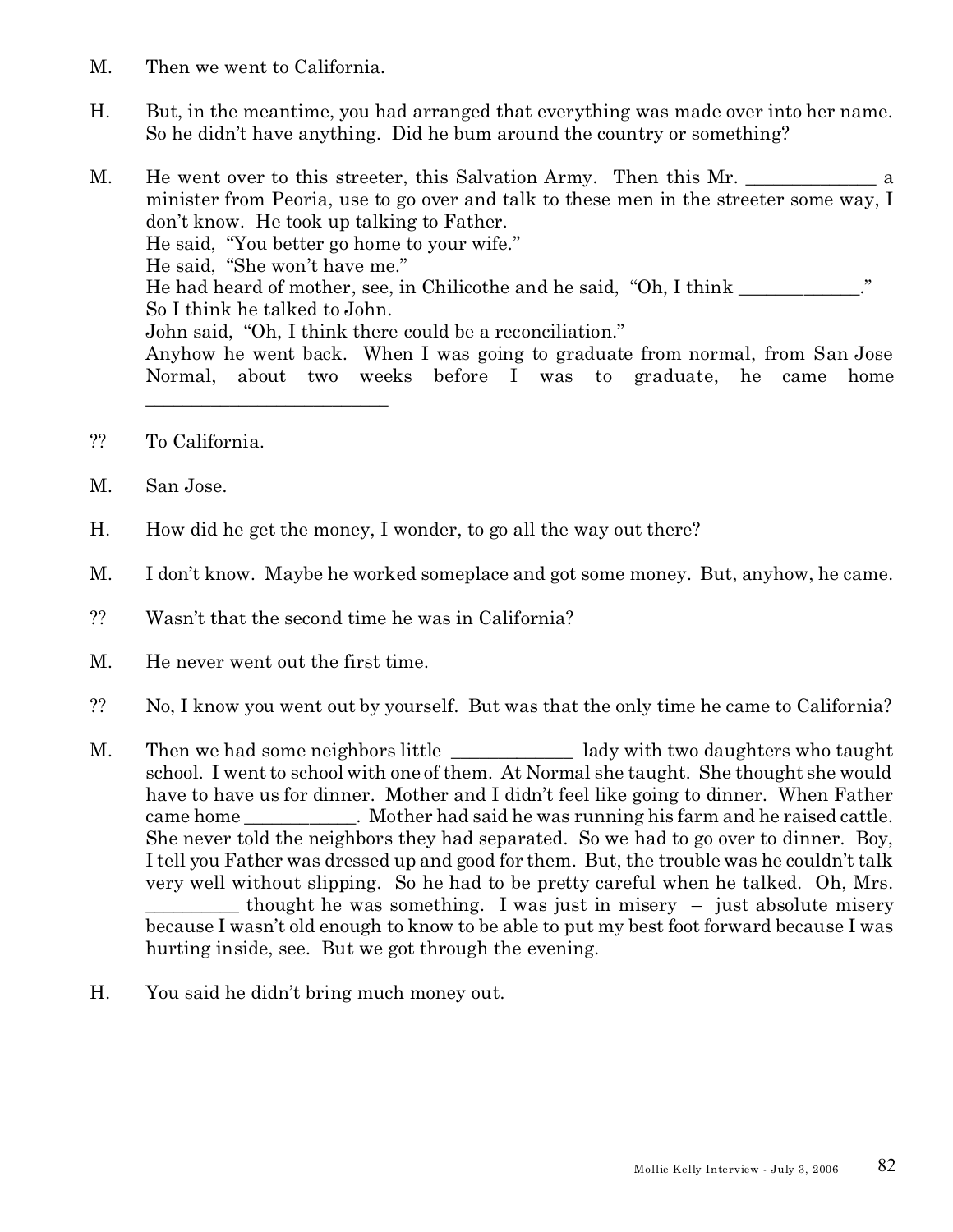M. Then we went to California.

H. But, in the meantime, you had arranged that everything was made over into her name. So he didn't have anything. Did he bum around the country or something?

M. He went over to this streeter, this Salvation Army. Then this Mr. _____________ a minister from Peoria, use to go over and talk to these men in the streeter some way, I don't know. He took up talking to Father.
He said, "You better go home to your wife."
He said, "She won't have me."
He had heard of mother, see, in Chilicothe and he said, "Oh, I think ____________."
So I think he talked to John.
John said, "Oh, I think there could be a reconciliation."
Anyhow he went back. When I was going to graduate from normal, from San Jose Normal, about two weeks before I was to graduate, he came home ________________________

?? To California.

M. San Jose.

H. How did he get the money, I wonder, to go all the way out there?

M. I don't know. Maybe he worked someplace and got some money. But, anyhow, he came.

?? Wasn't that the second time he was in California?

M. He never went out the first time.

?? No, I know you went out by yourself. But was that the only time he came to California?

M. Then we had some neighbors little ____________ lady with two daughters who taught school. I went to school with one of them. At Normal she taught. She thought she would have to have us for dinner. Mother and I didn't feel like going to dinner. When Father came home ___________. Mother had said he was running his farm and he raised cattle. She never told the neighbors they had separated. So we had to go over to dinner. Boy, I tell you Father was dressed up and good for them. But, the trouble was he couldn't talk very well without slipping. So he had to be pretty careful when he talked. Oh, Mrs. _________ thought he was something. I was just in misery – just absolute misery because I wasn't old enough to know to be able to put my best foot forward because I was hurting inside, see. But we got through the evening.

H. You said he didn't bring much money out.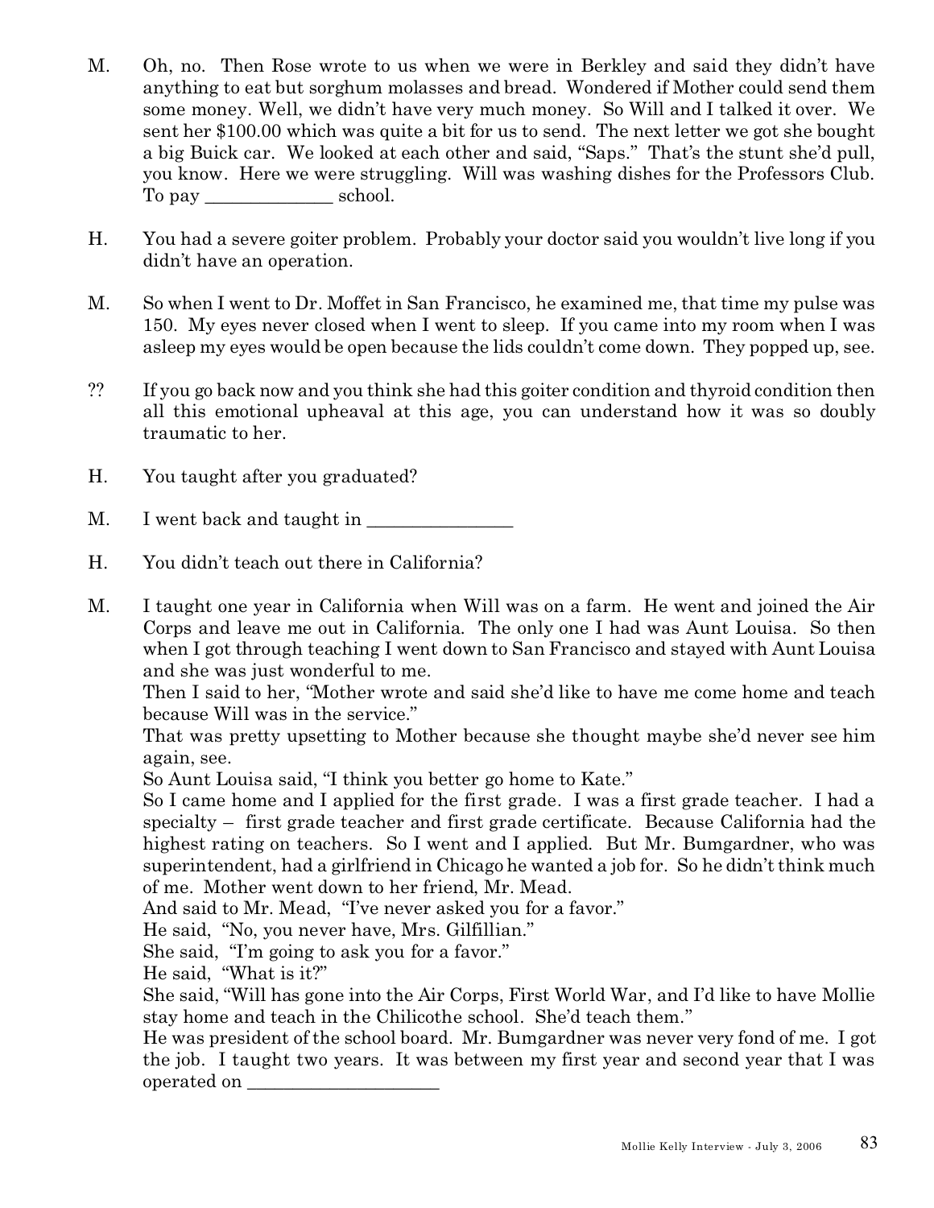M. Oh, no. Then Rose wrote to us when we were in Berkley and said they didn't have anything to eat but sorghum molasses and bread. Wondered if Mother could send them some money. Well, we didn't have very much money. So Will and I talked it over. We sent her $100.00 which was quite a bit for us to send. The next letter we got she bought a big Buick car. We looked at each other and said, "Saps." That's the stunt she'd pull, you know. Here we were struggling. Will was washing dishes for the Professors Club. To pay ______________ school.

H. You had a severe goiter problem. Probably your doctor said you wouldn't live long if you didn't have an operation.

M. So when I went to Dr. Moffet in San Francisco, he examined me, that time my pulse was 150. My eyes never closed when I went to sleep. If you came into my room when I was asleep my eyes would be open because the lids couldn't come down. They popped up, see.

?? If you go back now and you think she had this goiter condition and thyroid condition then all this emotional upheaval at this age, you can understand how it was so doubly traumatic to her.

H. You taught after you graduated?

M. I went back and taught in ________________

H. You didn't teach out there in California?

M. I taught one year in California when Will was on a farm. He went and joined the Air Corps and leave me out in California. The only one I had was Aunt Louisa. So then when I got through teaching I went down to San Francisco and stayed with Aunt Louisa and she was just wonderful to me.
Then I said to her, "Mother wrote and said she'd like to have me come home and teach because Will was in the service."
That was pretty upsetting to Mother because she thought maybe she'd never see him again, see.
So Aunt Louisa said, "I think you better go home to Kate."
So I came home and I applied for the first grade. I was a first grade teacher. I had a specialty – first grade teacher and first grade certificate. Because California had the highest rating on teachers. So I went and I applied. But Mr. Bumgardner, who was superintendent, had a girlfriend in Chicago he wanted a job for. So he didn't think much of me. Mother went down to her friend, Mr. Mead.
And said to Mr. Mead, "I've never asked you for a favor."
He said, "No, you never have, Mrs. Gilfillian."
She said, "I'm going to ask you for a favor."
He said, "What is it?"
She said, "Will has gone into the Air Corps, First World War, and I'd like to have Mollie stay home and teach in the Chilicothe school. She'd teach them."
He was president of the school board. Mr. Bumgardner was never very fond of me. I got the job. I taught two years. It was between my first year and second year that I was operated on ____________________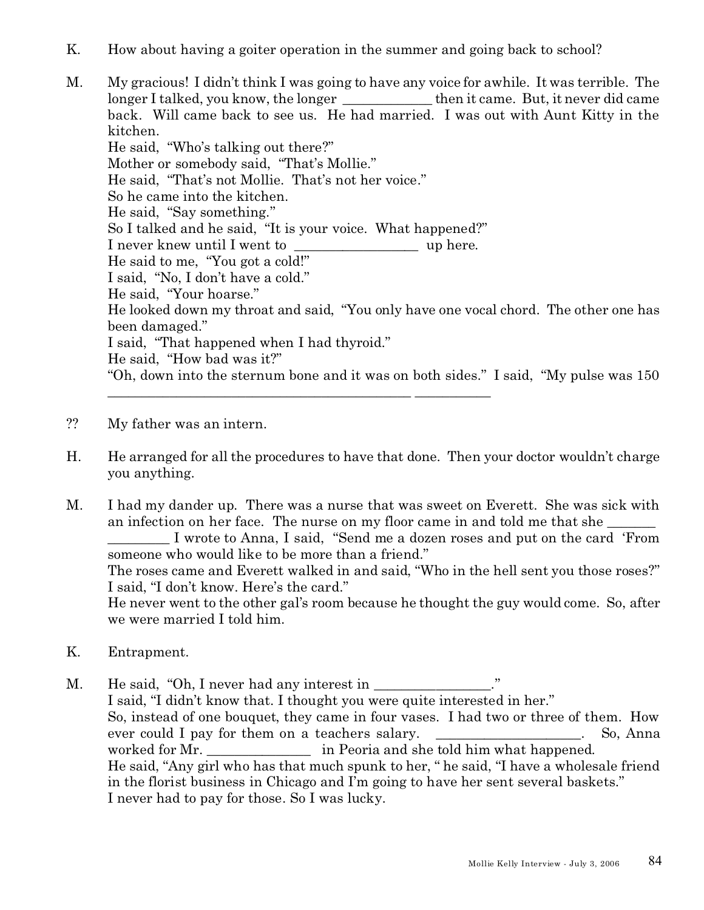K. How about having a goiter operation in the summer and going back to school?

M. My gracious! I didn't think I was going to have any voice for awhile. It was terrible. The longer I talked, you know, the longer _____________ then it came. But, it never did came back. Will came back to see us. He had married. I was out with Aunt Kitty in the kitchen.
He said, "Who's talking out there?"
Mother or somebody said, "That's Mollie."
He said, "That's not Mollie. That's not her voice."
So he came into the kitchen.
He said, "Say something."
So I talked and he said, "It is your voice. What happened?"
I never knew until I went to __________________ up here.
He said to me, "You got a cold!"
I said, "No, I don't have a cold."
He said, "Your hoarse."
He looked down my throat and said, "You only have one vocal chord. The other one has been damaged."
I said, "That happened when I had thyroid."
He said, "How bad was it?"
"Oh, down into the sternum bone and it was on both sides." I said, "My pulse was 150 _____________________________________________ ___________

?? My father was an intern.

H. He arranged for all the procedures to have that done. Then your doctor wouldn't charge you anything.

M. I had my dander up. There was a nurse that was sweet on Everett. She was sick with an infection on her face. The nurse on my floor came in and told me that she _______ _________ I wrote to Anna, I said, "Send me a dozen roses and put on the card 'From someone who would like to be more than a friend."
The roses came and Everett walked in and said, "Who in the hell sent you those roses?"
I said, "I don't know. Here's the card."
He never went to the other gal's room because he thought the guy would come. So, after we were married I told him.

K. Entrapment.

M. He said, "Oh, I never had any interest in _________________."
I said, "I didn't know that. I thought you were quite interested in her."
So, instead of one bouquet, they came in four vases. I had two or three of them. How ever could I pay for them on a teachers salary. _____________________. So, Anna worked for Mr. _______________ in Peoria and she told him what happened.
He said, "Any girl who has that much spunk to her, " he said, "I have a wholesale friend in the florist business in Chicago and I'm going to have her sent several baskets."
I never had to pay for those. So I was lucky.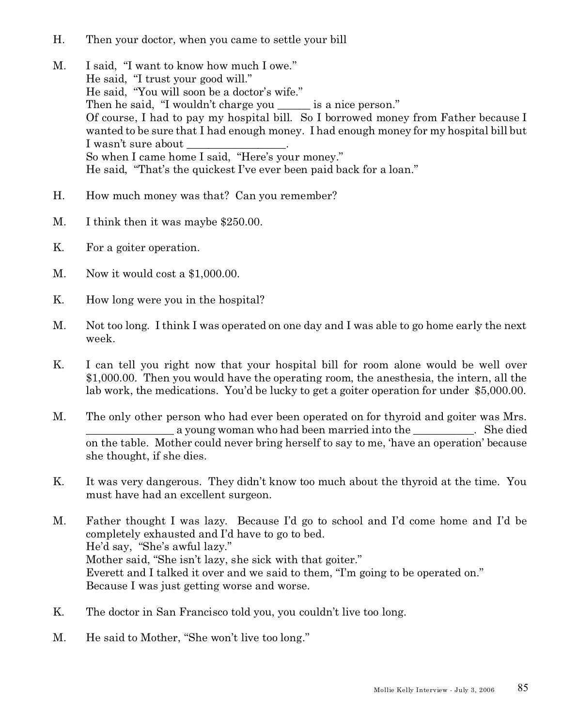H. Then your doctor, when you came to settle your bill

M. I said, "I want to know how much I owe."
He said, "I trust your good will."
He said, "You will soon be a doctor's wife."
Then he said, "I wouldn't charge you ______ is a nice person."
Of course, I had to pay my hospital bill. So I borrowed money from Father because I wanted to be sure that I had enough money. I had enough money for my hospital bill but I wasn't sure about __________________.
So when I came home I said, "Here's your money."
He said, "That's the quickest I've ever been paid back for a loan."

H. How much money was that? Can you remember?

M. I think then it was maybe $250.00.

K. For a goiter operation.

M. Now it would cost a $1,000.00.

K. How long were you in the hospital?

M. Not too long. I think I was operated on one day and I was able to go home early the next week.

K. I can tell you right now that your hospital bill for room alone would be well over $1,000.00. Then you would have the operating room, the anesthesia, the intern, all the lab work, the medications. You'd be lucky to get a goiter operation for under $5,000.00.

M. The only other person who had ever been operated on for thyroid and goiter was Mrs. ________________ a young woman who had been married into the ___________. She died on the table. Mother could never bring herself to say to me, 'have an operation' because she thought, if she dies.

K. It was very dangerous. They didn't know too much about the thyroid at the time. You must have had an excellent surgeon.

M. Father thought I was lazy. Because I'd go to school and I'd come home and I'd be completely exhausted and I'd have to go to bed.
He'd say, "She's awful lazy."
Mother said, "She isn't lazy, she sick with that goiter."
Everett and I talked it over and we said to them, "I'm going to be operated on."
Because I was just getting worse and worse.

K. The doctor in San Francisco told you, you couldn't live too long.

M. He said to Mother, "She won't live too long."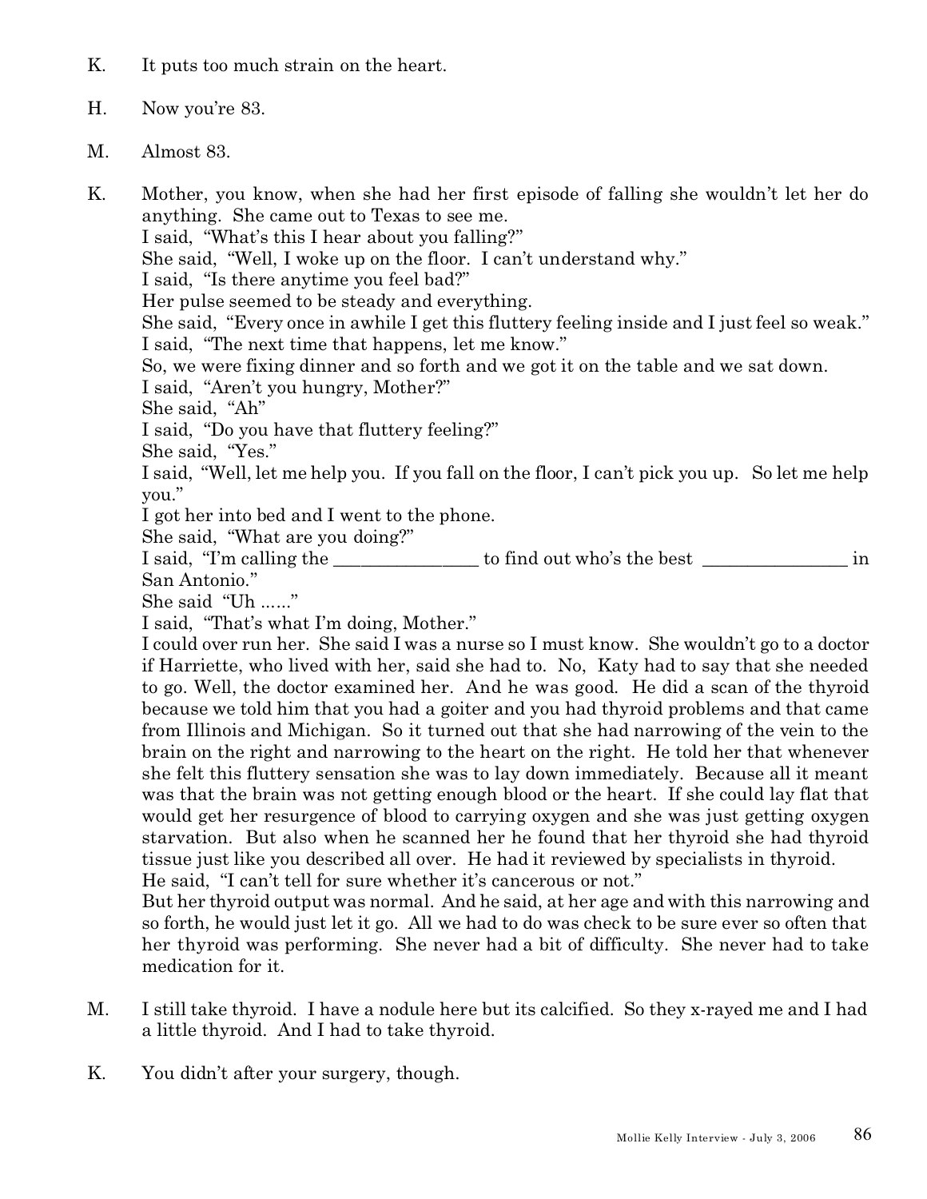K. It puts too much strain on the heart.

H. Now you're 83.

M. Almost 83.

K. Mother, you know, when she had her first episode of falling she wouldn't let her do anything. She came out to Texas to see me.
I said, "What's this I hear about you falling?"
She said, "Well, I woke up on the floor. I can't understand why."
I said, "Is there anytime you feel bad?"
Her pulse seemed to be steady and everything.
She said, "Every once in awhile I get this fluttery feeling inside and I just feel so weak."
I said, "The next time that happens, let me know."
So, we were fixing dinner and so forth and we got it on the table and we sat down.
I said, "Aren't you hungry, Mother?"
She said, "Ah"
I said, "Do you have that fluttery feeling?"
She said, "Yes."
I said, "Well, let me help you. If you fall on the floor, I can't pick you up. So let me help you."
I got her into bed and I went to the phone.
She said, "What are you doing?"
I said, "I'm calling the ________________ to find out who's the best ________________ in San Antonio."
She said "Uh ......"
I said, "That's what I'm doing, Mother."
I could over run her. She said I was a nurse so I must know. She wouldn't go to a doctor if Harriette, who lived with her, said she had to. No, Katy had to say that she needed to go. Well, the doctor examined her. And he was good. He did a scan of the thyroid because we told him that you had a goiter and you had thyroid problems and that came from Illinois and Michigan. So it turned out that she had narrowing of the vein to the brain on the right and narrowing to the heart on the right. He told her that whenever she felt this fluttery sensation she was to lay down immediately. Because all it meant was that the brain was not getting enough blood or the heart. If she could lay flat that would get her resurgence of blood to carrying oxygen and she was just getting oxygen starvation. But also when he scanned her he found that her thyroid she had thyroid tissue just like you described all over. He had it reviewed by specialists in thyroid.
He said, "I can't tell for sure whether it's cancerous or not."
But her thyroid output was normal. And he said, at her age and with this narrowing and so forth, he would just let it go. All we had to do was check to be sure ever so often that her thyroid was performing. She never had a bit of difficulty. She never had to take medication for it.

M. I still take thyroid. I have a nodule here but its calcified. So they x-rayed me and I had a little thyroid. And I had to take thyroid.

K. You didn't after your surgery, though.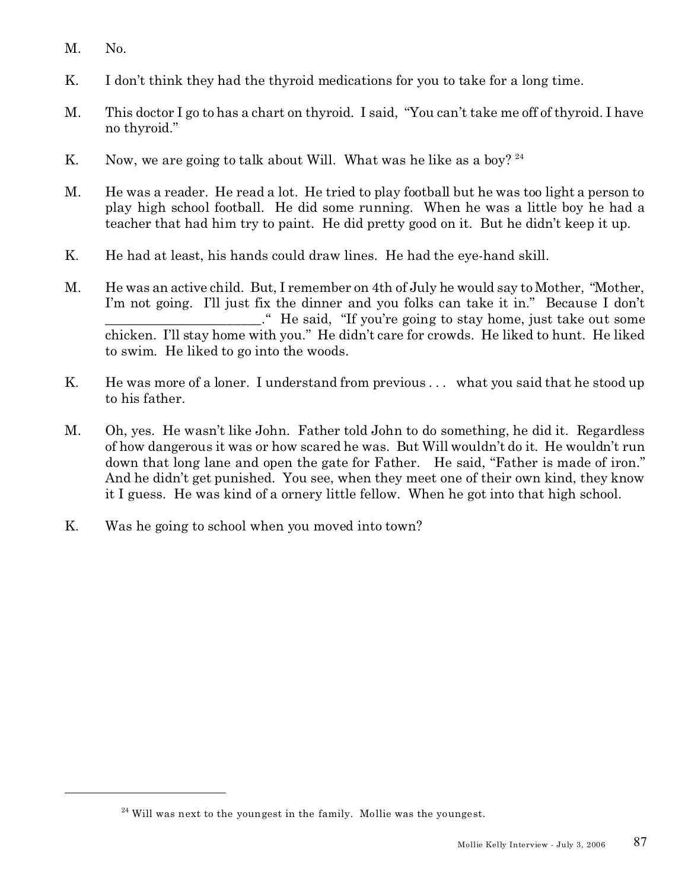M. No.

K. I don't think they had the thyroid medications for you to take for a long time.

M. This doctor I go to has a chart on thyroid. I said, "You can't take me off of thyroid. I have no thyroid."

K. Now, we are going to talk about Will. What was he like as a boy? [24]

M. He was a reader. He read a lot. He tried to play football but he was too light a person to play high school football. He did some running. When he was a little boy he had a teacher that had him try to paint. He did pretty good on it. But he didn't keep it up.

K. He had at least, his hands could draw lines. He had the eye-hand skill.

M. He was an active child. But, I remember on 4th of July he would say to Mother, "Mother, I'm not going. I'll just fix the dinner and you folks can take it in." Because I don't _______________________." He said, "If you're going to stay home, just take out some chicken. I'll stay home with you." He didn't care for crowds. He liked to hunt. He liked to swim. He liked to go into the woods.

K. He was more of a loner. I understand from previous . . . what you said that he stood up to his father.

M. Oh, yes. He wasn't like John. Father told John to do something, he did it. Regardless of how dangerous it was or how scared he was. But Will wouldn't do it. He wouldn't run down that long lane and open the gate for Father. He said, "Father is made of iron." And he didn't get punished. You see, when they meet one of their own kind, they know it I guess. He was kind of a ornery little fellow. When he got into that high school.

K. Was he going to school when you moved into town?

---

[24] Will was next to the youngest in the family. Mollie was the youngest.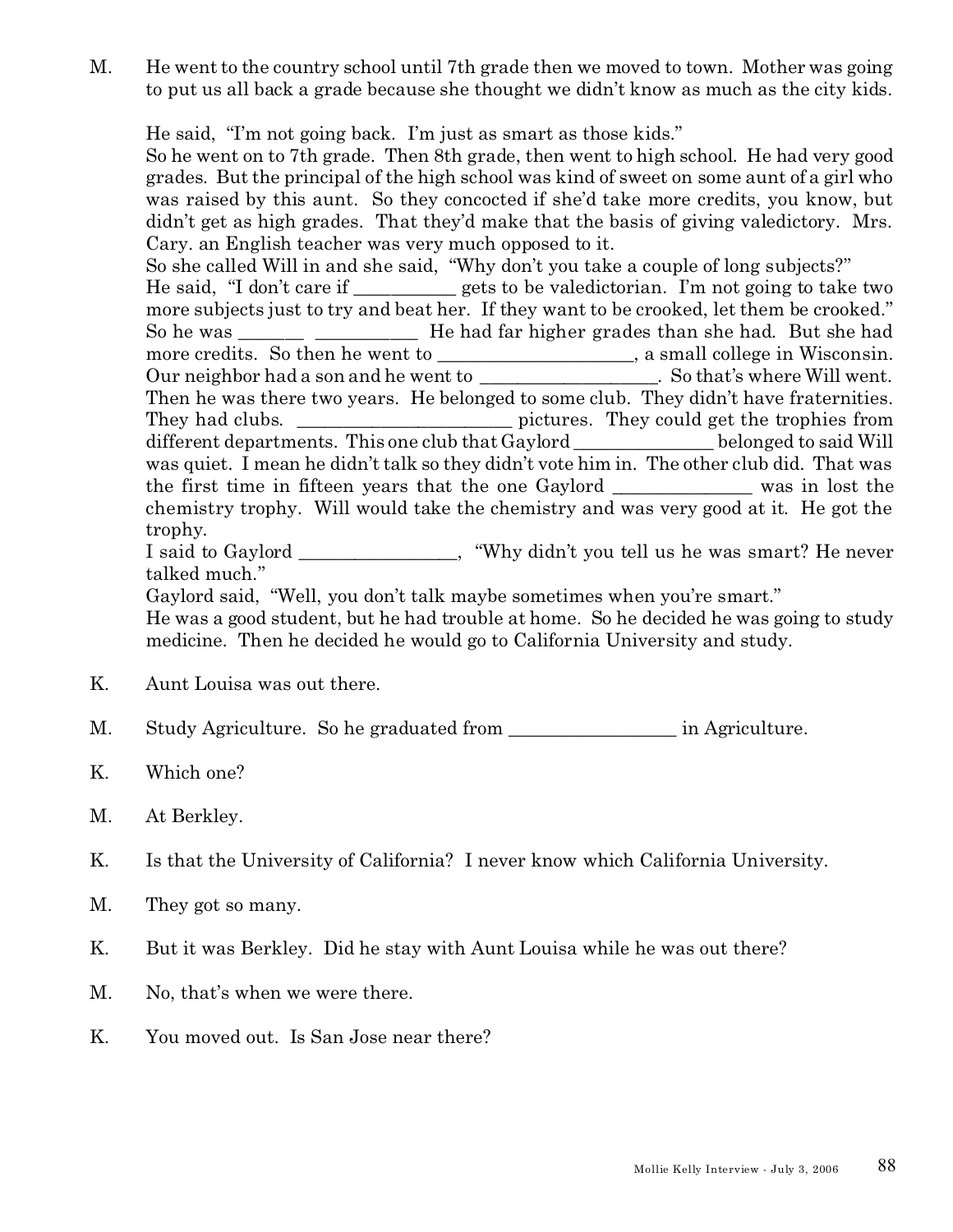M. He went to the country school until 7th grade then we moved to town. Mother was going to put us all back a grade because she thought we didn't know as much as the city kids.

He said, "I'm not going back. I'm just as smart as those kids."
So he went on to 7th grade. Then 8th grade, then went to high school. He had very good grades. But the principal of the high school was kind of sweet on some aunt of a girl who was raised by this aunt. So they concocted if she'd take more credits, you know, but didn't get as high grades. That they'd make that the basis of giving valedictory. Mrs. Cary. an English teacher was very much opposed to it.
So she called Will in and she said, "Why don't you take a couple of long subjects?"
He said, "I don't care if ___________ gets to be valedictorian. I'm not going to take two more subjects just to try and beat her. If they want to be crooked, let them be crooked."
So he was _______ ___________ He had far higher grades than she had. But she had more credits. So then he went to _____________________, a small college in Wisconsin. Our neighbor had a son and he went to ___________________. So that's where Will went. Then he was there two years. He belonged to some club. They didn't have fraternities. They had clubs. _______________________ pictures. They could get the trophies from different departments. This one club that Gaylord _______________ belonged to said Will was quiet. I mean he didn't talk so they didn't vote him in. The other club did. That was the first time in fifteen years that the one Gaylord _______________ was in lost the chemistry trophy. Will would take the chemistry and was very good at it. He got the trophy.
I said to Gaylord _________________, "Why didn't you tell us he was smart? He never talked much."
Gaylord said, "Well, you don't talk maybe sometimes when you're smart."
He was a good student, but he had trouble at home. So he decided he was going to study medicine. Then he decided he would go to California University and study.

K. Aunt Louisa was out there.

M. Study Agriculture. So he graduated from __________________ in Agriculture.

K. Which one?

M. At Berkley.

K. Is that the University of California? I never know which California University.

M. They got so many.

K. But it was Berkley. Did he stay with Aunt Louisa while he was out there?

M. No, that's when we were there.

K. You moved out. Is San Jose near there?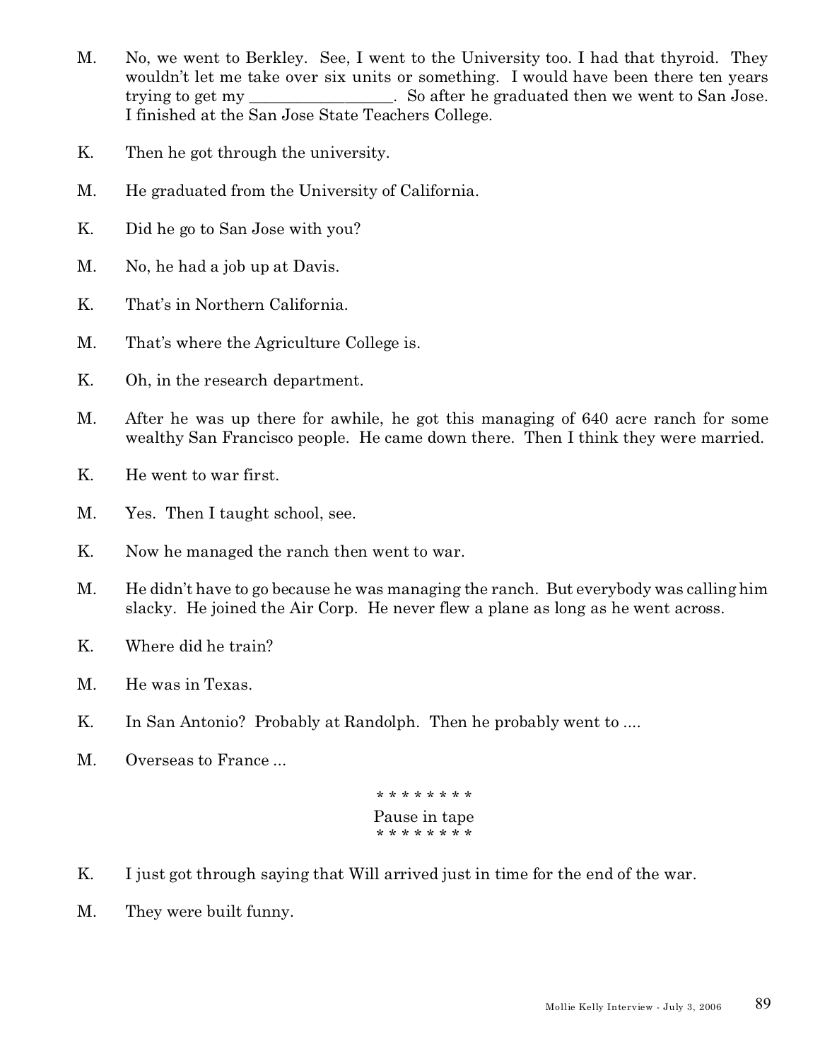M. No, we went to Berkley. See, I went to the University too. I had that thyroid. They wouldn't let me take over six units or something. I would have been there ten years trying to get my _________________. So after he graduated then we went to San Jose. I finished at the San Jose State Teachers College.

K. Then he got through the university.

M. He graduated from the University of California.

K. Did he go to San Jose with you?

M. No, he had a job up at Davis.

K. That's in Northern California.

M. That's where the Agriculture College is.

K. Oh, in the research department.

M. After he was up there for awhile, he got this managing of 640 acre ranch for some wealthy San Francisco people. He came down there. Then I think they were married.

K. He went to war first.

M. Yes. Then I taught school, see.

K. Now he managed the ranch then went to war.

M. He didn't have to go because he was managing the ranch. But everybody was calling him slacky. He joined the Air Corp. He never flew a plane as long as he went across.

K. Where did he train?

M. He was in Texas.

K. In San Antonio? Probably at Randolph. Then he probably went to ....

M. Overseas to France ...

\* \* \* \* \* \* \* \*

Pause in tape

\* \* \* \* \* \* \* \*

K. I just got through saying that Will arrived just in time for the end of the war.

M. They were built funny.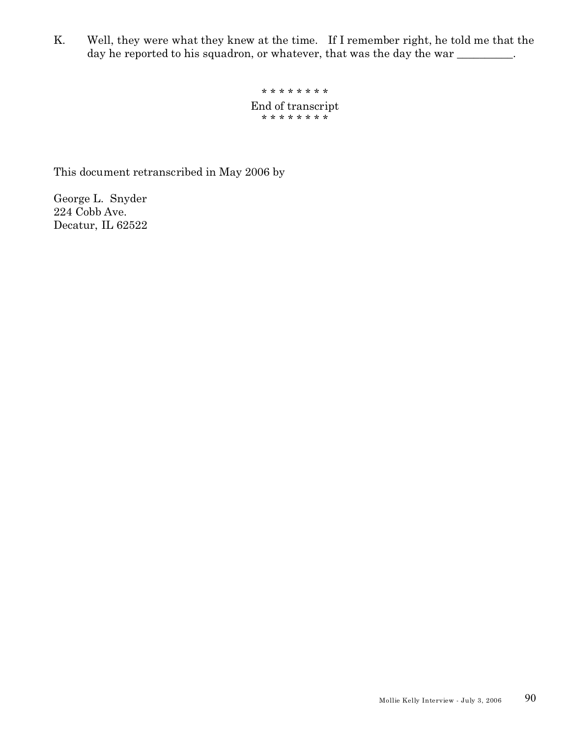K. Well, they were what they knew at the time. If I remember right, he told me that the day he reported to his squadron, or whatever, that was the day the war __________.

\* \* \* \* \* \* \* \*
End of transcript
\* \* \* \* \* \* \* \*

This document retranscribed in May 2006 by

George L. Snyder
224 Cobb Ave.
Decatur, IL 62522